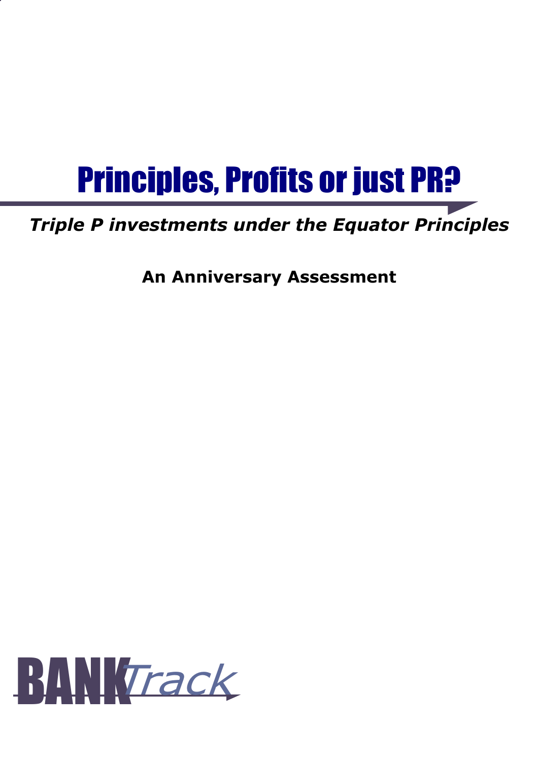# Principles, Profits or just PR?

***Triple P investments under the Equator Principles***

**An Anniversary Assessment**

BANKTrack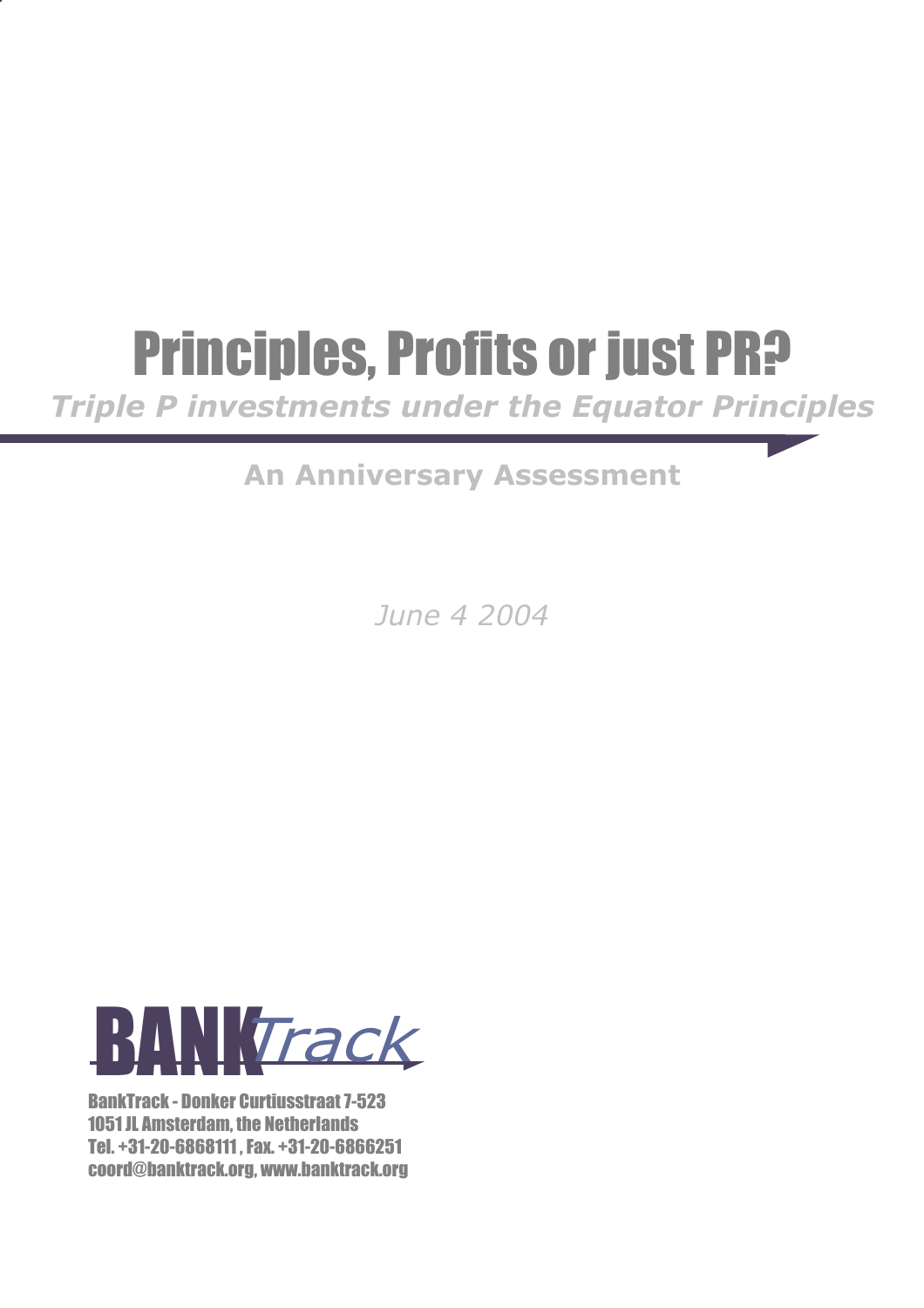# Principles, Profits or just PR?

***Triple P investments under the Equator Principles***

**An Anniversary Assessment**

*June 4 2004*

BANKTrack

BankTrack - Donker Curtiusstraat 7-523
1051 JL Amsterdam, the Netherlands
Tel. +31-20-6868111 , Fax. +31-20-6866251
coord@banktrack.org, www.banktrack.org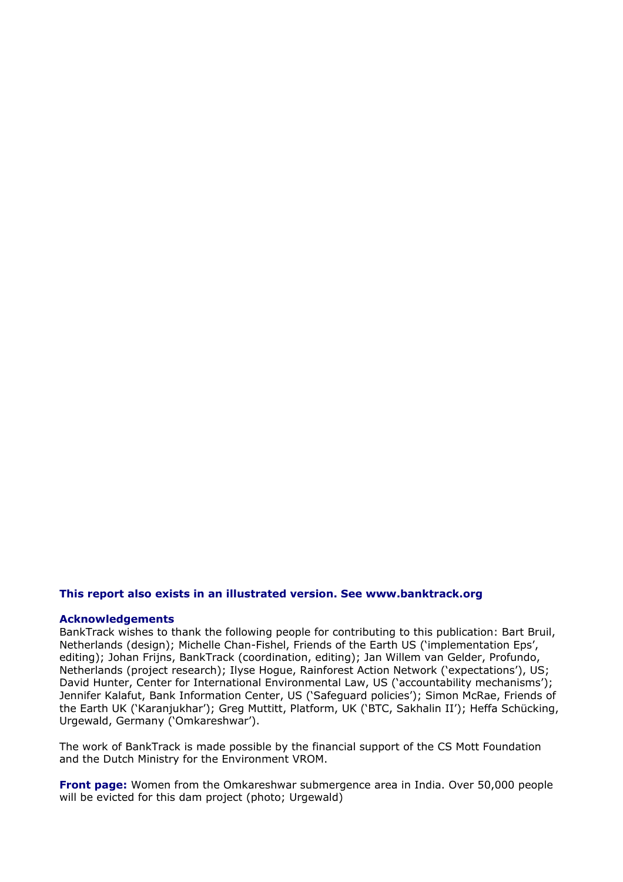**This report also exists in an illustrated version. See www.banktrack.org**

**Acknowledgements**

BankTrack wishes to thank the following people for contributing to this publication: Bart Bruil, Netherlands (design); Michelle Chan-Fishel, Friends of the Earth US ('implementation Eps', editing); Johan Frijns, BankTrack (coordination, editing); Jan Willem van Gelder, Profundo, Netherlands (project research); Ilyse Hogue, Rainforest Action Network ('expectations'), US; David Hunter, Center for International Environmental Law, US ('accountability mechanisms'); Jennifer Kalafut, Bank Information Center, US ('Safeguard policies'); Simon McRae, Friends of the Earth UK ('Karanjukhar'); Greg Muttitt, Platform, UK ('BTC, Sakhalin II'); Heffa Schücking, Urgewald, Germany ('Omkareshwar').

The work of BankTrack is made possible by the financial support of the CS Mott Foundation and the Dutch Ministry for the Environment VROM.

**Front page:** Women from the Omkareshwar submergence area in India. Over 50,000 people will be evicted for this dam project (photo; Urgewald)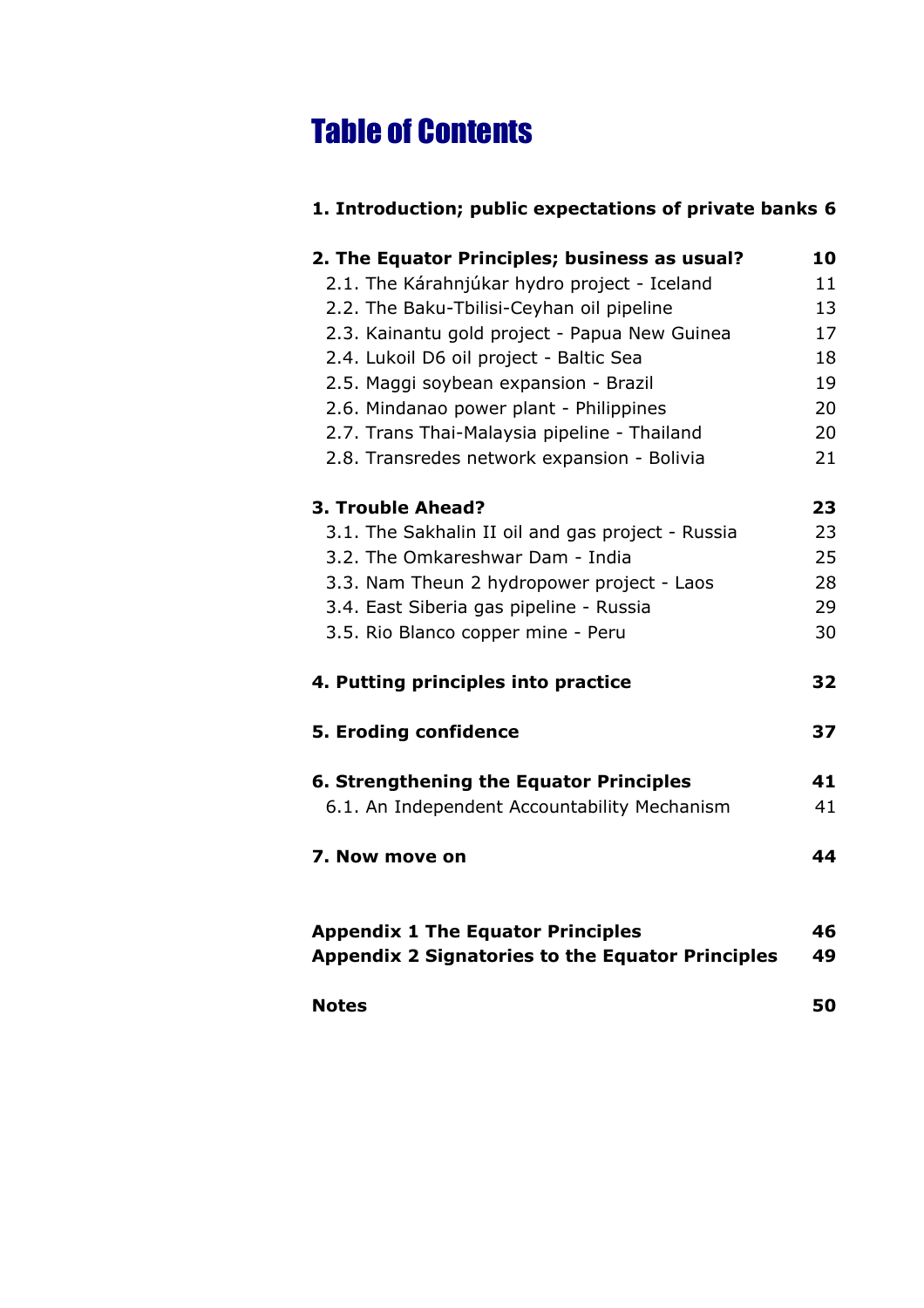# Table of Contents

| | |
|---|---|
| **1. Introduction; public expectations of private banks** | **6** |
| **2. The Equator Principles; business as usual?** | **10** |
| 2.1. The Kárahnjúkar hydro project - Iceland | 11 |
| 2.2. The Baku-Tbilisi-Ceyhan oil pipeline | 13 |
| 2.3. Kainantu gold project - Papua New Guinea | 17 |
| 2.4. Lukoil D6 oil project - Baltic Sea | 18 |
| 2.5. Maggi soybean expansion - Brazil | 19 |
| 2.6. Mindanao power plant - Philippines | 20 |
| 2.7. Trans Thai-Malaysia pipeline - Thailand | 20 |
| 2.8. Transredes network expansion - Bolivia | 21 |
| **3. Trouble Ahead?** | **23** |
| 3.1. The Sakhalin II oil and gas project - Russia | 23 |
| 3.2. The Omkareshwar Dam - India | 25 |
| 3.3. Nam Theun 2 hydropower project - Laos | 28 |
| 3.4. East Siberia gas pipeline - Russia | 29 |
| 3.5. Rio Blanco copper mine - Peru | 30 |
| **4. Putting principles into practice** | **32** |
| **5. Eroding confidence** | **37** |
| **6. Strengthening the Equator Principles** | **41** |
| 6.1. An Independent Accountability Mechanism | 41 |
| **7. Now move on** | **44** |
| **Appendix 1 The Equator Principles** | **46** |
| **Appendix 2 Signatories to the Equator Principles** | **49** |
| **Notes** | **50** |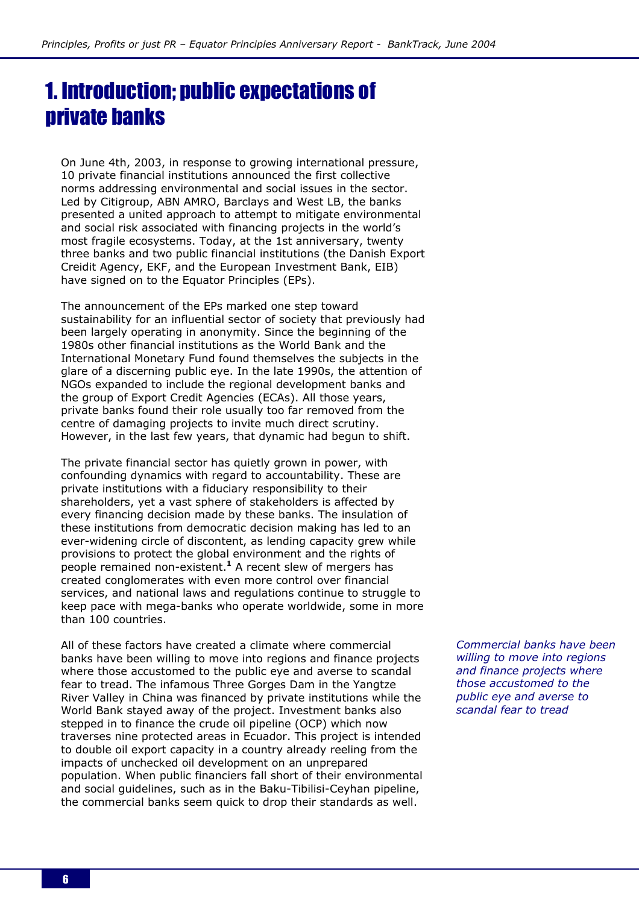# 1. Introduction; public expectations of private banks

On June 4th, 2003, in response to growing international pressure, 10 private financial institutions announced the first collective norms addressing environmental and social issues in the sector. Led by Citigroup, ABN AMRO, Barclays and West LB, the banks presented a united approach to attempt to mitigate environmental and social risk associated with financing projects in the world's most fragile ecosystems. Today, at the 1st anniversary, twenty three banks and two public financial institutions (the Danish Export Creidit Agency, EKF, and the European Investment Bank, EIB) have signed on to the Equator Principles (EPs).

The announcement of the EPs marked one step toward sustainability for an influential sector of society that previously had been largely operating in anonymity. Since the beginning of the 1980s other financial institutions as the World Bank and the International Monetary Fund found themselves the subjects in the glare of a discerning public eye. In the late 1990s, the attention of NGOs expanded to include the regional development banks and the group of Export Credit Agencies (ECAs). All those years, private banks found their role usually too far removed from the centre of damaging projects to invite much direct scrutiny. However, in the last few years, that dynamic had begun to shift.

The private financial sector has quietly grown in power, with confounding dynamics with regard to accountability. These are private institutions with a fiduciary responsibility to their shareholders, yet a vast sphere of stakeholders is affected by every financing decision made by these banks. The insulation of these institutions from democratic decision making has led to an ever-widening circle of discontent, as lending capacity grew while provisions to protect the global environment and the rights of people remained non-existent.[1] A recent slew of mergers has created conglomerates with even more control over financial services, and national laws and regulations continue to struggle to keep pace with mega-banks who operate worldwide, some in more than 100 countries.

*Commercial banks have been willing to move into regions and finance projects where those accustomed to the public eye and averse to scandal fear to tread*

All of these factors have created a climate where commercial banks have been willing to move into regions and finance projects where those accustomed to the public eye and averse to scandal fear to tread. The infamous Three Gorges Dam in the Yangtze River Valley in China was financed by private institutions while the World Bank stayed away of the project. Investment banks also stepped in to finance the crude oil pipeline (OCP) which now traverses nine protected areas in Ecuador. This project is intended to double oil export capacity in a country already reeling from the impacts of unchecked oil development on an unprepared population. When public financiers fall short of their environmental and social guidelines, such as in the Baku-Tbilisi-Ceyhan pipeline, the commercial banks seem quick to drop their standards as well.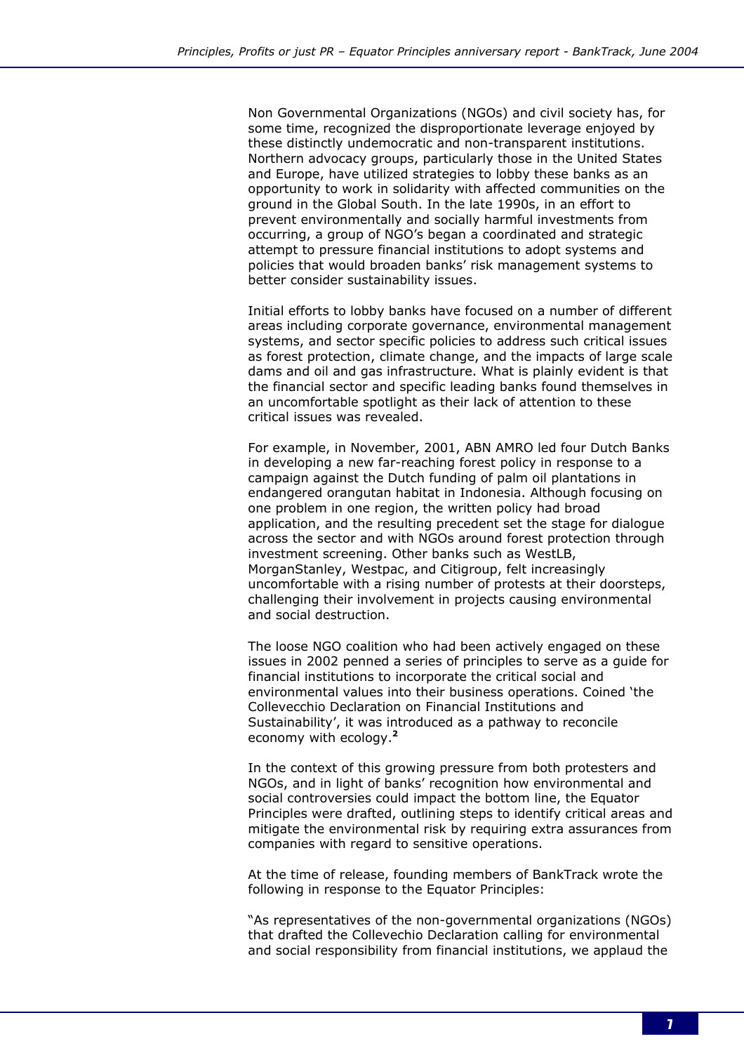Non Governmental Organizations (NGOs) and civil society has, for some time, recognized the disproportionate leverage enjoyed by these distinctly undemocratic and non-transparent institutions. Northern advocacy groups, particularly those in the United States and Europe, have utilized strategies to lobby these banks as an opportunity to work in solidarity with affected communities on the ground in the Global South. In the late 1990s, in an effort to prevent environmentally and socially harmful investments from occurring, a group of NGO's began a coordinated and strategic attempt to pressure financial institutions to adopt systems and policies that would broaden banks' risk management systems to better consider sustainability issues.

Initial efforts to lobby banks have focused on a number of different areas including corporate governance, environmental management systems, and sector specific policies to address such critical issues as forest protection, climate change, and the impacts of large scale dams and oil and gas infrastructure. What is plainly evident is that the financial sector and specific leading banks found themselves in an uncomfortable spotlight as their lack of attention to these critical issues was revealed.

For example, in November, 2001, ABN AMRO led four Dutch Banks in developing a new far-reaching forest policy in response to a campaign against the Dutch funding of palm oil plantations in endangered orangutan habitat in Indonesia. Although focusing on one problem in one region, the written policy had broad application, and the resulting precedent set the stage for dialogue across the sector and with NGOs around forest protection through investment screening. Other banks such as WestLB, MorganStanley, Westpac, and Citigroup, felt increasingly uncomfortable with a rising number of protests at their doorsteps, challenging their involvement in projects causing environmental and social destruction.

The loose NGO coalition who had been actively engaged on these issues in 2002 penned a series of principles to serve as a guide for financial institutions to incorporate the critical social and environmental values into their business operations. Coined 'the Collevecchio Declaration on Financial Institutions and Sustainability', it was introduced as a pathway to reconcile economy with ecology.[2]

In the context of this growing pressure from both protesters and NGOs, and in light of banks' recognition how environmental and social controversies could impact the bottom line, the Equator Principles were drafted, outlining steps to identify critical areas and mitigate the environmental risk by requiring extra assurances from companies with regard to sensitive operations.

At the time of release, founding members of BankTrack wrote the following in response to the Equator Principles:

"As representatives of the non-governmental organizations (NGOs) that drafted the Collevechio Declaration calling for environmental and social responsibility from financial institutions, we applaud the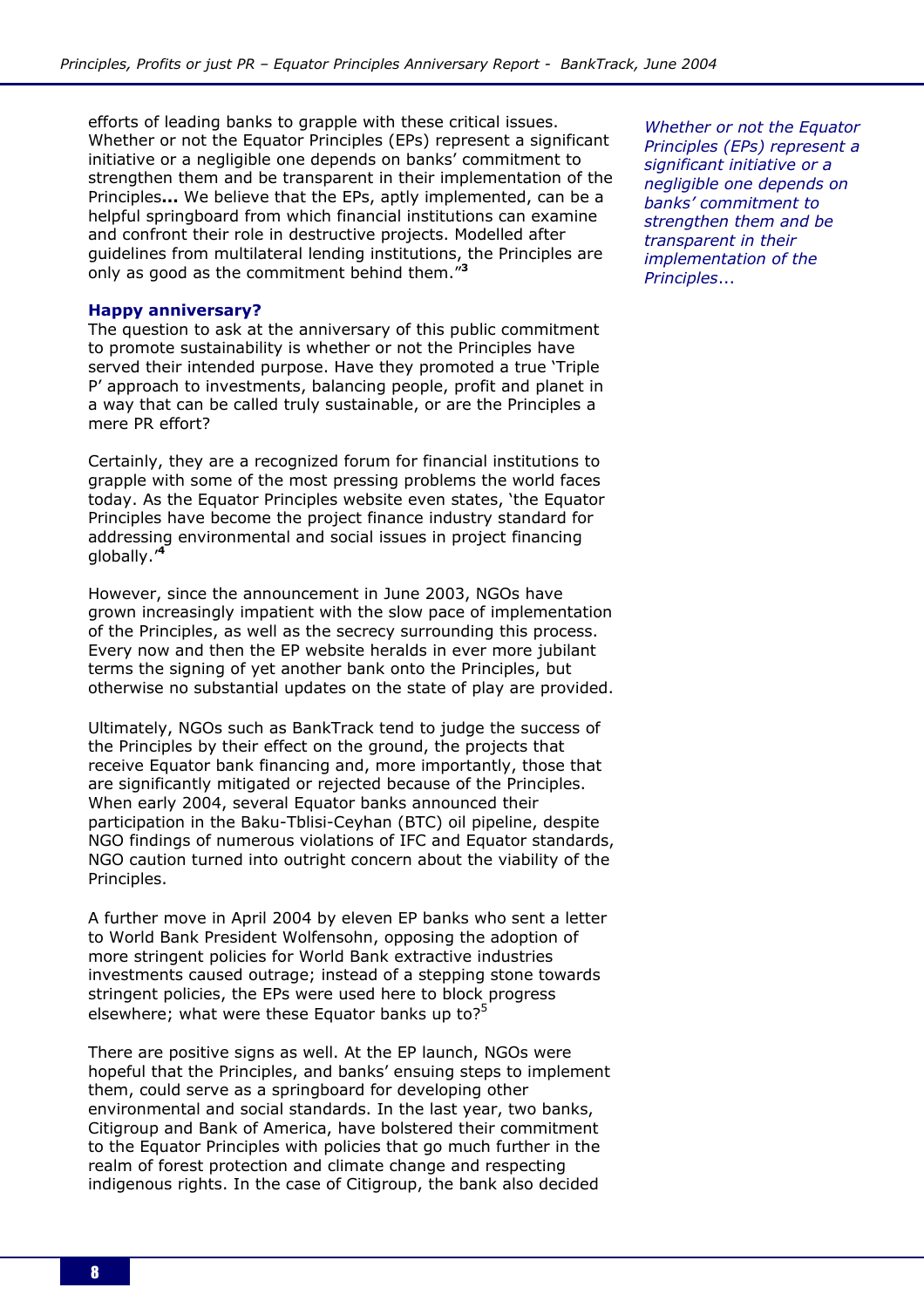efforts of leading banks to grapple with these critical issues. Whether or not the Equator Principles (EPs) represent a significant initiative or a negligible one depends on banks' commitment to strengthen them and be transparent in their implementation of the Principles**...** We believe that the EPs, aptly implemented, can be a helpful springboard from which financial institutions can examine and confront their role in destructive projects. Modelled after guidelines from multilateral lending institutions, the Principles are only as good as the commitment behind them."[3]

*Whether or not the Equator Principles (EPs) represent a significant initiative or a negligible one depends on banks' commitment to strengthen them and be transparent in their implementation of the Principles...*

**Happy anniversary?**

The question to ask at the anniversary of this public commitment to promote sustainability is whether or not the Principles have served their intended purpose. Have they promoted a true 'Triple P' approach to investments, balancing people, profit and planet in a way that can be called truly sustainable, or are the Principles a mere PR effort?

Certainly, they are a recognized forum for financial institutions to grapple with some of the most pressing problems the world faces today. As the Equator Principles website even states, 'the Equator Principles have become the project finance industry standard for addressing environmental and social issues in project financing globally.'[4]

However, since the announcement in June 2003, NGOs have grown increasingly impatient with the slow pace of implementation of the Principles, as well as the secrecy surrounding this process. Every now and then the EP website heralds in ever more jubilant terms the signing of yet another bank onto the Principles, but otherwise no substantial updates on the state of play are provided.

Ultimately, NGOs such as BankTrack tend to judge the success of the Principles by their effect on the ground, the projects that receive Equator bank financing and, more importantly, those that are significantly mitigated or rejected because of the Principles. When early 2004, several Equator banks announced their participation in the Baku-Tblisi-Ceyhan (BTC) oil pipeline, despite NGO findings of numerous violations of IFC and Equator standards, NGO caution turned into outright concern about the viability of the Principles.

A further move in April 2004 by eleven EP banks who sent a letter to World Bank President Wolfensohn, opposing the adoption of more stringent policies for World Bank extractive industries investments caused outrage; instead of a stepping stone towards stringent policies, the EPs were used here to block progress elsewhere; what were these Equator banks up to?[5]

There are positive signs as well. At the EP launch, NGOs were hopeful that the Principles, and banks' ensuing steps to implement them, could serve as a springboard for developing other environmental and social standards. In the last year, two banks, Citigroup and Bank of America, have bolstered their commitment to the Equator Principles with policies that go much further in the realm of forest protection and climate change and respecting indigenous rights. In the case of Citigroup, the bank also decided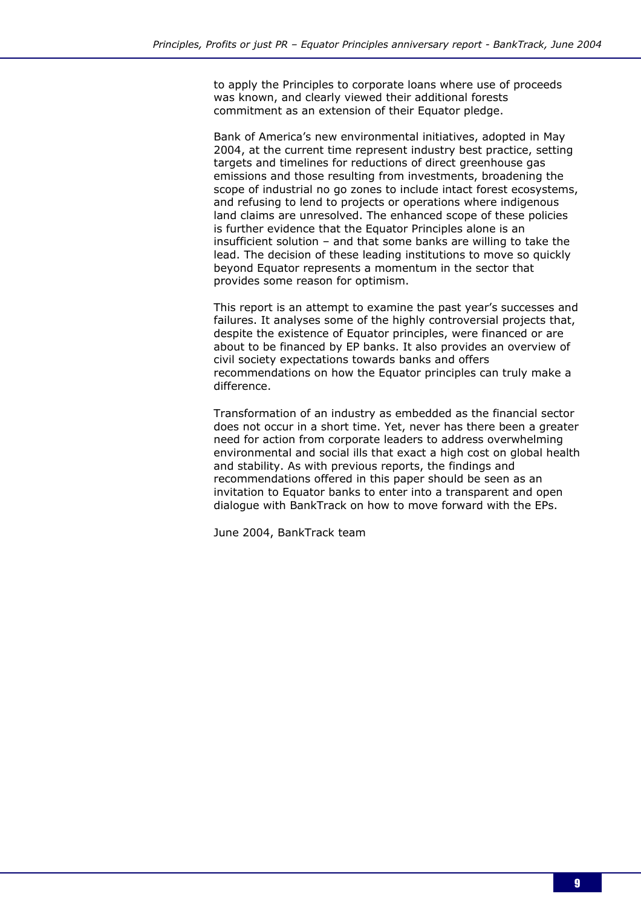to apply the Principles to corporate loans where use of proceeds was known, and clearly viewed their additional forests commitment as an extension of their Equator pledge.

Bank of America's new environmental initiatives, adopted in May 2004, at the current time represent industry best practice, setting targets and timelines for reductions of direct greenhouse gas emissions and those resulting from investments, broadening the scope of industrial no go zones to include intact forest ecosystems, and refusing to lend to projects or operations where indigenous land claims are unresolved. The enhanced scope of these policies is further evidence that the Equator Principles alone is an insufficient solution – and that some banks are willing to take the lead. The decision of these leading institutions to move so quickly beyond Equator represents a momentum in the sector that provides some reason for optimism.

This report is an attempt to examine the past year's successes and failures. It analyses some of the highly controversial projects that, despite the existence of Equator principles, were financed or are about to be financed by EP banks. It also provides an overview of civil society expectations towards banks and offers recommendations on how the Equator principles can truly make a difference.

Transformation of an industry as embedded as the financial sector does not occur in a short time. Yet, never has there been a greater need for action from corporate leaders to address overwhelming environmental and social ills that exact a high cost on global health and stability. As with previous reports, the findings and recommendations offered in this paper should be seen as an invitation to Equator banks to enter into a transparent and open dialogue with BankTrack on how to move forward with the EPs.

June 2004, BankTrack team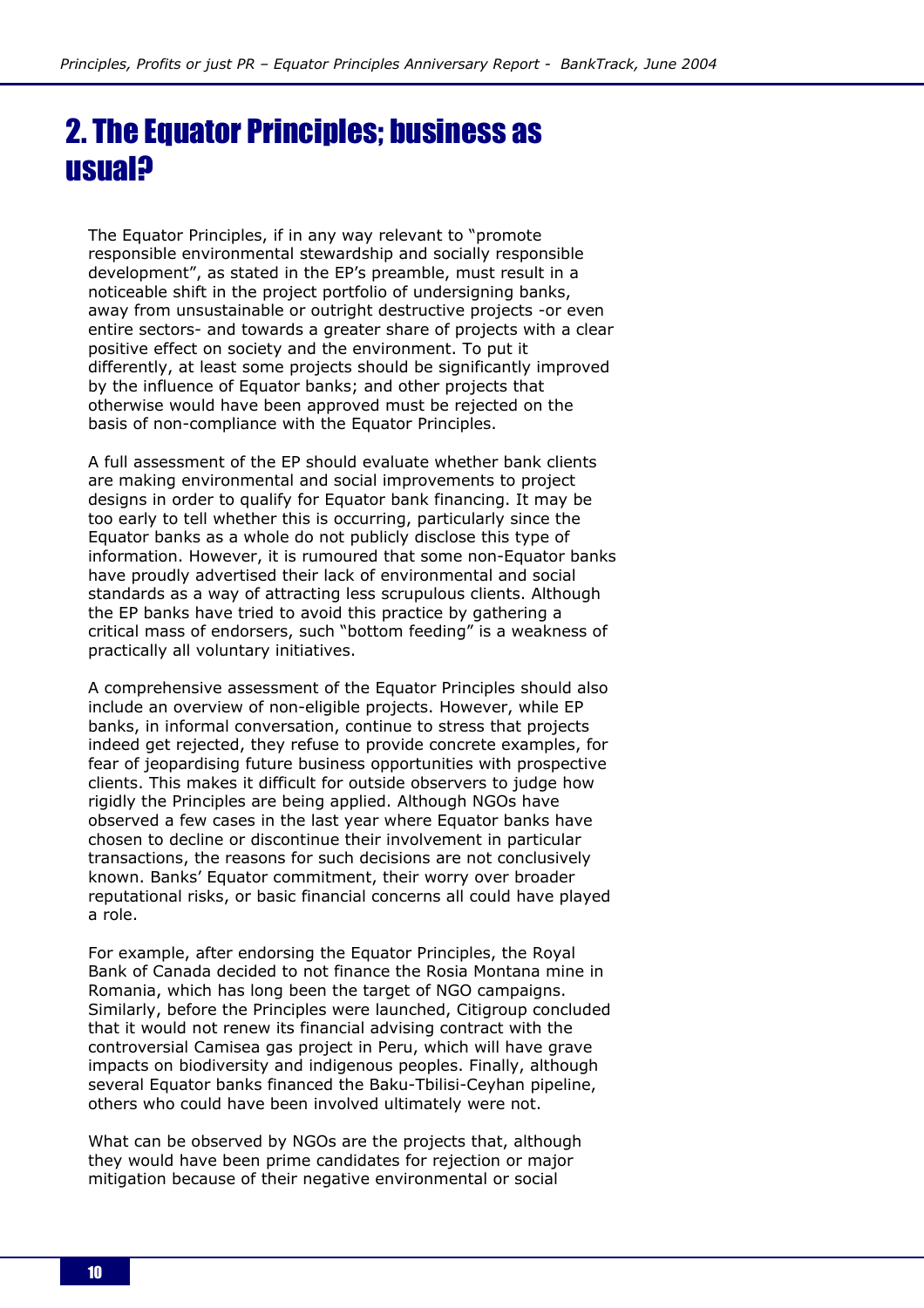# 2. The Equator Principles; business as usual?

The Equator Principles, if in any way relevant to "promote responsible environmental stewardship and socially responsible development", as stated in the EP's preamble, must result in a noticeable shift in the project portfolio of undersigning banks, away from unsustainable or outright destructive projects -or even entire sectors- and towards a greater share of projects with a clear positive effect on society and the environment. To put it differently, at least some projects should be significantly improved by the influence of Equator banks; and other projects that otherwise would have been approved must be rejected on the basis of non-compliance with the Equator Principles.

A full assessment of the EP should evaluate whether bank clients are making environmental and social improvements to project designs in order to qualify for Equator bank financing. It may be too early to tell whether this is occurring, particularly since the Equator banks as a whole do not publicly disclose this type of information. However, it is rumoured that some non-Equator banks have proudly advertised their lack of environmental and social standards as a way of attracting less scrupulous clients. Although the EP banks have tried to avoid this practice by gathering a critical mass of endorsers, such "bottom feeding" is a weakness of practically all voluntary initiatives.

A comprehensive assessment of the Equator Principles should also include an overview of non-eligible projects. However, while EP banks, in informal conversation, continue to stress that projects indeed get rejected, they refuse to provide concrete examples, for fear of jeopardising future business opportunities with prospective clients. This makes it difficult for outside observers to judge how rigidly the Principles are being applied. Although NGOs have observed a few cases in the last year where Equator banks have chosen to decline or discontinue their involvement in particular transactions, the reasons for such decisions are not conclusively known. Banks' Equator commitment, their worry over broader reputational risks, or basic financial concerns all could have played a role.

For example, after endorsing the Equator Principles, the Royal Bank of Canada decided to not finance the Rosia Montana mine in Romania, which has long been the target of NGO campaigns. Similarly, before the Principles were launched, Citigroup concluded that it would not renew its financial advising contract with the controversial Camisea gas project in Peru, which will have grave impacts on biodiversity and indigenous peoples. Finally, although several Equator banks financed the Baku-Tbilisi-Ceyhan pipeline, others who could have been involved ultimately were not.

What can be observed by NGOs are the projects that, although they would have been prime candidates for rejection or major mitigation because of their negative environmental or social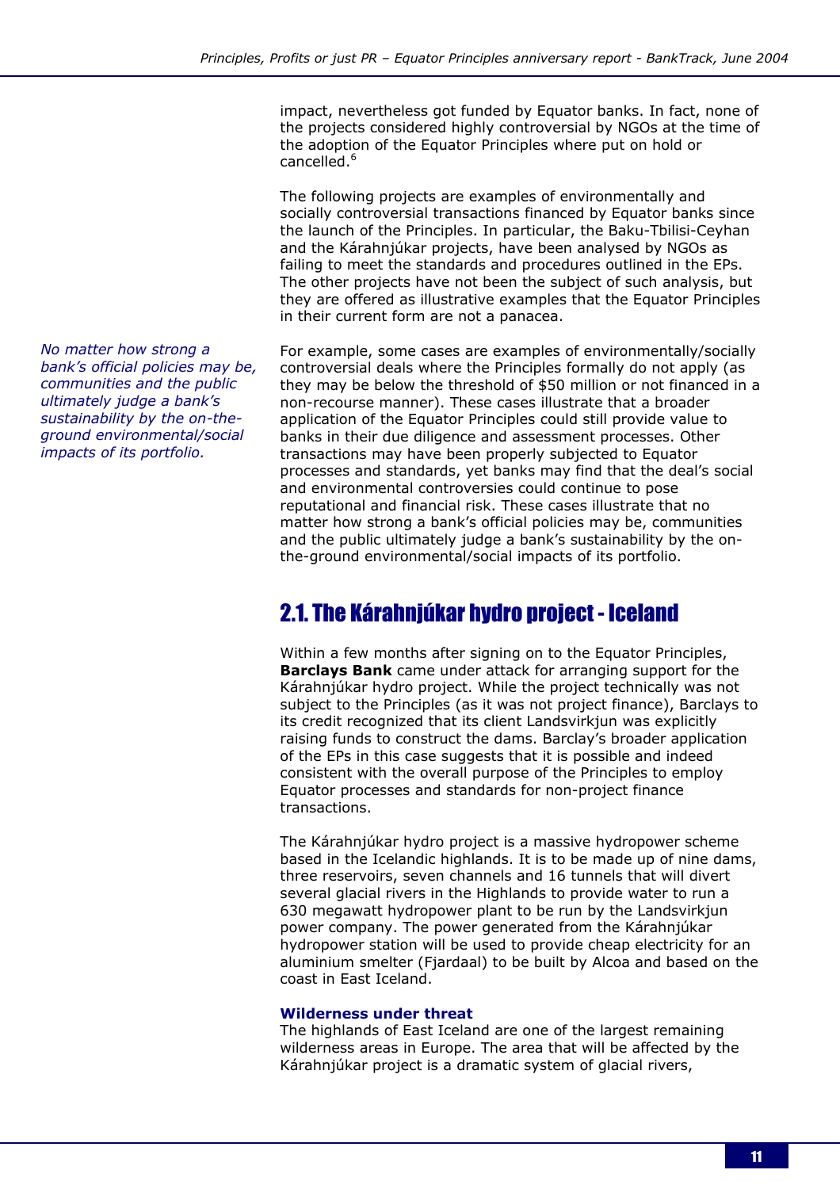impact, nevertheless got funded by Equator banks. In fact, none of the projects considered highly controversial by NGOs at the time of the adoption of the Equator Principles where put on hold or cancelled.[6]

The following projects are examples of environmentally and socially controversial transactions financed by Equator banks since the launch of the Principles. In particular, the Baku-Tbilisi-Ceyhan and the Kárahnjúkar projects, have been analysed by NGOs as failing to meet the standards and procedures outlined in the EPs. The other projects have not been the subject of such analysis, but they are offered as illustrative examples that the Equator Principles in their current form are not a panacea.

*No matter how strong a bank's official policies may be, communities and the public ultimately judge a bank's sustainability by the on-the-ground environmental/social impacts of its portfolio.*

For example, some cases are examples of environmentally/socially controversial deals where the Principles formally do not apply (as they may be below the threshold of $50 million or not financed in a non-recourse manner). These cases illustrate that a broader application of the Equator Principles could still provide value to banks in their due diligence and assessment processes. Other transactions may have been properly subjected to Equator processes and standards, yet banks may find that the deal's social and environmental controversies could continue to pose reputational and financial risk. These cases illustrate that no matter how strong a bank's official policies may be, communities and the public ultimately judge a bank's sustainability by the on-the-ground environmental/social impacts of its portfolio.

## 2.1. The Kárahnjúkar hydro project - Iceland

Within a few months after signing on to the Equator Principles, **Barclays Bank** came under attack for arranging support for the Kárahnjúkar hydro project. While the project technically was not subject to the Principles (as it was not project finance), Barclays to its credit recognized that its client Landsvirkjun was explicitly raising funds to construct the dams. Barclay's broader application of the EPs in this case suggests that it is possible and indeed consistent with the overall purpose of the Principles to employ Equator processes and standards for non-project finance transactions.

The Kárahnjúkar hydro project is a massive hydropower scheme based in the Icelandic highlands. It is to be made up of nine dams, three reservoirs, seven channels and 16 tunnels that will divert several glacial rivers in the Highlands to provide water to run a 630 megawatt hydropower plant to be run by the Landsvirkjun power company. The power generated from the Kárahnjúkar hydropower station will be used to provide cheap electricity for an aluminium smelter (Fjardaal) to be built by Alcoa and based on the coast in East Iceland.

### Wilderness under threat

The highlands of East Iceland are one of the largest remaining wilderness areas in Europe. The area that will be affected by the Kárahnjúkar project is a dramatic system of glacial rivers,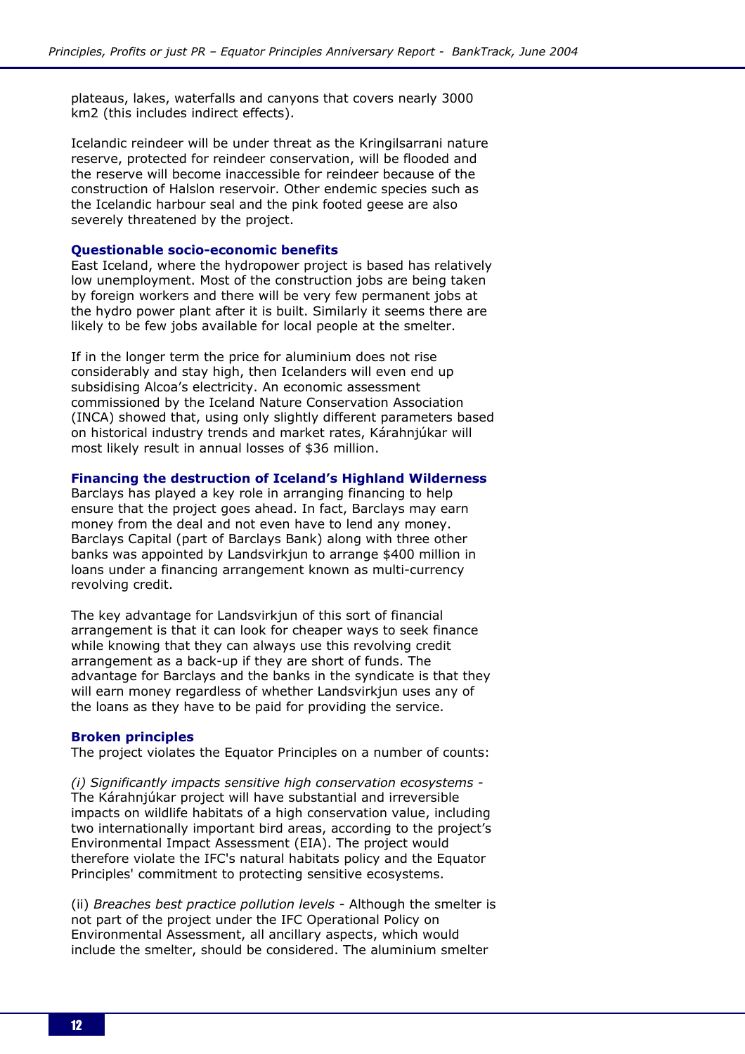plateaus, lakes, waterfalls and canyons that covers nearly 3000 km2 (this includes indirect effects).

Icelandic reindeer will be under threat as the Kringilsarrani nature reserve, protected for reindeer conservation, will be flooded and the reserve will become inaccessible for reindeer because of the construction of Halslon reservoir. Other endemic species such as the Icelandic harbour seal and the pink footed geese are also severely threatened by the project.

### Questionable socio-economic benefits

East Iceland, where the hydropower project is based has relatively low unemployment. Most of the construction jobs are being taken by foreign workers and there will be very few permanent jobs at the hydro power plant after it is built. Similarly it seems there are likely to be few jobs available for local people at the smelter.

If in the longer term the price for aluminium does not rise considerably and stay high, then Icelanders will even end up subsidising Alcoa's electricity. An economic assessment commissioned by the Iceland Nature Conservation Association (INCA) showed that, using only slightly different parameters based on historical industry trends and market rates, Kárahnjúkar will most likely result in annual losses of $36 million.

### Financing the destruction of Iceland's Highland Wilderness

Barclays has played a key role in arranging financing to help ensure that the project goes ahead. In fact, Barclays may earn money from the deal and not even have to lend any money. Barclays Capital (part of Barclays Bank) along with three other banks was appointed by Landsvirkjun to arrange $400 million in loans under a financing arrangement known as multi-currency revolving credit.

The key advantage for Landsvirkjun of this sort of financial arrangement is that it can look for cheaper ways to seek finance while knowing that they can always use this revolving credit arrangement as a back-up if they are short of funds. The advantage for Barclays and the banks in the syndicate is that they will earn money regardless of whether Landsvirkjun uses any of the loans as they have to be paid for providing the service.

### Broken principles

The project violates the Equator Principles on a number of counts:

*(i) Significantly impacts sensitive high conservation ecosystems* - The Kárahnjúkar project will have substantial and irreversible impacts on wildlife habitats of a high conservation value, including two internationally important bird areas, according to the project's Environmental Impact Assessment (EIA). The project would therefore violate the IFC's natural habitats policy and the Equator Principles' commitment to protecting sensitive ecosystems.

(ii) *Breaches best practice pollution levels* - Although the smelter is not part of the project under the IFC Operational Policy on Environmental Assessment, all ancillary aspects, which would include the smelter, should be considered. The aluminium smelter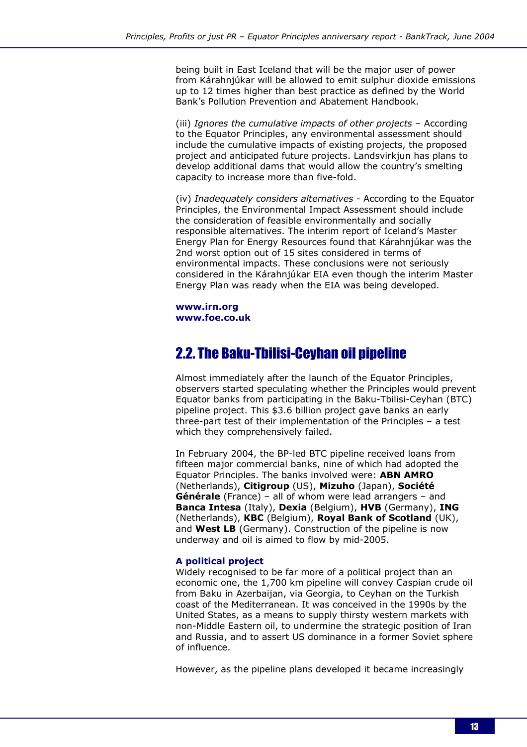being built in East Iceland that will be the major user of power from Kárahnjúkar will be allowed to emit sulphur dioxide emissions up to 12 times higher than best practice as defined by the World Bank's Pollution Prevention and Abatement Handbook.

(iii) *Ignores the cumulative impacts of other projects* – According to the Equator Principles, any environmental assessment should include the cumulative impacts of existing projects, the proposed project and anticipated future projects. Landsvirkjun has plans to develop additional dams that would allow the country's smelting capacity to increase more than five-fold.

(iv) *Inadequately considers alternatives* - According to the Equator Principles, the Environmental Impact Assessment should include the consideration of feasible environmentally and socially responsible alternatives. The interim report of Iceland's Master Energy Plan for Energy Resources found that Kárahnjúkar was the 2nd worst option out of 15 sites considered in terms of environmental impacts. These conclusions were not seriously considered in the Kárahnjúkar EIA even though the interim Master Energy Plan was ready when the EIA was being developed.

**www.irn.org**
**www.foe.co.uk**

## 2.2. The Baku-Tbilisi-Ceyhan oil pipeline

Almost immediately after the launch of the Equator Principles, observers started speculating whether the Principles would prevent Equator banks from participating in the Baku-Tbilisi-Ceyhan (BTC) pipeline project. This $3.6 billion project gave banks an early three-part test of their implementation of the Principles – a test which they comprehensively failed.

In February 2004, the BP-led BTC pipeline received loans from fifteen major commercial banks, nine of which had adopted the Equator Principles. The banks involved were: **ABN AMRO** (Netherlands), **Citigroup** (US), **Mizuho** (Japan), **Société Générale** (France) – all of whom were lead arrangers – and **Banca Intesa** (Italy), **Dexia** (Belgium), **HVB** (Germany), **ING** (Netherlands), **KBC** (Belgium), **Royal Bank of Scotland** (UK), and **West LB** (Germany). Construction of the pipeline is now underway and oil is aimed to flow by mid-2005.

### A political project

Widely recognised to be far more of a political project than an economic one, the 1,700 km pipeline will convey Caspian crude oil from Baku in Azerbaijan, via Georgia, to Ceyhan on the Turkish coast of the Mediterranean. It was conceived in the 1990s by the United States, as a means to supply thirsty western markets with non-Middle Eastern oil, to undermine the strategic position of Iran and Russia, and to assert US dominance in a former Soviet sphere of influence.

However, as the pipeline plans developed it became increasingly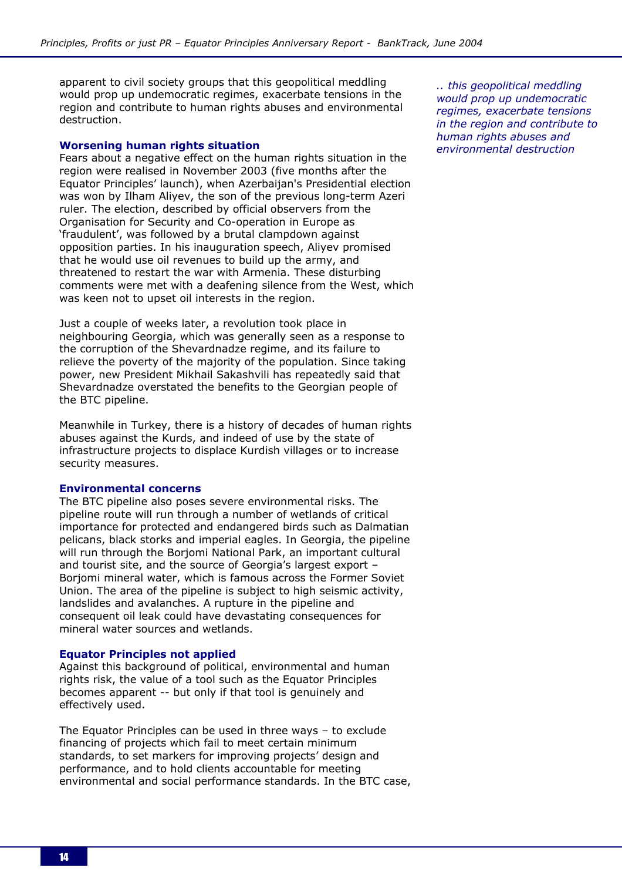apparent to civil society groups that this geopolitical meddling would prop up undemocratic regimes, exacerbate tensions in the region and contribute to human rights abuses and environmental destruction.

*.. this geopolitical meddling would prop up undemocratic regimes, exacerbate tensions in the region and contribute to human rights abuses and environmental destruction*

### Worsening human rights situation

Fears about a negative effect on the human rights situation in the region were realised in November 2003 (five months after the Equator Principles' launch), when Azerbaijan's Presidential election was won by Ilham Aliyev, the son of the previous long-term Azeri ruler. The election, described by official observers from the Organisation for Security and Co-operation in Europe as 'fraudulent', was followed by a brutal clampdown against opposition parties. In his inauguration speech, Aliyev promised that he would use oil revenues to build up the army, and threatened to restart the war with Armenia. These disturbing comments were met with a deafening silence from the West, which was keen not to upset oil interests in the region.

Just a couple of weeks later, a revolution took place in neighbouring Georgia, which was generally seen as a response to the corruption of the Shevardnadze regime, and its failure to relieve the poverty of the majority of the population. Since taking power, new President Mikhail Sakashvili has repeatedly said that Shevardnadze overstated the benefits to the Georgian people of the BTC pipeline.

Meanwhile in Turkey, there is a history of decades of human rights abuses against the Kurds, and indeed of use by the state of infrastructure projects to displace Kurdish villages or to increase security measures.

### Environmental concerns

The BTC pipeline also poses severe environmental risks. The pipeline route will run through a number of wetlands of critical importance for protected and endangered birds such as Dalmatian pelicans, black storks and imperial eagles. In Georgia, the pipeline will run through the Borjomi National Park, an important cultural and tourist site, and the source of Georgia's largest export – Borjomi mineral water, which is famous across the Former Soviet Union. The area of the pipeline is subject to high seismic activity, landslides and avalanches. A rupture in the pipeline and consequent oil leak could have devastating consequences for mineral water sources and wetlands.

### Equator Principles not applied

Against this background of political, environmental and human rights risk, the value of a tool such as the Equator Principles becomes apparent -- but only if that tool is genuinely and effectively used.

The Equator Principles can be used in three ways – to exclude financing of projects which fail to meet certain minimum standards, to set markers for improving projects' design and performance, and to hold clients accountable for meeting environmental and social performance standards. In the BTC case,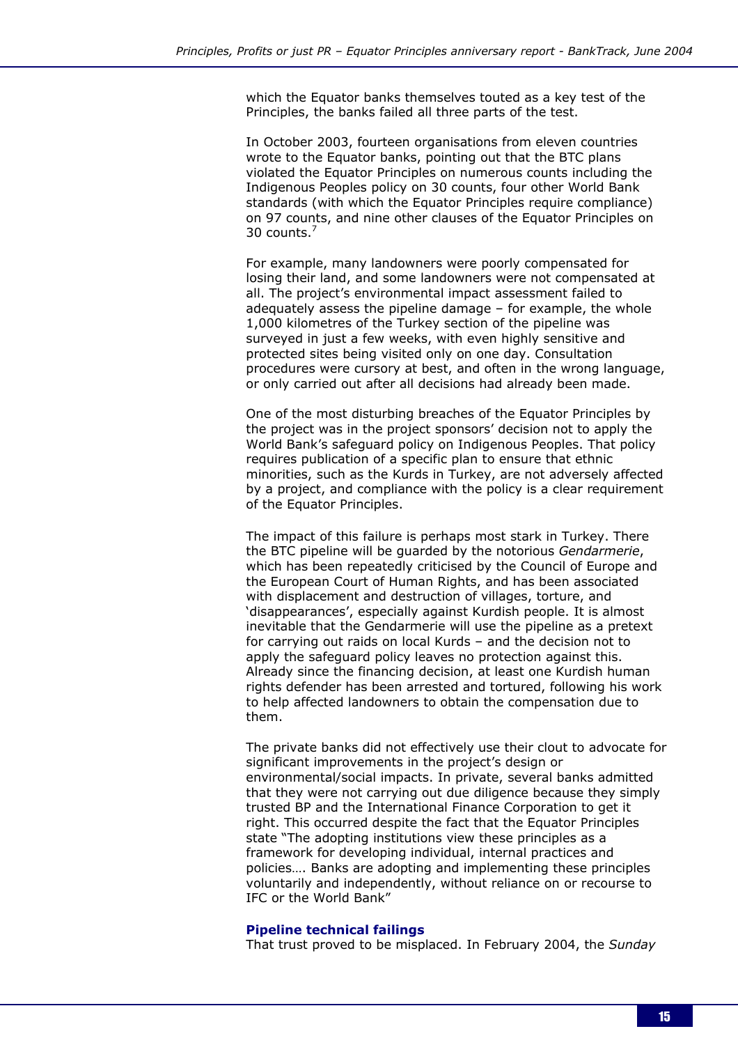which the Equator banks themselves touted as a key test of the Principles, the banks failed all three parts of the test.

In October 2003, fourteen organisations from eleven countries wrote to the Equator banks, pointing out that the BTC plans violated the Equator Principles on numerous counts including the Indigenous Peoples policy on 30 counts, four other World Bank standards (with which the Equator Principles require compliance) on 97 counts, and nine other clauses of the Equator Principles on 30 counts.[7]

For example, many landowners were poorly compensated for losing their land, and some landowners were not compensated at all. The project's environmental impact assessment failed to adequately assess the pipeline damage – for example, the whole 1,000 kilometres of the Turkey section of the pipeline was surveyed in just a few weeks, with even highly sensitive and protected sites being visited only on one day. Consultation procedures were cursory at best, and often in the wrong language, or only carried out after all decisions had already been made.

One of the most disturbing breaches of the Equator Principles by the project was in the project sponsors' decision not to apply the World Bank's safeguard policy on Indigenous Peoples. That policy requires publication of a specific plan to ensure that ethnic minorities, such as the Kurds in Turkey, are not adversely affected by a project, and compliance with the policy is a clear requirement of the Equator Principles.

The impact of this failure is perhaps most stark in Turkey. There the BTC pipeline will be guarded by the notorious *Gendarmerie*, which has been repeatedly criticised by the Council of Europe and the European Court of Human Rights, and has been associated with displacement and destruction of villages, torture, and 'disappearances', especially against Kurdish people. It is almost inevitable that the Gendarmerie will use the pipeline as a pretext for carrying out raids on local Kurds – and the decision not to apply the safeguard policy leaves no protection against this. Already since the financing decision, at least one Kurdish human rights defender has been arrested and tortured, following his work to help affected landowners to obtain the compensation due to them.

The private banks did not effectively use their clout to advocate for significant improvements in the project's design or environmental/social impacts. In private, several banks admitted that they were not carrying out due diligence because they simply trusted BP and the International Finance Corporation to get it right. This occurred despite the fact that the Equator Principles state "The adopting institutions view these principles as a framework for developing individual, internal practices and policies…. Banks are adopting and implementing these principles voluntarily and independently, without reliance on or recourse to IFC or the World Bank"

### Pipeline technical failings

That trust proved to be misplaced. In February 2004, the *Sunday*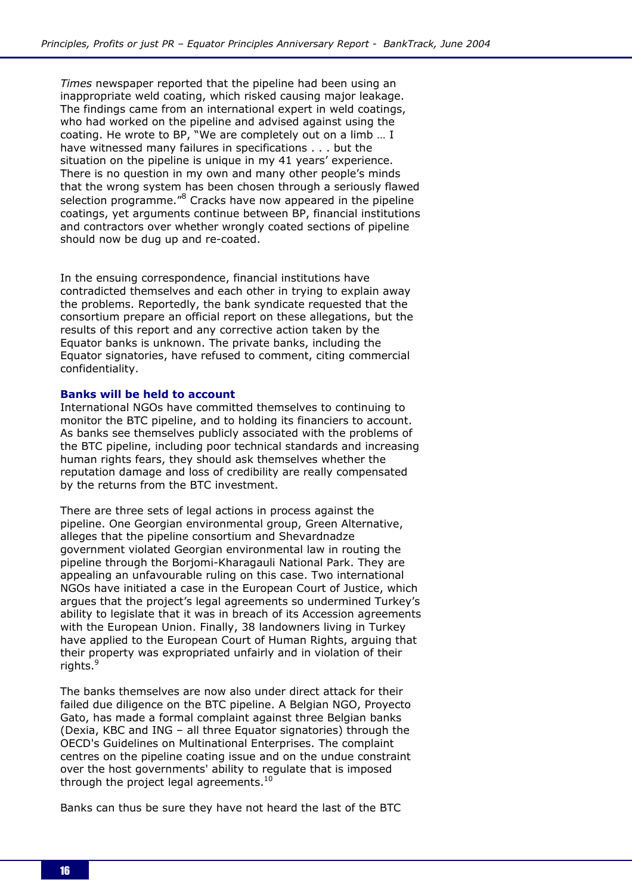*Times* newspaper reported that the pipeline had been using an inappropriate weld coating, which risked causing major leakage. The findings came from an international expert in weld coatings, who had worked on the pipeline and advised against using the coating. He wrote to BP, "We are completely out on a limb … I have witnessed many failures in specifications . . . but the situation on the pipeline is unique in my 41 years' experience. There is no question in my own and many other people's minds that the wrong system has been chosen through a seriously flawed selection programme."[8] Cracks have now appeared in the pipeline coatings, yet arguments continue between BP, financial institutions and contractors over whether wrongly coated sections of pipeline should now be dug up and re-coated.

In the ensuing correspondence, financial institutions have contradicted themselves and each other in trying to explain away the problems. Reportedly, the bank syndicate requested that the consortium prepare an official report on these allegations, but the results of this report and any corrective action taken by the Equator banks is unknown. The private banks, including the Equator signatories, have refused to comment, citing commercial confidentiality.

### Banks will be held to account

International NGOs have committed themselves to continuing to monitor the BTC pipeline, and to holding its financiers to account. As banks see themselves publicly associated with the problems of the BTC pipeline, including poor technical standards and increasing human rights fears, they should ask themselves whether the reputation damage and loss of credibility are really compensated by the returns from the BTC investment.

There are three sets of legal actions in process against the pipeline. One Georgian environmental group, Green Alternative, alleges that the pipeline consortium and Shevardnadze government violated Georgian environmental law in routing the pipeline through the Borjomi-Kharagauli National Park. They are appealing an unfavourable ruling on this case. Two international NGOs have initiated a case in the European Court of Justice, which argues that the project's legal agreements so undermined Turkey's ability to legislate that it was in breach of its Accession agreements with the European Union. Finally, 38 landowners living in Turkey have applied to the European Court of Human Rights, arguing that their property was expropriated unfairly and in violation of their rights.[9]

The banks themselves are now also under direct attack for their failed due diligence on the BTC pipeline. A Belgian NGO, Proyecto Gato, has made a formal complaint against three Belgian banks (Dexia, KBC and ING – all three Equator signatories) through the OECD's Guidelines on Multinational Enterprises. The complaint centres on the pipeline coating issue and on the undue constraint over the host governments' ability to regulate that is imposed through the project legal agreements.[10]

Banks can thus be sure they have not heard the last of the BTC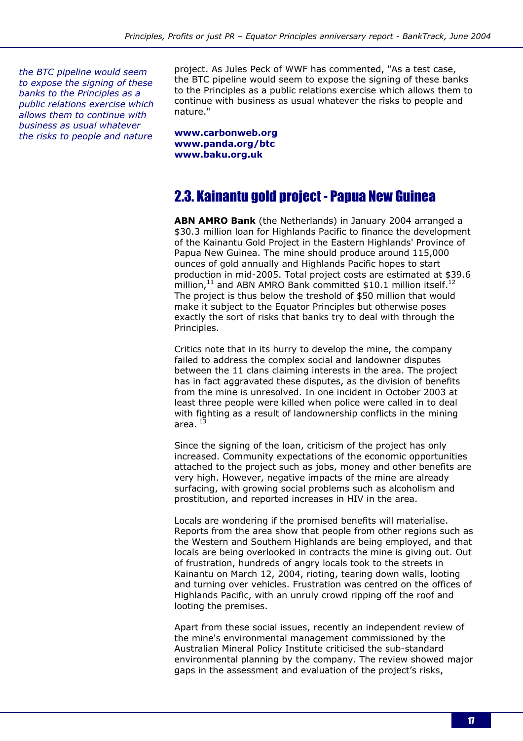*the BTC pipeline would seem to expose the signing of these banks to the Principles as a public relations exercise which allows them to continue with business as usual whatever the risks to people and nature*

project. As Jules Peck of WWF has commented, "As a test case, the BTC pipeline would seem to expose the signing of these banks to the Principles as a public relations exercise which allows them to continue with business as usual whatever the risks to people and nature."

**www.carbonweb.org**
**www.panda.org/btc**
**www.baku.org.uk**

## 2.3. Kainantu gold project - Papua New Guinea

**ABN AMRO Bank** (the Netherlands) in January 2004 arranged a $30.3 million loan for Highlands Pacific to finance the development of the Kainantu Gold Project in the Eastern Highlands' Province of Papua New Guinea. The mine should produce around 115,000 ounces of gold annually and Highlands Pacific hopes to start production in mid-2005. Total project costs are estimated at $39.6 million,[11] and ABN AMRO Bank committed $10.1 million itself.[12] The project is thus below the treshold of $50 million that would make it subject to the Equator Principles but otherwise poses exactly the sort of risks that banks try to deal with through the Principles.

Critics note that in its hurry to develop the mine, the company failed to address the complex social and landowner disputes between the 11 clans claiming interests in the area. The project has in fact aggravated these disputes, as the division of benefits from the mine is unresolved. In one incident in October 2003 at least three people were killed when police were called in to deal with fighting as a result of landownership conflicts in the mining area. [13]

Since the signing of the loan, criticism of the project has only increased. Community expectations of the economic opportunities attached to the project such as jobs, money and other benefits are very high. However, negative impacts of the mine are already surfacing, with growing social problems such as alcoholism and prostitution, and reported increases in HIV in the area.

Locals are wondering if the promised benefits will materialise. Reports from the area show that people from other regions such as the Western and Southern Highlands are being employed, and that locals are being overlooked in contracts the mine is giving out. Out of frustration, hundreds of angry locals took to the streets in Kainantu on March 12, 2004, rioting, tearing down walls, looting and turning over vehicles. Frustration was centred on the offices of Highlands Pacific, with an unruly crowd ripping off the roof and looting the premises.

Apart from these social issues, recently an independent review of the mine's environmental management commissioned by the Australian Mineral Policy Institute criticised the sub-standard environmental planning by the company. The review showed major gaps in the assessment and evaluation of the project's risks,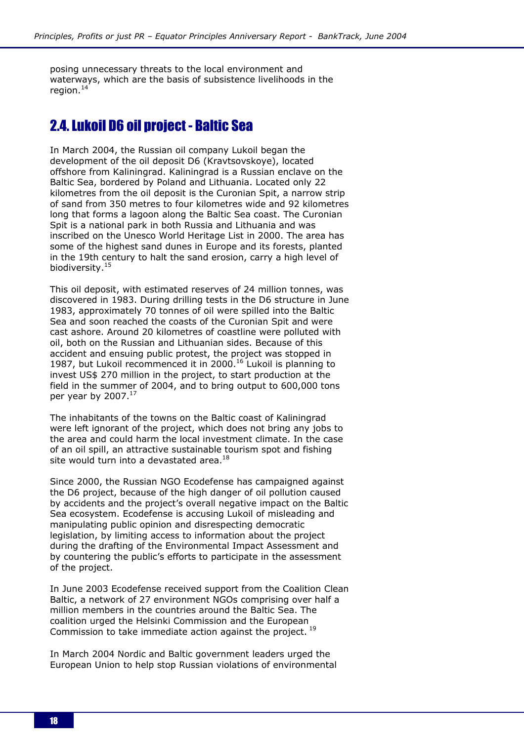posing unnecessary threats to the local environment and waterways, which are the basis of subsistence livelihoods in the region.[14]

## 2.4. Lukoil D6 oil project - Baltic Sea

In March 2004, the Russian oil company Lukoil began the development of the oil deposit D6 (Kravtsovskoye), located offshore from Kaliningrad. Kaliningrad is a Russian enclave on the Baltic Sea, bordered by Poland and Lithuania. Located only 22 kilometres from the oil deposit is the Curonian Spit, a narrow strip of sand from 350 metres to four kilometres wide and 92 kilometres long that forms a lagoon along the Baltic Sea coast. The Curonian Spit is a national park in both Russia and Lithuania and was inscribed on the Unesco World Heritage List in 2000. The area has some of the highest sand dunes in Europe and its forests, planted in the 19th century to halt the sand erosion, carry a high level of biodiversity.[15]

This oil deposit, with estimated reserves of 24 million tonnes, was discovered in 1983. During drilling tests in the D6 structure in June 1983, approximately 70 tonnes of oil were spilled into the Baltic Sea and soon reached the coasts of the Curonian Spit and were cast ashore. Around 20 kilometres of coastline were polluted with oil, both on the Russian and Lithuanian sides. Because of this accident and ensuing public protest, the project was stopped in 1987, but Lukoil recommenced it in 2000.[16] Lukoil is planning to invest US$ 270 million in the project, to start production at the field in the summer of 2004, and to bring output to 600,000 tons per year by 2007.[17]

The inhabitants of the towns on the Baltic coast of Kaliningrad were left ignorant of the project, which does not bring any jobs to the area and could harm the local investment climate. In the case of an oil spill, an attractive sustainable tourism spot and fishing site would turn into a devastated area.[18]

Since 2000, the Russian NGO Ecodefense has campaigned against the D6 project, because of the high danger of oil pollution caused by accidents and the project's overall negative impact on the Baltic Sea ecosystem. Ecodefense is accusing Lukoil of misleading and manipulating public opinion and disrespecting democratic legislation, by limiting access to information about the project during the drafting of the Environmental Impact Assessment and by countering the public's efforts to participate in the assessment of the project.

In June 2003 Ecodefense received support from the Coalition Clean Baltic, a network of 27 environment NGOs comprising over half a million members in the countries around the Baltic Sea. The coalition urged the Helsinki Commission and the European Commission to take immediate action against the project.[19]

In March 2004 Nordic and Baltic government leaders urged the European Union to help stop Russian violations of environmental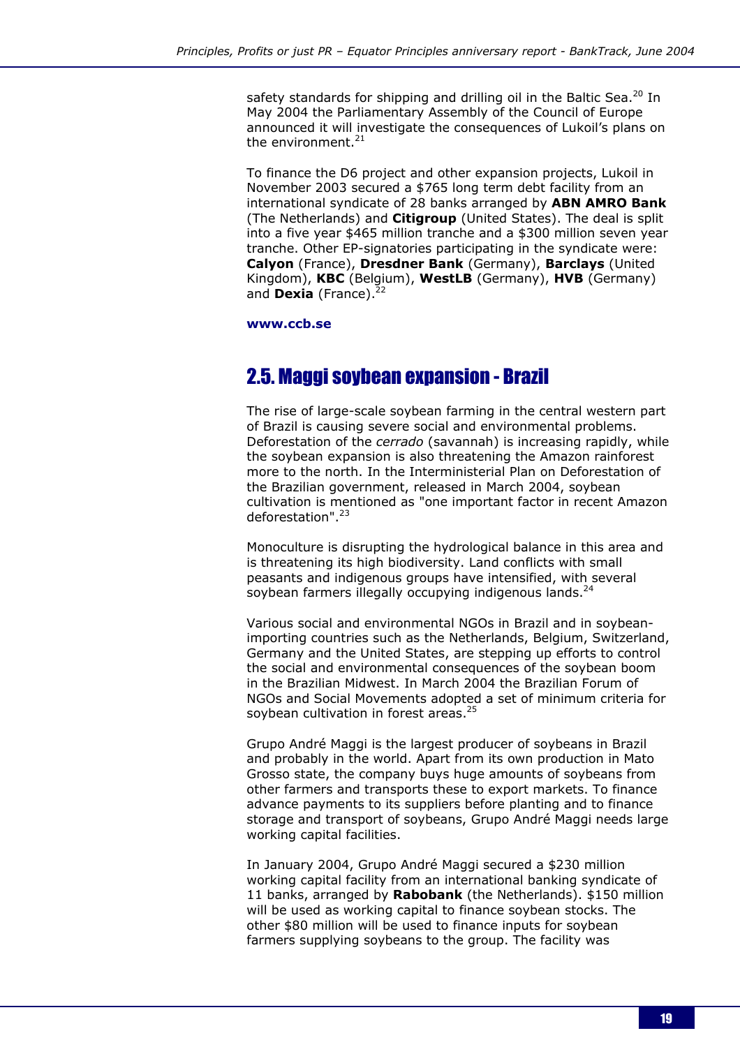safety standards for shipping and drilling oil in the Baltic Sea.[20] In May 2004 the Parliamentary Assembly of the Council of Europe announced it will investigate the consequences of Lukoil's plans on the environment.[21]

To finance the D6 project and other expansion projects, Lukoil in November 2003 secured a $765 long term debt facility from an international syndicate of 28 banks arranged by **ABN AMRO Bank** (The Netherlands) and **Citigroup** (United States). The deal is split into a five year $465 million tranche and a $300 million seven year tranche. Other EP-signatories participating in the syndicate were: **Calyon** (France), **Dresdner Bank** (Germany), **Barclays** (United Kingdom), **KBC** (Belgium), **WestLB** (Germany), **HVB** (Germany) and **Dexia** (France).[22]

**www.ccb.se**

## 2.5. Maggi soybean expansion - Brazil

The rise of large-scale soybean farming in the central western part of Brazil is causing severe social and environmental problems. Deforestation of the *cerrado* (savannah) is increasing rapidly, while the soybean expansion is also threatening the Amazon rainforest more to the north. In the Interministerial Plan on Deforestation of the Brazilian government, released in March 2004, soybean cultivation is mentioned as "one important factor in recent Amazon deforestation".[23]

Monoculture is disrupting the hydrological balance in this area and is threatening its high biodiversity. Land conflicts with small peasants and indigenous groups have intensified, with several soybean farmers illegally occupying indigenous lands.[24]

Various social and environmental NGOs in Brazil and in soybean-importing countries such as the Netherlands, Belgium, Switzerland, Germany and the United States, are stepping up efforts to control the social and environmental consequences of the soybean boom in the Brazilian Midwest. In March 2004 the Brazilian Forum of NGOs and Social Movements adopted a set of minimum criteria for soybean cultivation in forest areas.[25]

Grupo André Maggi is the largest producer of soybeans in Brazil and probably in the world. Apart from its own production in Mato Grosso state, the company buys huge amounts of soybeans from other farmers and transports these to export markets. To finance advance payments to its suppliers before planting and to finance storage and transport of soybeans, Grupo André Maggi needs large working capital facilities.

In January 2004, Grupo André Maggi secured a $230 million working capital facility from an international banking syndicate of 11 banks, arranged by **Rabobank** (the Netherlands). $150 million will be used as working capital to finance soybean stocks. The other $80 million will be used to finance inputs for soybean farmers supplying soybeans to the group. The facility was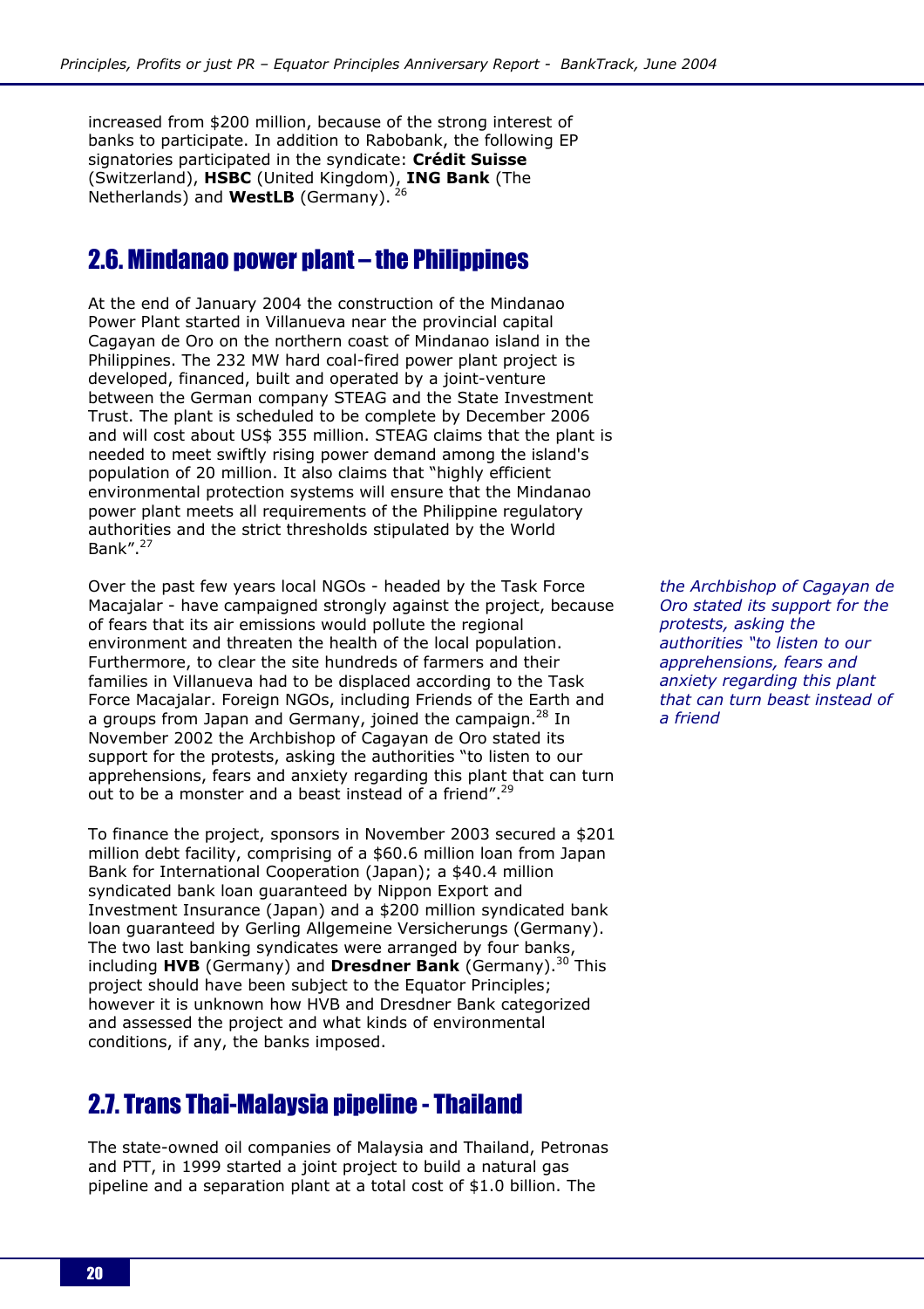increased from $200 million, because of the strong interest of banks to participate. In addition to Rabobank, the following EP signatories participated in the syndicate: **Crédit Suisse** (Switzerland), **HSBC** (United Kingdom), **ING Bank** (The Netherlands) and **WestLB** (Germany). [26]

## 2.6. Mindanao power plant – the Philippines

At the end of January 2004 the construction of the Mindanao Power Plant started in Villanueva near the provincial capital Cagayan de Oro on the northern coast of Mindanao island in the Philippines. The 232 MW hard coal-fired power plant project is developed, financed, built and operated by a joint-venture between the German company STEAG and the State Investment Trust. The plant is scheduled to be complete by December 2006 and will cost about US$ 355 million. STEAG claims that the plant is needed to meet swiftly rising power demand among the island's population of 20 million. It also claims that "highly efficient environmental protection systems will ensure that the Mindanao power plant meets all requirements of the Philippine regulatory authorities and the strict thresholds stipulated by the World Bank".[27]

Over the past few years local NGOs - headed by the Task Force Macajalar - have campaigned strongly against the project, because of fears that its air emissions would pollute the regional environment and threaten the health of the local population. Furthermore, to clear the site hundreds of farmers and their families in Villanueva had to be displaced according to the Task Force Macajalar. Foreign NGOs, including Friends of the Earth and a groups from Japan and Germany, joined the campaign.[28] In November 2002 the Archbishop of Cagayan de Oro stated its support for the protests, asking the authorities "to listen to our apprehensions, fears and anxiety regarding this plant that can turn out to be a monster and a beast instead of a friend".[29]

*the Archbishop of Cagayan de Oro stated its support for the protests, asking the authorities "to listen to our apprehensions, fears and anxiety regarding this plant that can turn beast instead of a friend*

To finance the project, sponsors in November 2003 secured a $201 million debt facility, comprising of a $60.6 million loan from Japan Bank for International Cooperation (Japan); a $40.4 million syndicated bank loan guaranteed by Nippon Export and Investment Insurance (Japan) and a $200 million syndicated bank loan guaranteed by Gerling Allgemeine Versicherungs (Germany). The two last banking syndicates were arranged by four banks, including **HVB** (Germany) and **Dresdner Bank** (Germany).[30] This project should have been subject to the Equator Principles; however it is unknown how HVB and Dresdner Bank categorized and assessed the project and what kinds of environmental conditions, if any, the banks imposed.

## 2.7. Trans Thai-Malaysia pipeline - Thailand

The state-owned oil companies of Malaysia and Thailand, Petronas and PTT, in 1999 started a joint project to build a natural gas pipeline and a separation plant at a total cost of $1.0 billion. The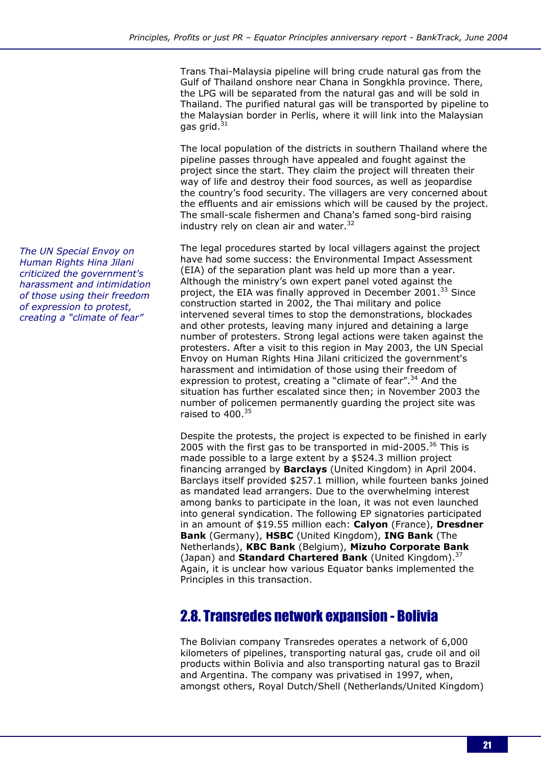Trans Thai-Malaysia pipeline will bring crude natural gas from the Gulf of Thailand onshore near Chana in Songkhla province. There, the LPG will be separated from the natural gas and will be sold in Thailand. The purified natural gas will be transported by pipeline to the Malaysian border in Perlis, where it will link into the Malaysian gas grid.[31]

The local population of the districts in southern Thailand where the pipeline passes through have appealed and fought against the project since the start. They claim the project will threaten their way of life and destroy their food sources, as well as jeopardise the country's food security. The villagers are very concerned about the effluents and air emissions which will be caused by the project. The small-scale fishermen and Chana's famed song-bird raising industry rely on clean air and water.[32]

*The UN Special Envoy on Human Rights Hina Jilani criticized the government's harassment and intimidation of those using their freedom of expression to protest, creating a "climate of fear"*

The legal procedures started by local villagers against the project have had some success: the Environmental Impact Assessment (EIA) of the separation plant was held up more than a year. Although the ministry's own expert panel voted against the project, the EIA was finally approved in December 2001.[33] Since construction started in 2002, the Thai military and police intervened several times to stop the demonstrations, blockades and other protests, leaving many injured and detaining a large number of protesters. Strong legal actions were taken against the protesters. After a visit to this region in May 2003, the UN Special Envoy on Human Rights Hina Jilani criticized the government's harassment and intimidation of those using their freedom of expression to protest, creating a "climate of fear".[34] And the situation has further escalated since then; in November 2003 the number of policemen permanently guarding the project site was raised to 400.[35]

Despite the protests, the project is expected to be finished in early 2005 with the first gas to be transported in mid-2005.[36] This is made possible to a large extent by a $524.3 million project financing arranged by **Barclays** (United Kingdom) in April 2004. Barclays itself provided $257.1 million, while fourteen banks joined as mandated lead arrangers. Due to the overwhelming interest among banks to participate in the loan, it was not even launched into general syndication. The following EP signatories participated in an amount of $19.55 million each: **Calyon** (France), **Dresdner Bank** (Germany), **HSBC** (United Kingdom), **ING Bank** (The Netherlands), **KBC Bank** (Belgium), **Mizuho Corporate Bank** (Japan) and **Standard Chartered Bank** (United Kingdom).[37] Again, it is unclear how various Equator banks implemented the Principles in this transaction.

## 2.8. Transredes network expansion - Bolivia

The Bolivian company Transredes operates a network of 6,000 kilometers of pipelines, transporting natural gas, crude oil and oil products within Bolivia and also transporting natural gas to Brazil and Argentina. The company was privatised in 1997, when, amongst others, Royal Dutch/Shell (Netherlands/United Kingdom)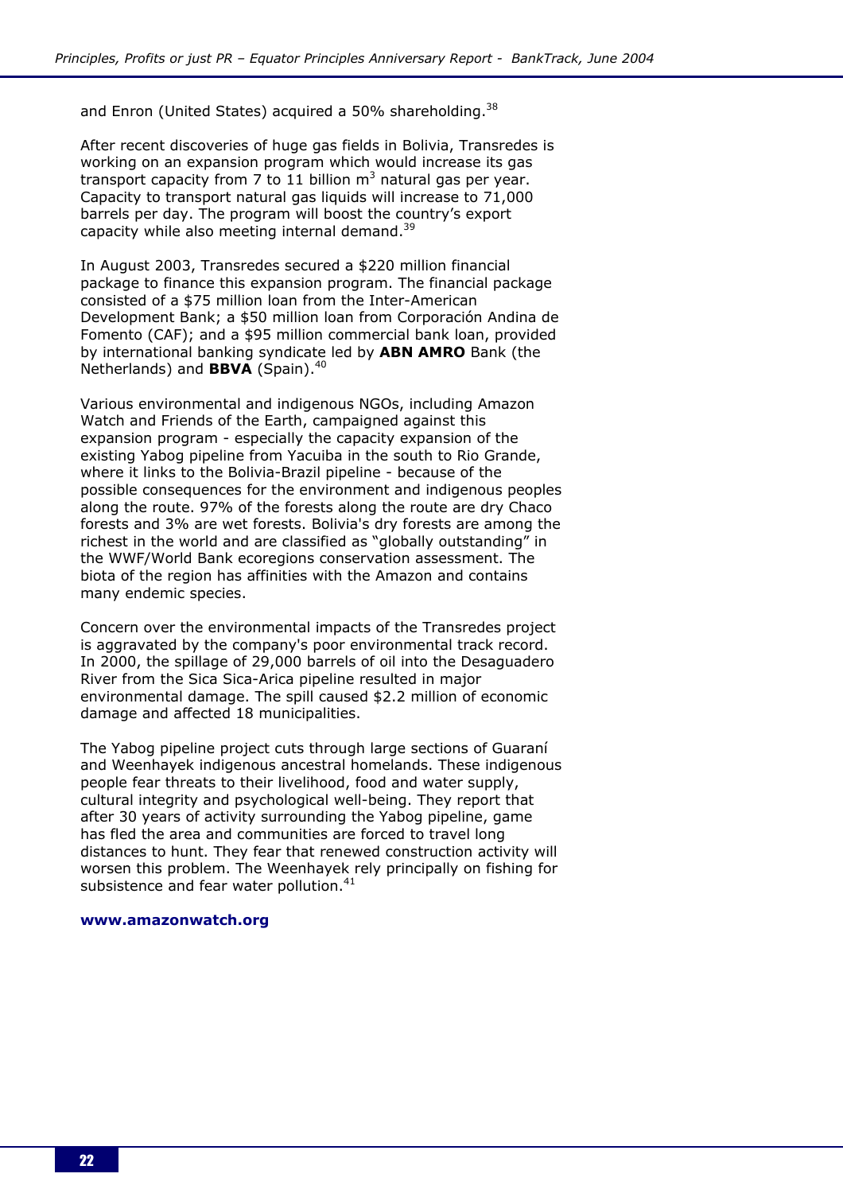and Enron (United States) acquired a 50% shareholding.[38]

After recent discoveries of huge gas fields in Bolivia, Transredes is working on an expansion program which would increase its gas transport capacity from 7 to 11 billion $m^3$ natural gas per year. Capacity to transport natural gas liquids will increase to 71,000 barrels per day. The program will boost the country's export capacity while also meeting internal demand.[39]

In August 2003, Transredes secured a $220 million financial package to finance this expansion program. The financial package consisted of a $75 million loan from the Inter-American Development Bank; a $50 million loan from Corporación Andina de Fomento (CAF); and a $95 million commercial bank loan, provided by international banking syndicate led by **ABN AMRO** Bank (the Netherlands) and **BBVA** (Spain).[40]

Various environmental and indigenous NGOs, including Amazon Watch and Friends of the Earth, campaigned against this expansion program - especially the capacity expansion of the existing Yabog pipeline from Yacuiba in the south to Rio Grande, where it links to the Bolivia-Brazil pipeline - because of the possible consequences for the environment and indigenous peoples along the route. 97% of the forests along the route are dry Chaco forests and 3% are wet forests. Bolivia's dry forests are among the richest in the world and are classified as "globally outstanding" in the WWF/World Bank ecoregions conservation assessment. The biota of the region has affinities with the Amazon and contains many endemic species.

Concern over the environmental impacts of the Transredes project is aggravated by the company's poor environmental track record. In 2000, the spillage of 29,000 barrels of oil into the Desaguadero River from the Sica Sica-Arica pipeline resulted in major environmental damage. The spill caused $2.2 million of economic damage and affected 18 municipalities.

The Yabog pipeline project cuts through large sections of Guaraní and Weenhayek indigenous ancestral homelands. These indigenous people fear threats to their livelihood, food and water supply, cultural integrity and psychological well-being. They report that after 30 years of activity surrounding the Yabog pipeline, game has fled the area and communities are forced to travel long distances to hunt. They fear that renewed construction activity will worsen this problem. The Weenhayek rely principally on fishing for subsistence and fear water pollution.[41]

**www.amazonwatch.org**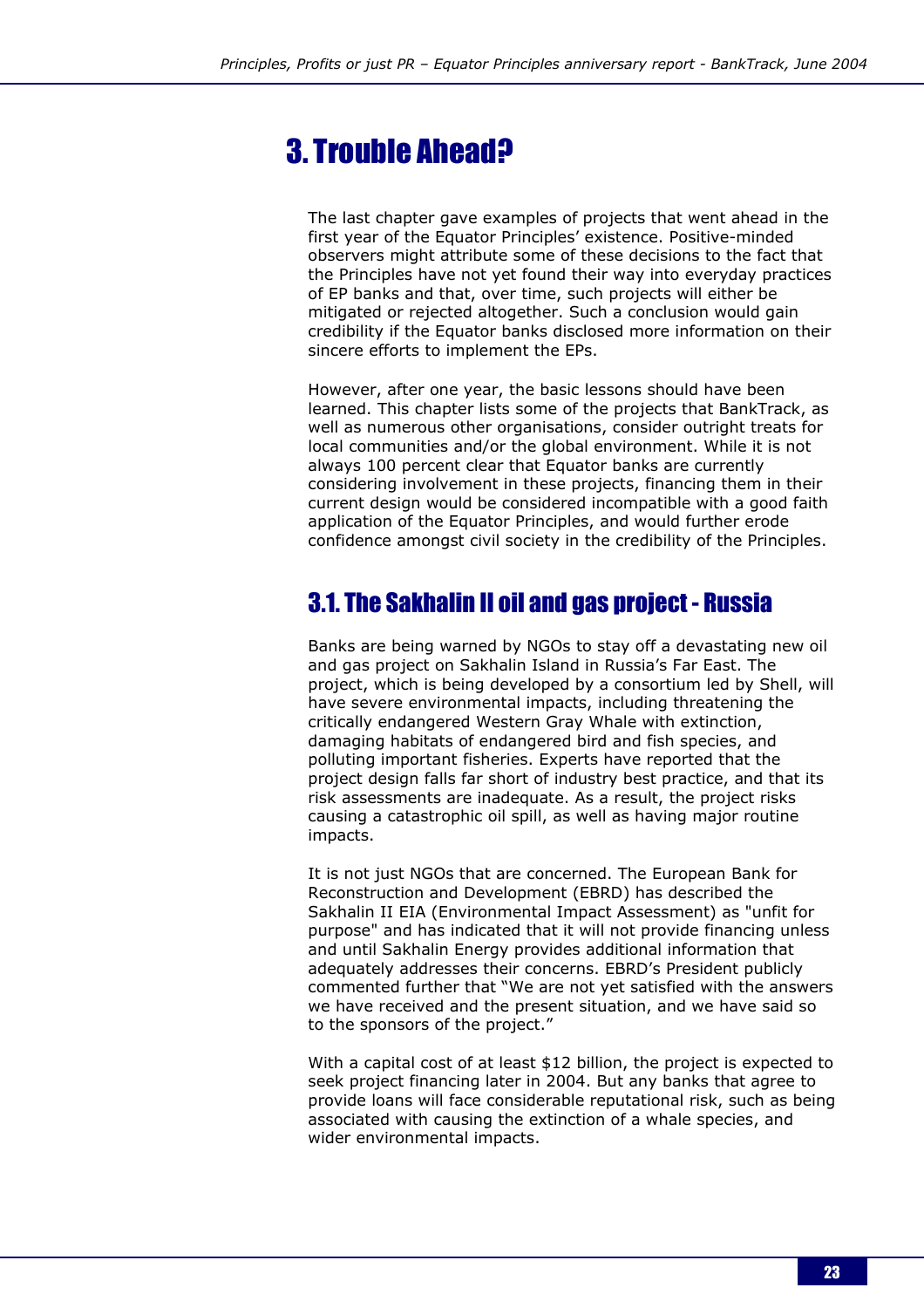# 3. Trouble Ahead?

The last chapter gave examples of projects that went ahead in the first year of the Equator Principles' existence. Positive-minded observers might attribute some of these decisions to the fact that the Principles have not yet found their way into everyday practices of EP banks and that, over time, such projects will either be mitigated or rejected altogether. Such a conclusion would gain credibility if the Equator banks disclosed more information on their sincere efforts to implement the EPs.

However, after one year, the basic lessons should have been learned. This chapter lists some of the projects that BankTrack, as well as numerous other organisations, consider outright treats for local communities and/or the global environment. While it is not always 100 percent clear that Equator banks are currently considering involvement in these projects, financing them in their current design would be considered incompatible with a good faith application of the Equator Principles, and would further erode confidence amongst civil society in the credibility of the Principles.

## 3.1. The Sakhalin II oil and gas project - Russia

Banks are being warned by NGOs to stay off a devastating new oil and gas project on Sakhalin Island in Russia's Far East. The project, which is being developed by a consortium led by Shell, will have severe environmental impacts, including threatening the critically endangered Western Gray Whale with extinction, damaging habitats of endangered bird and fish species, and polluting important fisheries. Experts have reported that the project design falls far short of industry best practice, and that its risk assessments are inadequate. As a result, the project risks causing a catastrophic oil spill, as well as having major routine impacts.

It is not just NGOs that are concerned. The European Bank for Reconstruction and Development (EBRD) has described the Sakhalin II EIA (Environmental Impact Assessment) as "unfit for purpose" and has indicated that it will not provide financing unless and until Sakhalin Energy provides additional information that adequately addresses their concerns. EBRD's President publicly commented further that "We are not yet satisfied with the answers we have received and the present situation, and we have said so to the sponsors of the project."

With a capital cost of at least $12 billion, the project is expected to seek project financing later in 2004. But any banks that agree to provide loans will face considerable reputational risk, such as being associated with causing the extinction of a whale species, and wider environmental impacts.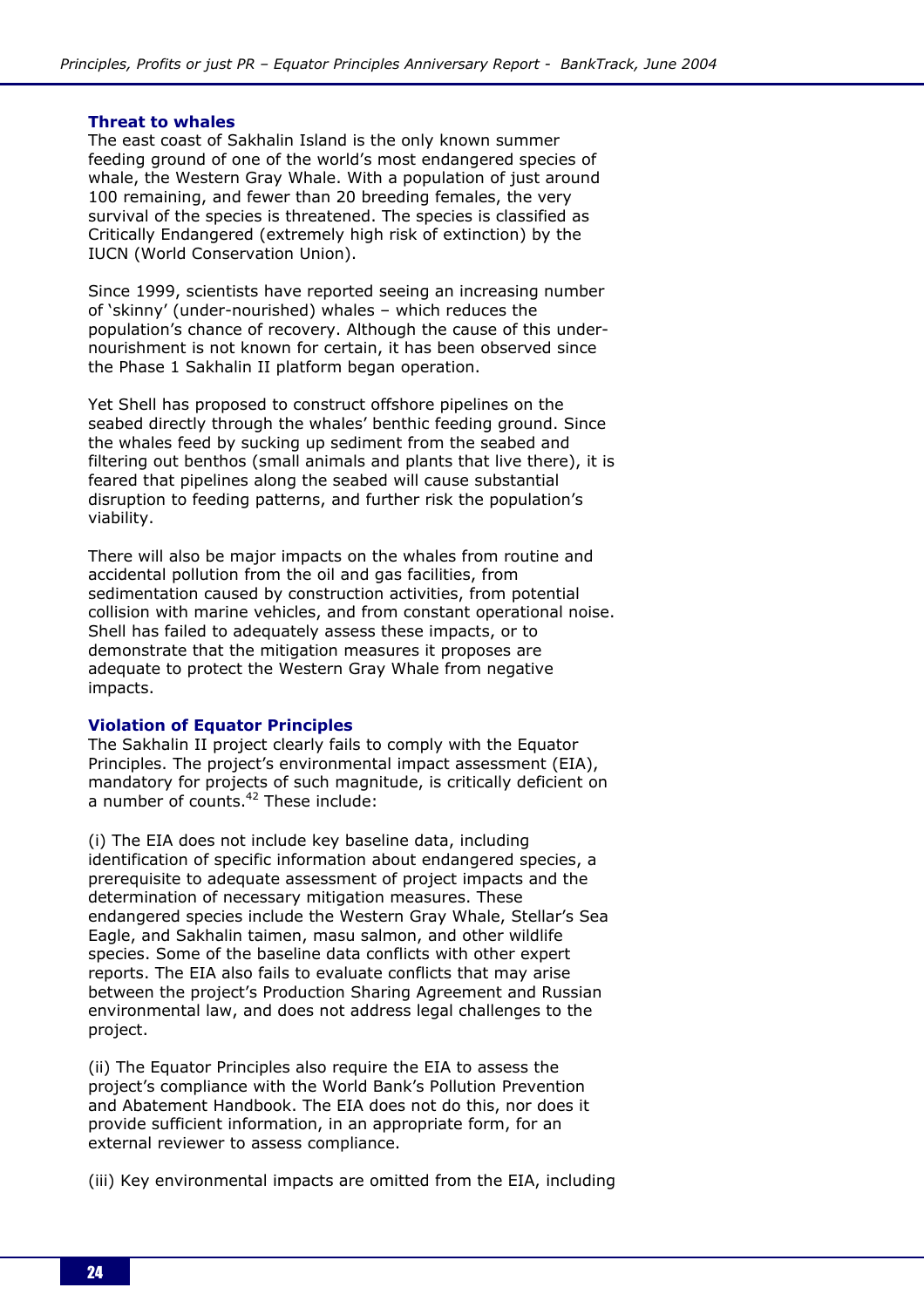### Threat to whales

The east coast of Sakhalin Island is the only known summer feeding ground of one of the world's most endangered species of whale, the Western Gray Whale. With a population of just around 100 remaining, and fewer than 20 breeding females, the very survival of the species is threatened. The species is classified as Critically Endangered (extremely high risk of extinction) by the IUCN (World Conservation Union).

Since 1999, scientists have reported seeing an increasing number of 'skinny' (under-nourished) whales – which reduces the population's chance of recovery. Although the cause of this under-nourishment is not known for certain, it has been observed since the Phase 1 Sakhalin II platform began operation.

Yet Shell has proposed to construct offshore pipelines on the seabed directly through the whales' benthic feeding ground. Since the whales feed by sucking up sediment from the seabed and filtering out benthos (small animals and plants that live there), it is feared that pipelines along the seabed will cause substantial disruption to feeding patterns, and further risk the population's viability.

There will also be major impacts on the whales from routine and accidental pollution from the oil and gas facilities, from sedimentation caused by construction activities, from potential collision with marine vehicles, and from constant operational noise. Shell has failed to adequately assess these impacts, or to demonstrate that the mitigation measures it proposes are adequate to protect the Western Gray Whale from negative impacts.

### Violation of Equator Principles

The Sakhalin II project clearly fails to comply with the Equator Principles. The project's environmental impact assessment (EIA), mandatory for projects of such magnitude, is critically deficient on a number of counts.[42] These include:

(i) The EIA does not include key baseline data, including identification of specific information about endangered species, a prerequisite to adequate assessment of project impacts and the determination of necessary mitigation measures. These endangered species include the Western Gray Whale, Stellar's Sea Eagle, and Sakhalin taimen, masu salmon, and other wildlife species. Some of the baseline data conflicts with other expert reports. The EIA also fails to evaluate conflicts that may arise between the project's Production Sharing Agreement and Russian environmental law, and does not address legal challenges to the project.

(ii) The Equator Principles also require the EIA to assess the project's compliance with the World Bank's Pollution Prevention and Abatement Handbook. The EIA does not do this, nor does it provide sufficient information, in an appropriate form, for an external reviewer to assess compliance.

(iii) Key environmental impacts are omitted from the EIA, including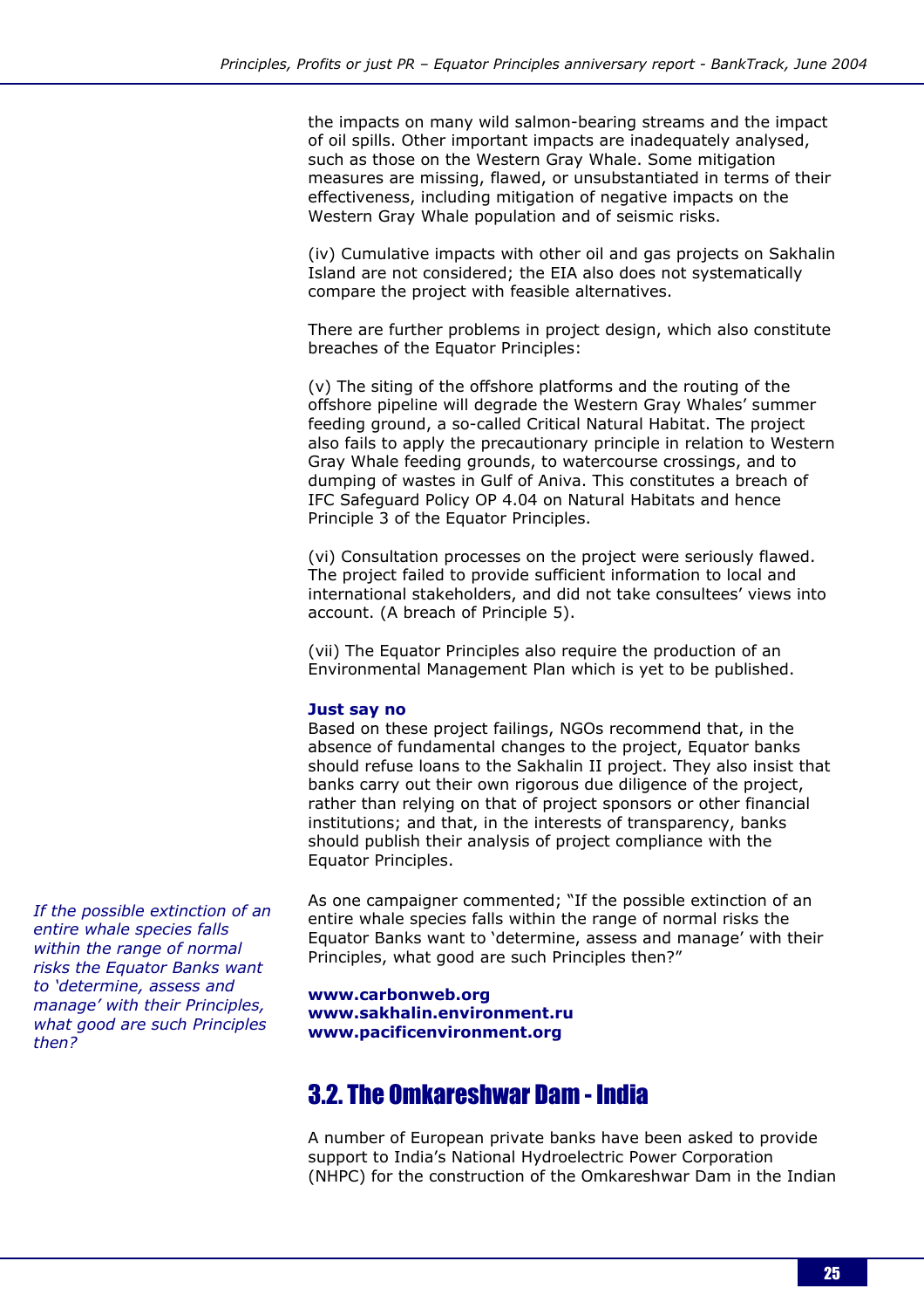the impacts on many wild salmon-bearing streams and the impact of oil spills. Other important impacts are inadequately analysed, such as those on the Western Gray Whale. Some mitigation measures are missing, flawed, or unsubstantiated in terms of their effectiveness, including mitigation of negative impacts on the Western Gray Whale population and of seismic risks.

(iv) Cumulative impacts with other oil and gas projects on Sakhalin Island are not considered; the EIA also does not systematically compare the project with feasible alternatives.

There are further problems in project design, which also constitute breaches of the Equator Principles:

(v) The siting of the offshore platforms and the routing of the offshore pipeline will degrade the Western Gray Whales' summer feeding ground, a so-called Critical Natural Habitat. The project also fails to apply the precautionary principle in relation to Western Gray Whale feeding grounds, to watercourse crossings, and to dumping of wastes in Gulf of Aniva. This constitutes a breach of IFC Safeguard Policy OP 4.04 on Natural Habitats and hence Principle 3 of the Equator Principles.

(vi) Consultation processes on the project were seriously flawed. The project failed to provide sufficient information to local and international stakeholders, and did not take consultees' views into account. (A breach of Principle 5).

(vii) The Equator Principles also require the production of an Environmental Management Plan which is yet to be published.

**Just say no**

Based on these project failings, NGOs recommend that, in the absence of fundamental changes to the project, Equator banks should refuse loans to the Sakhalin II project. They also insist that banks carry out their own rigorous due diligence of the project, rather than relying on that of project sponsors or other financial institutions; and that, in the interests of transparency, banks should publish their analysis of project compliance with the Equator Principles.

*If the possible extinction of an entire whale species falls within the range of normal risks the Equator Banks want to 'determine, assess and manage' with their Principles, what good are such Principles then?*

As one campaigner commented; "If the possible extinction of an entire whale species falls within the range of normal risks the Equator Banks want to 'determine, assess and manage' with their Principles, what good are such Principles then?"

**www.carbonweb.org**
**www.sakhalin.environment.ru**
**www.pacificenvironment.org**

## 3.2. The Omkareshwar Dam - India

A number of European private banks have been asked to provide support to India's National Hydroelectric Power Corporation (NHPC) for the construction of the Omkareshwar Dam in the Indian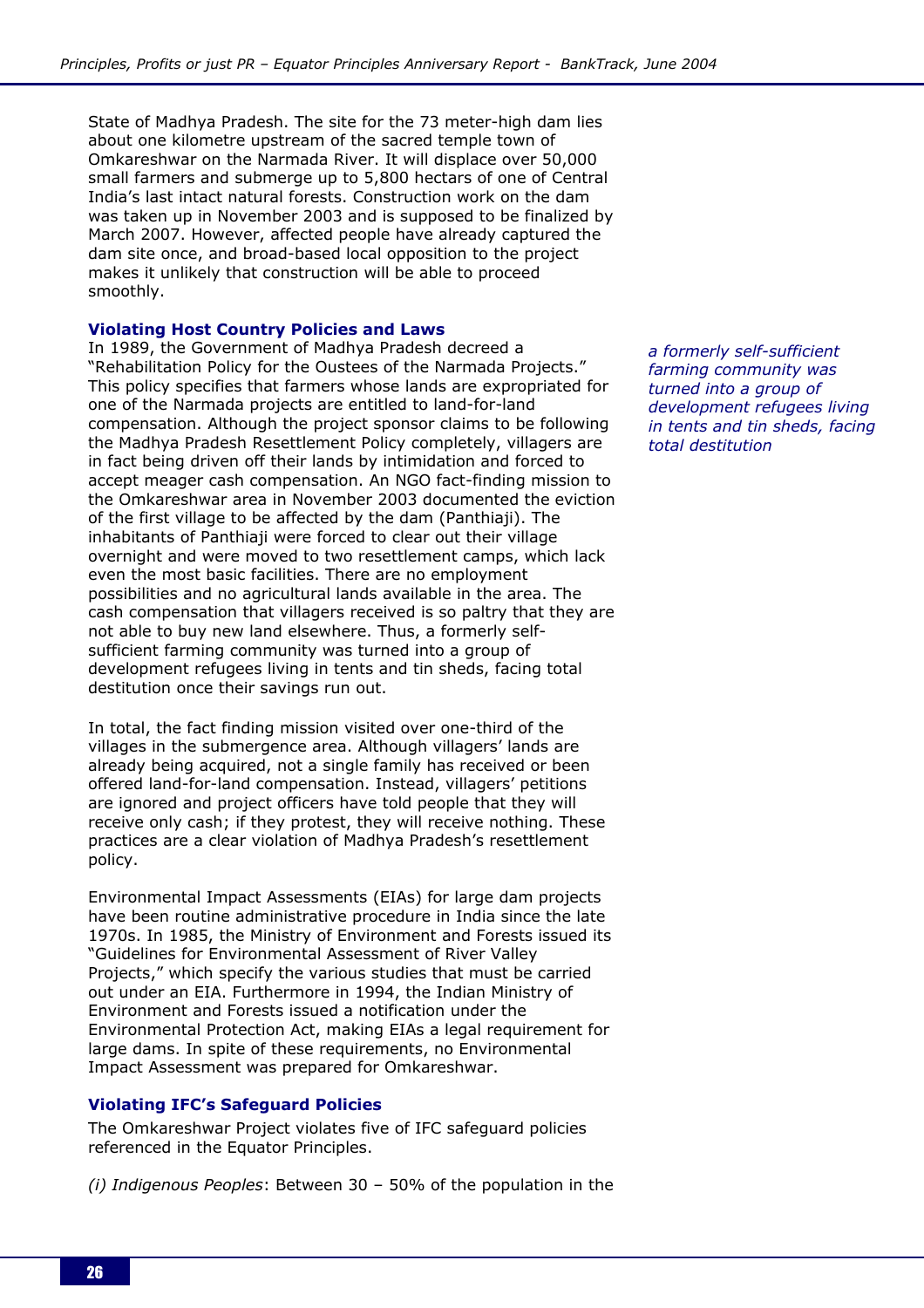State of Madhya Pradesh. The site for the 73 meter-high dam lies about one kilometre upstream of the sacred temple town of Omkareshwar on the Narmada River. It will displace over 50,000 small farmers and submerge up to 5,800 hectars of one of Central India's last intact natural forests. Construction work on the dam was taken up in November 2003 and is supposed to be finalized by March 2007. However, affected people have already captured the dam site once, and broad-based local opposition to the project makes it unlikely that construction will be able to proceed smoothly.

### Violating Host Country Policies and Laws

In 1989, the Government of Madhya Pradesh decreed a "Rehabilitation Policy for the Oustees of the Narmada Projects." This policy specifies that farmers whose lands are expropriated for one of the Narmada projects are entitled to land-for-land compensation. Although the project sponsor claims to be following the Madhya Pradesh Resettlement Policy completely, villagers are in fact being driven off their lands by intimidation and forced to accept meager cash compensation. An NGO fact-finding mission to the Omkareshwar area in November 2003 documented the eviction of the first village to be affected by the dam (Panthiaji). The inhabitants of Panthiaji were forced to clear out their village overnight and were moved to two resettlement camps, which lack even the most basic facilities. There are no employment possibilities and no agricultural lands available in the area. The cash compensation that villagers received is so paltry that they are not able to buy new land elsewhere. Thus, a formerly self-sufficient farming community was turned into a group of development refugees living in tents and tin sheds, facing total destitution once their savings run out.

*a formerly self-sufficient farming community was turned into a group of development refugees living in tents and tin sheds, facing total destitution*

In total, the fact finding mission visited over one-third of the villages in the submergence area. Although villagers' lands are already being acquired, not a single family has received or been offered land-for-land compensation. Instead, villagers' petitions are ignored and project officers have told people that they will receive only cash; if they protest, they will receive nothing. These practices are a clear violation of Madhya Pradesh's resettlement policy.

Environmental Impact Assessments (EIAs) for large dam projects have been routine administrative procedure in India since the late 1970s. In 1985, the Ministry of Environment and Forests issued its "Guidelines for Environmental Assessment of River Valley Projects," which specify the various studies that must be carried out under an EIA. Furthermore in 1994, the Indian Ministry of Environment and Forests issued a notification under the Environmental Protection Act, making EIAs a legal requirement for large dams. In spite of these requirements, no Environmental Impact Assessment was prepared for Omkareshwar.

### Violating IFC's Safeguard Policies

The Omkareshwar Project violates five of IFC safeguard policies referenced in the Equator Principles.

*(i) Indigenous Peoples*: Between 30 – 50% of the population in the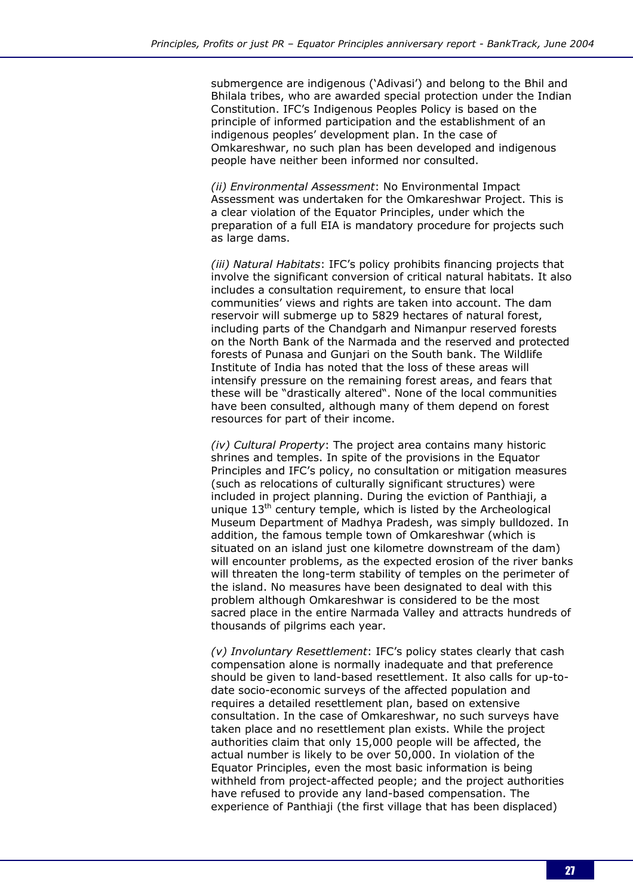submergence are indigenous ('Adivasi') and belong to the Bhil and Bhilala tribes, who are awarded special protection under the Indian Constitution. IFC's Indigenous Peoples Policy is based on the principle of informed participation and the establishment of an indigenous peoples' development plan. In the case of Omkareshwar, no such plan has been developed and indigenous people have neither been informed nor consulted.

*(ii) Environmental Assessment*: No Environmental Impact Assessment was undertaken for the Omkareshwar Project. This is a clear violation of the Equator Principles, under which the preparation of a full EIA is mandatory procedure for projects such as large dams.

*(iii) Natural Habitats*: IFC's policy prohibits financing projects that involve the significant conversion of critical natural habitats. It also includes a consultation requirement, to ensure that local communities' views and rights are taken into account. The dam reservoir will submerge up to 5829 hectares of natural forest, including parts of the Chandgarh and Nimanpur reserved forests on the North Bank of the Narmada and the reserved and protected forests of Punasa and Gunjari on the South bank. The Wildlife Institute of India has noted that the loss of these areas will intensify pressure on the remaining forest areas, and fears that these will be "drastically altered". None of the local communities have been consulted, although many of them depend on forest resources for part of their income.

*(iv) Cultural Property*: The project area contains many historic shrines and temples. In spite of the provisions in the Equator Principles and IFC's policy, no consultation or mitigation measures (such as relocations of culturally significant structures) were included in project planning. During the eviction of Panthiaji, a unique 13th century temple, which is listed by the Archeological Museum Department of Madhya Pradesh, was simply bulldozed. In addition, the famous temple town of Omkareshwar (which is situated on an island just one kilometre downstream of the dam) will encounter problems, as the expected erosion of the river banks will threaten the long-term stability of temples on the perimeter of the island. No measures have been designated to deal with this problem although Omkareshwar is considered to be the most sacred place in the entire Narmada Valley and attracts hundreds of thousands of pilgrims each year.

*(v) Involuntary Resettlement*: IFC's policy states clearly that cash compensation alone is normally inadequate and that preference should be given to land-based resettlement. It also calls for up-to-date socio-economic surveys of the affected population and requires a detailed resettlement plan, based on extensive consultation. In the case of Omkareshwar, no such surveys have taken place and no resettlement plan exists. While the project authorities claim that only 15,000 people will be affected, the actual number is likely to be over 50,000. In violation of the Equator Principles, even the most basic information is being withheld from project-affected people; and the project authorities have refused to provide any land-based compensation. The experience of Panthiaji (the first village that has been displaced)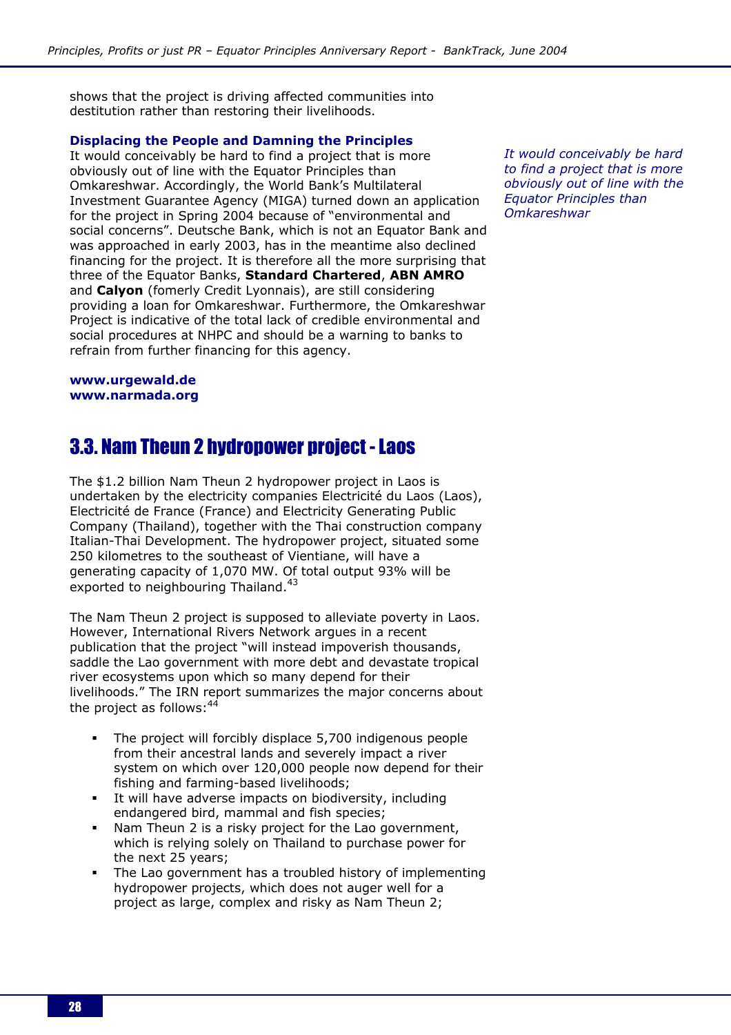shows that the project is driving affected communities into destitution rather than restoring their livelihoods.

### Displacing the People and Damning the Principles

It would conceivably be hard to find a project that is more obviously out of line with the Equator Principles than Omkareshwar. Accordingly, the World Bank's Multilateral Investment Guarantee Agency (MIGA) turned down an application for the project in Spring 2004 because of "environmental and social concerns". Deutsche Bank, which is not an Equator Bank and was approached in early 2003, has in the meantime also declined financing for the project. It is therefore all the more surprising that three of the Equator Banks, **Standard Chartered**, **ABN AMRO** and **Calyon** (fomerly Credit Lyonnais), are still considering providing a loan for Omkareshwar. Furthermore, the Omkareshwar Project is indicative of the total lack of credible environmental and social procedures at NHPC and should be a warning to banks to refrain from further financing for this agency.

*It would conceivably be hard to find a project that is more obviously out of line with the Equator Principles than Omkareshwar*

**www.urgewald.de**
**www.narmada.org**

## 3.3. Nam Theun 2 hydropower project - Laos

The $1.2 billion Nam Theun 2 hydropower project in Laos is undertaken by the electricity companies Electricité du Laos (Laos), Electricité de France (France) and Electricity Generating Public Company (Thailand), together with the Thai construction company Italian-Thai Development. The hydropower project, situated some 250 kilometres to the southeast of Vientiane, will have a generating capacity of 1,070 MW. Of total output 93% will be exported to neighbouring Thailand.[43]

The Nam Theun 2 project is supposed to alleviate poverty in Laos. However, International Rivers Network argues in a recent publication that the project "will instead impoverish thousands, saddle the Lao government with more debt and devastate tropical river ecosystems upon which so many depend for their livelihoods." The IRN report summarizes the major concerns about the project as follows:[44]

- The project will forcibly displace 5,700 indigenous people from their ancestral lands and severely impact a river system on which over 120,000 people now depend for their fishing and farming-based livelihoods;
- It will have adverse impacts on biodiversity, including endangered bird, mammal and fish species;
- Nam Theun 2 is a risky project for the Lao government, which is relying solely on Thailand to purchase power for the next 25 years;
- The Lao government has a troubled history of implementing hydropower projects, which does not auger well for a project as large, complex and risky as Nam Theun 2;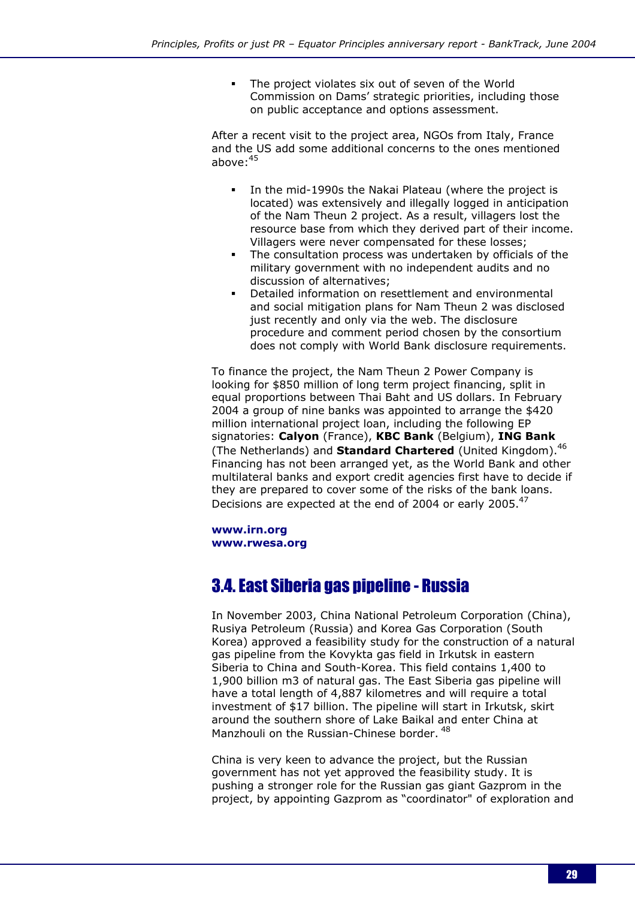- The project violates six out of seven of the World Commission on Dams' strategic priorities, including those on public acceptance and options assessment.

After a recent visit to the project area, NGOs from Italy, France and the US add some additional concerns to the ones mentioned above:[45]

- In the mid-1990s the Nakai Plateau (where the project is located) was extensively and illegally logged in anticipation of the Nam Theun 2 project. As a result, villagers lost the resource base from which they derived part of their income. Villagers were never compensated for these losses;
- The consultation process was undertaken by officials of the military government with no independent audits and no discussion of alternatives;
- Detailed information on resettlement and environmental and social mitigation plans for Nam Theun 2 was disclosed just recently and only via the web. The disclosure procedure and comment period chosen by the consortium does not comply with World Bank disclosure requirements.

To finance the project, the Nam Theun 2 Power Company is looking for $850 million of long term project financing, split in equal proportions between Thai Baht and US dollars. In February 2004 a group of nine banks was appointed to arrange the $420 million international project loan, including the following EP signatories: **Calyon** (France), **KBC Bank** (Belgium), **ING Bank** (The Netherlands) and **Standard Chartered** (United Kingdom).[46] Financing has not been arranged yet, as the World Bank and other multilateral banks and export credit agencies first have to decide if they are prepared to cover some of the risks of the bank loans. Decisions are expected at the end of 2004 or early 2005.[47]

**www.irn.org**
**www.rwesa.org**

## 3.4. East Siberia gas pipeline - Russia

In November 2003, China National Petroleum Corporation (China), Rusiya Petroleum (Russia) and Korea Gas Corporation (South Korea) approved a feasibility study for the construction of a natural gas pipeline from the Kovykta gas field in Irkutsk in eastern Siberia to China and South-Korea. This field contains 1,400 to 1,900 billion m3 of natural gas. The East Siberia gas pipeline will have a total length of 4,887 kilometres and will require a total investment of $17 billion. The pipeline will start in Irkutsk, skirt around the southern shore of Lake Baikal and enter China at Manzhouli on the Russian-Chinese border. [48]

China is very keen to advance the project, but the Russian government has not yet approved the feasibility study. It is pushing a stronger role for the Russian gas giant Gazprom in the project, by appointing Gazprom as "coordinator" of exploration and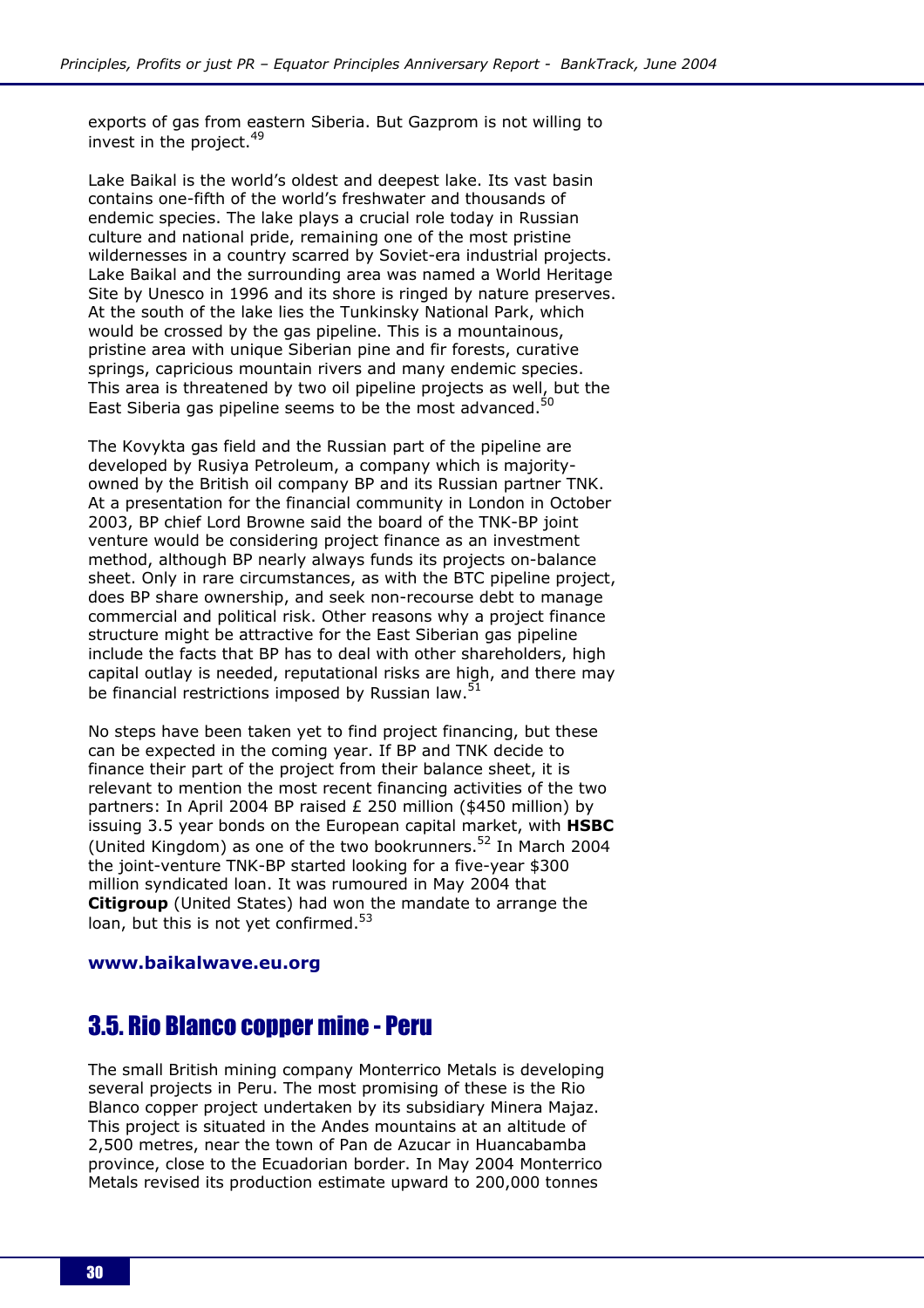exports of gas from eastern Siberia. But Gazprom is not willing to invest in the project.[49]

Lake Baikal is the world's oldest and deepest lake. Its vast basin contains one-fifth of the world's freshwater and thousands of endemic species. The lake plays a crucial role today in Russian culture and national pride, remaining one of the most pristine wildernesses in a country scarred by Soviet-era industrial projects. Lake Baikal and the surrounding area was named a World Heritage Site by Unesco in 1996 and its shore is ringed by nature preserves. At the south of the lake lies the Tunkinsky National Park, which would be crossed by the gas pipeline. This is a mountainous, pristine area with unique Siberian pine and fir forests, curative springs, capricious mountain rivers and many endemic species. This area is threatened by two oil pipeline projects as well, but the East Siberia gas pipeline seems to be the most advanced.[50]

The Kovykta gas field and the Russian part of the pipeline are developed by Rusiya Petroleum, a company which is majority-owned by the British oil company BP and its Russian partner TNK. At a presentation for the financial community in London in October 2003, BP chief Lord Browne said the board of the TNK-BP joint venture would be considering project finance as an investment method, although BP nearly always funds its projects on-balance sheet. Only in rare circumstances, as with the BTC pipeline project, does BP share ownership, and seek non-recourse debt to manage commercial and political risk. Other reasons why a project finance structure might be attractive for the East Siberian gas pipeline include the facts that BP has to deal with other shareholders, high capital outlay is needed, reputational risks are high, and there may be financial restrictions imposed by Russian law.[51]

No steps have been taken yet to find project financing, but these can be expected in the coming year. If BP and TNK decide to finance their part of the project from their balance sheet, it is relevant to mention the most recent financing activities of the two partners: In April 2004 BP raised £ 250 million ($450 million) by issuing 3.5 year bonds on the European capital market, with **HSBC** (United Kingdom) as one of the two bookrunners.[52] In March 2004 the joint-venture TNK-BP started looking for a five-year $300 million syndicated loan. It was rumoured in May 2004 that **Citigroup** (United States) had won the mandate to arrange the loan, but this is not yet confirmed.[53]

**www.baikalwave.eu.org**

## 3.5. Rio Blanco copper mine - Peru

The small British mining company Monterrico Metals is developing several projects in Peru. The most promising of these is the Rio Blanco copper project undertaken by its subsidiary Minera Majaz. This project is situated in the Andes mountains at an altitude of 2,500 metres, near the town of Pan de Azucar in Huancabamba province, close to the Ecuadorian border. In May 2004 Monterrico Metals revised its production estimate upward to 200,000 tonnes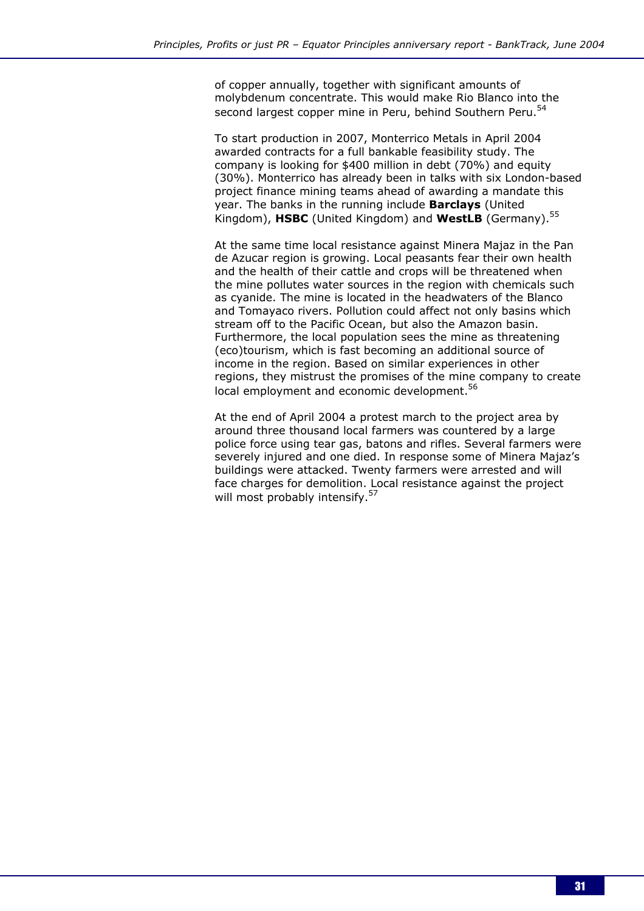of copper annually, together with significant amounts of molybdenum concentrate. This would make Rio Blanco into the second largest copper mine in Peru, behind Southern Peru.[54]

To start production in 2007, Monterrico Metals in April 2004 awarded contracts for a full bankable feasibility study. The company is looking for $400 million in debt (70%) and equity (30%). Monterrico has already been in talks with six London-based project finance mining teams ahead of awarding a mandate this year. The banks in the running include **Barclays** (United Kingdom), **HSBC** (United Kingdom) and **WestLB** (Germany).[55]

At the same time local resistance against Minera Majaz in the Pan de Azucar region is growing. Local peasants fear their own health and the health of their cattle and crops will be threatened when the mine pollutes water sources in the region with chemicals such as cyanide. The mine is located in the headwaters of the Blanco and Tomayaco rivers. Pollution could affect not only basins which stream off to the Pacific Ocean, but also the Amazon basin. Furthermore, the local population sees the mine as threatening (eco)tourism, which is fast becoming an additional source of income in the region. Based on similar experiences in other regions, they mistrust the promises of the mine company to create local employment and economic development.[56]

At the end of April 2004 a protest march to the project area by around three thousand local farmers was countered by a large police force using tear gas, batons and rifles. Several farmers were severely injured and one died. In response some of Minera Majaz's buildings were attacked. Twenty farmers were arrested and will face charges for demolition. Local resistance against the project will most probably intensify.[57]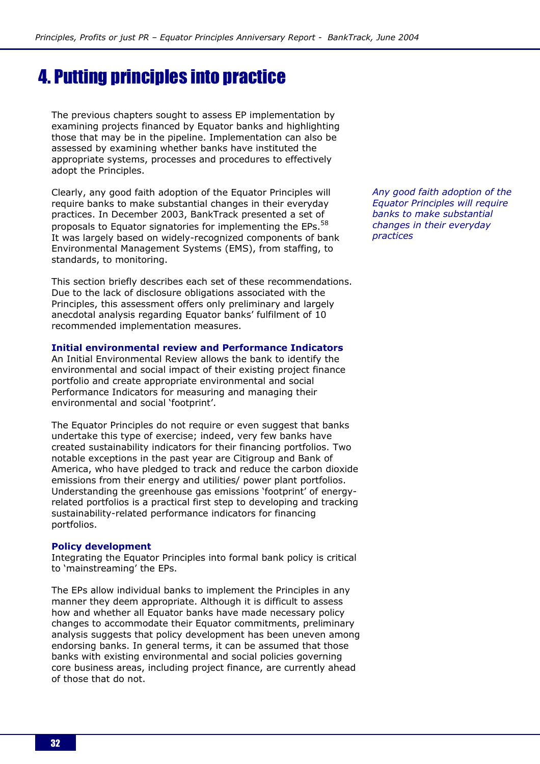# 4. Putting principles into practice

The previous chapters sought to assess EP implementation by examining projects financed by Equator banks and highlighting those that may be in the pipeline. Implementation can also be assessed by examining whether banks have instituted the appropriate systems, processes and procedures to effectively adopt the Principles.

Clearly, any good faith adoption of the Equator Principles will require banks to make substantial changes in their everyday practices. In December 2003, BankTrack presented a set of proposals to Equator signatories for implementing the EPs.[58] It was largely based on widely-recognized components of bank Environmental Management Systems (EMS), from staffing, to standards, to monitoring.

*Any good faith adoption of the Equator Principles will require banks to make substantial changes in their everyday practices*

This section briefly describes each set of these recommendations. Due to the lack of disclosure obligations associated with the Principles, this assessment offers only preliminary and largely anecdotal analysis regarding Equator banks' fulfilment of 10 recommended implementation measures.

### Initial environmental review and Performance Indicators

An Initial Environmental Review allows the bank to identify the environmental and social impact of their existing project finance portfolio and create appropriate environmental and social Performance Indicators for measuring and managing their environmental and social 'footprint'.

The Equator Principles do not require or even suggest that banks undertake this type of exercise; indeed, very few banks have created sustainability indicators for their financing portfolios. Two notable exceptions in the past year are Citigroup and Bank of America, who have pledged to track and reduce the carbon dioxide emissions from their energy and utilities/ power plant portfolios. Understanding the greenhouse gas emissions 'footprint' of energy-related portfolios is a practical first step to developing and tracking sustainability-related performance indicators for financing portfolios.

### Policy development

Integrating the Equator Principles into formal bank policy is critical to 'mainstreaming' the EPs.

The EPs allow individual banks to implement the Principles in any manner they deem appropriate. Although it is difficult to assess how and whether all Equator banks have made necessary policy changes to accommodate their Equator commitments, preliminary analysis suggests that policy development has been uneven among endorsing banks. In general terms, it can be assumed that those banks with existing environmental and social policies governing core business areas, including project finance, are currently ahead of those that do not.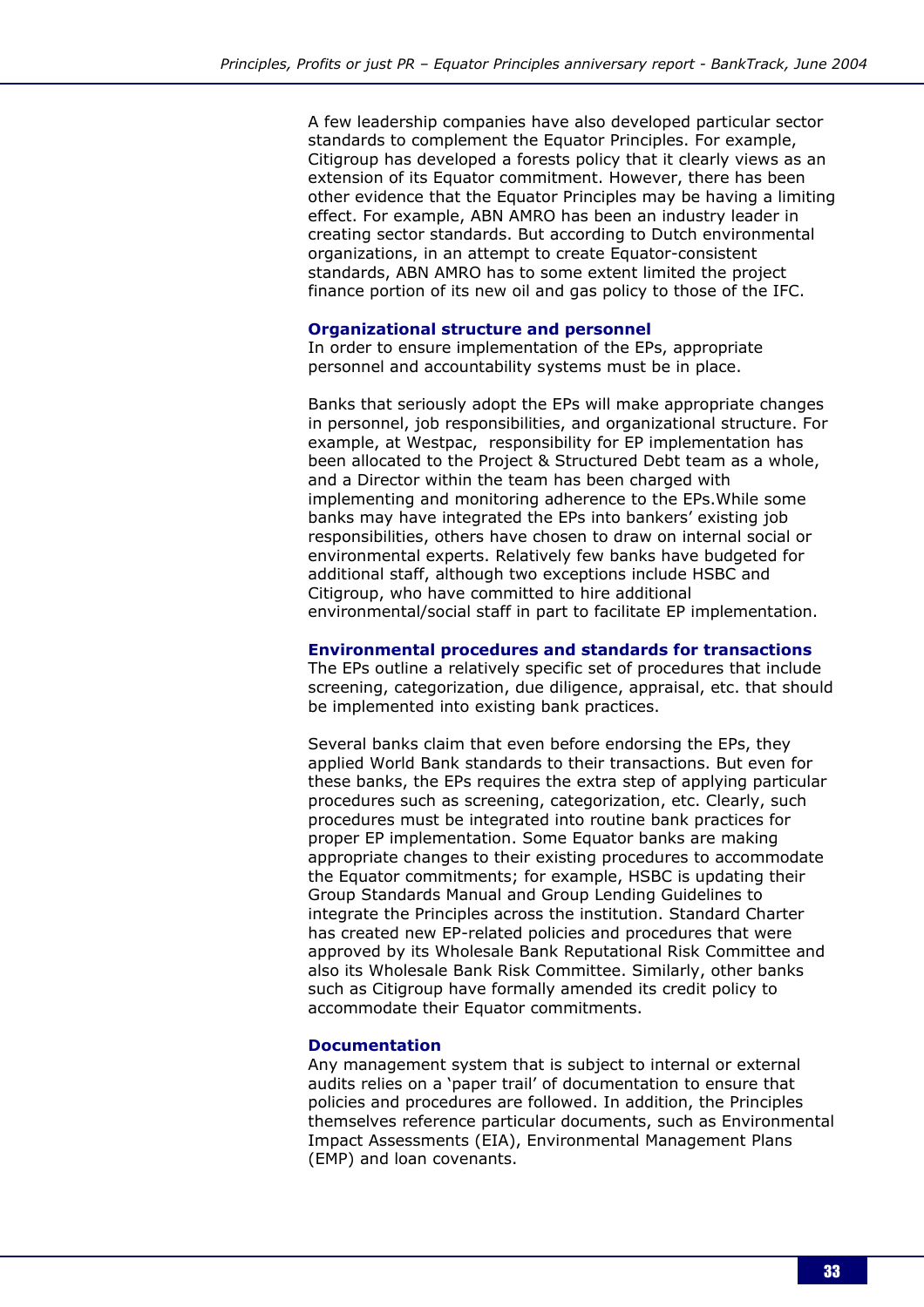A few leadership companies have also developed particular sector standards to complement the Equator Principles. For example, Citigroup has developed a forests policy that it clearly views as an extension of its Equator commitment. However, there has been other evidence that the Equator Principles may be having a limiting effect. For example, ABN AMRO has been an industry leader in creating sector standards. But according to Dutch environmental organizations, in an attempt to create Equator-consistent standards, ABN AMRO has to some extent limited the project finance portion of its new oil and gas policy to those of the IFC.

### Organizational structure and personnel

In order to ensure implementation of the EPs, appropriate personnel and accountability systems must be in place.

Banks that seriously adopt the EPs will make appropriate changes in personnel, job responsibilities, and organizational structure. For example, at Westpac, responsibility for EP implementation has been allocated to the Project & Structured Debt team as a whole, and a Director within the team has been charged with implementing and monitoring adherence to the EPs.While some banks may have integrated the EPs into bankers' existing job responsibilities, others have chosen to draw on internal social or environmental experts. Relatively few banks have budgeted for additional staff, although two exceptions include HSBC and Citigroup, who have committed to hire additional environmental/social staff in part to facilitate EP implementation.

### Environmental procedures and standards for transactions

The EPs outline a relatively specific set of procedures that include screening, categorization, due diligence, appraisal, etc. that should be implemented into existing bank practices.

Several banks claim that even before endorsing the EPs, they applied World Bank standards to their transactions. But even for these banks, the EPs requires the extra step of applying particular procedures such as screening, categorization, etc. Clearly, such procedures must be integrated into routine bank practices for proper EP implementation. Some Equator banks are making appropriate changes to their existing procedures to accommodate the Equator commitments; for example, HSBC is updating their Group Standards Manual and Group Lending Guidelines to integrate the Principles across the institution. Standard Charter has created new EP-related policies and procedures that were approved by its Wholesale Bank Reputational Risk Committee and also its Wholesale Bank Risk Committee. Similarly, other banks such as Citigroup have formally amended its credit policy to accommodate their Equator commitments.

### Documentation

Any management system that is subject to internal or external audits relies on a 'paper trail' of documentation to ensure that policies and procedures are followed. In addition, the Principles themselves reference particular documents, such as Environmental Impact Assessments (EIA), Environmental Management Plans (EMP) and loan covenants.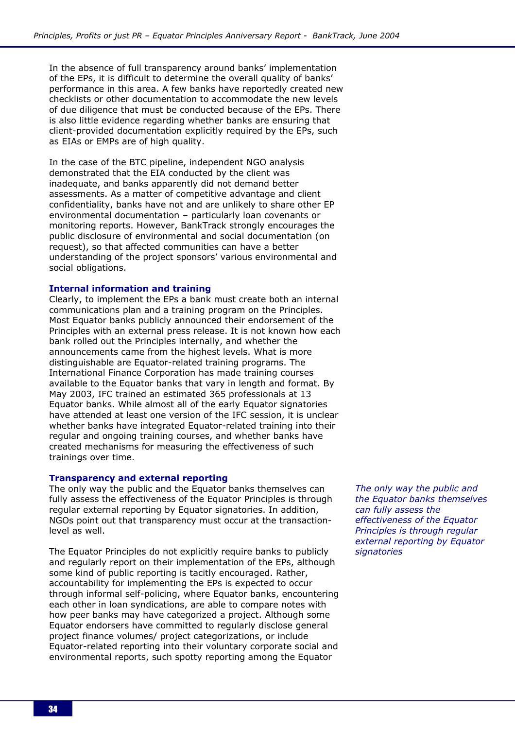In the absence of full transparency around banks' implementation of the EPs, it is difficult to determine the overall quality of banks' performance in this area. A few banks have reportedly created new checklists or other documentation to accommodate the new levels of due diligence that must be conducted because of the EPs. There is also little evidence regarding whether banks are ensuring that client-provided documentation explicitly required by the EPs, such as EIAs or EMPs are of high quality.

In the case of the BTC pipeline, independent NGO analysis demonstrated that the EIA conducted by the client was inadequate, and banks apparently did not demand better assessments. As a matter of competitive advantage and client confidentiality, banks have not and are unlikely to share other EP environmental documentation – particularly loan covenants or monitoring reports. However, BankTrack strongly encourages the public disclosure of environmental and social documentation (on request), so that affected communities can have a better understanding of the project sponsors' various environmental and social obligations.

### Internal information and training

Clearly, to implement the EPs a bank must create both an internal communications plan and a training program on the Principles. Most Equator banks publicly announced their endorsement of the Principles with an external press release. It is not known how each bank rolled out the Principles internally, and whether the announcements came from the highest levels. What is more distinguishable are Equator-related training programs. The International Finance Corporation has made training courses available to the Equator banks that vary in length and format. By May 2003, IFC trained an estimated 365 professionals at 13 Equator banks. While almost all of the early Equator signatories have attended at least one version of the IFC session, it is unclear whether banks have integrated Equator-related training into their regular and ongoing training courses, and whether banks have created mechanisms for measuring the effectiveness of such trainings over time.

### Transparency and external reporting

The only way the public and the Equator banks themselves can fully assess the effectiveness of the Equator Principles is through regular external reporting by Equator signatories. In addition, NGOs point out that transparency must occur at the transaction-level as well.

*The only way the public and the Equator banks themselves can fully assess the effectiveness of the Equator Principles is through regular external reporting by Equator signatories*

The Equator Principles do not explicitly require banks to publicly and regularly report on their implementation of the EPs, although some kind of public reporting is tacitly encouraged. Rather, accountability for implementing the EPs is expected to occur through informal self-policing, where Equator banks, encountering each other in loan syndications, are able to compare notes with how peer banks may have categorized a project. Although some Equator endorsers have committed to regularly disclose general project finance volumes/ project categorizations, or include Equator-related reporting into their voluntary corporate social and environmental reports, such spotty reporting among the Equator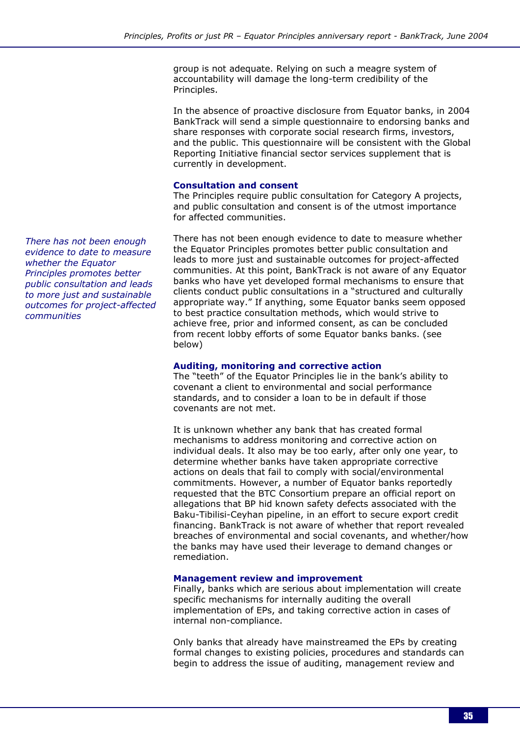group is not adequate. Relying on such a meagre system of accountability will damage the long-term credibility of the Principles.

In the absence of proactive disclosure from Equator banks, in 2004 BankTrack will send a simple questionnaire to endorsing banks and share responses with corporate social research firms, investors, and the public. This questionnaire will be consistent with the Global Reporting Initiative financial sector services supplement that is currently in development.

**Consultation and consent**

The Principles require public consultation for Category A projects, and public consultation and consent is of the utmost importance for affected communities.

*There has not been enough evidence to date to measure whether the Equator Principles promotes better public consultation and leads to more just and sustainable outcomes for project-affected communities*

There has not been enough evidence to date to measure whether the Equator Principles promotes better public consultation and leads to more just and sustainable outcomes for project-affected communities. At this point, BankTrack is not aware of any Equator banks who have yet developed formal mechanisms to ensure that clients conduct public consultations in a "structured and culturally appropriate way." If anything, some Equator banks seem opposed to best practice consultation methods, which would strive to achieve free, prior and informed consent, as can be concluded from recent lobby efforts of some Equator banks banks. (see below)

**Auditing, monitoring and corrective action**

The "teeth" of the Equator Principles lie in the bank's ability to covenant a client to environmental and social performance standards, and to consider a loan to be in default if those covenants are not met.

It is unknown whether any bank that has created formal mechanisms to address monitoring and corrective action on individual deals. It also may be too early, after only one year, to determine whether banks have taken appropriate corrective actions on deals that fail to comply with social/environmental commitments. However, a number of Equator banks reportedly requested that the BTC Consortium prepare an official report on allegations that BP hid known safety defects associated with the Baku-Tbilisi-Ceyhan pipeline, in an effort to secure export credit financing. BankTrack is not aware of whether that report revealed breaches of environmental and social covenants, and whether/how the banks may have used their leverage to demand changes or remediation.

**Management review and improvement**

Finally, banks which are serious about implementation will create specific mechanisms for internally auditing the overall implementation of EPs, and taking corrective action in cases of internal non-compliance.

Only banks that already have mainstreamed the EPs by creating formal changes to existing policies, procedures and standards can begin to address the issue of auditing, management review and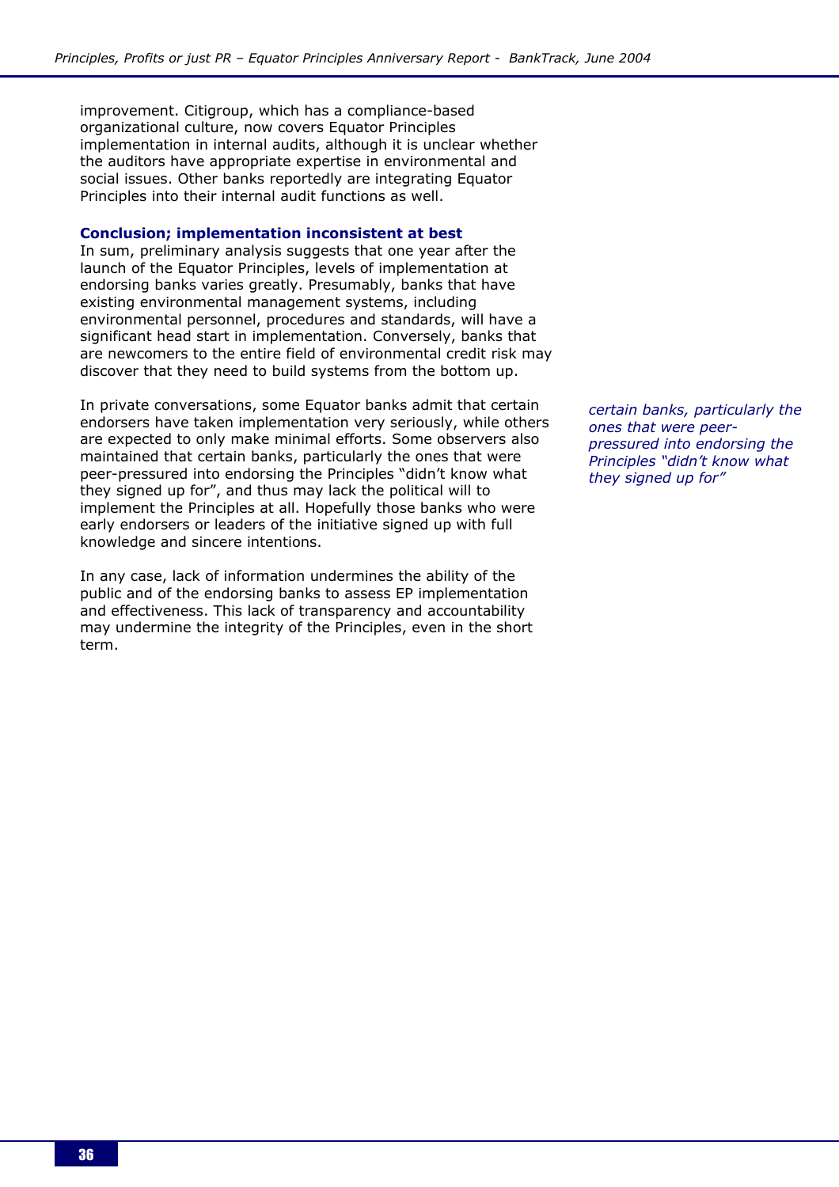improvement. Citigroup, which has a compliance-based organizational culture, now covers Equator Principles implementation in internal audits, although it is unclear whether the auditors have appropriate expertise in environmental and social issues. Other banks reportedly are integrating Equator Principles into their internal audit functions as well.

### Conclusion; implementation inconsistent at best

In sum, preliminary analysis suggests that one year after the launch of the Equator Principles, levels of implementation at endorsing banks varies greatly. Presumably, banks that have existing environmental management systems, including environmental personnel, procedures and standards, will have a significant head start in implementation. Conversely, banks that are newcomers to the entire field of environmental credit risk may discover that they need to build systems from the bottom up.

In private conversations, some Equator banks admit that certain endorsers have taken implementation very seriously, while others are expected to only make minimal efforts. Some observers also maintained that certain banks, particularly the ones that were peer-pressured into endorsing the Principles "didn't know what they signed up for", and thus may lack the political will to implement the Principles at all. Hopefully those banks who were early endorsers or leaders of the initiative signed up with full knowledge and sincere intentions.

*certain banks, particularly the ones that were peer-pressured into endorsing the Principles "didn't know what they signed up for"*

In any case, lack of information undermines the ability of the public and of the endorsing banks to assess EP implementation and effectiveness. This lack of transparency and accountability may undermine the integrity of the Principles, even in the short term.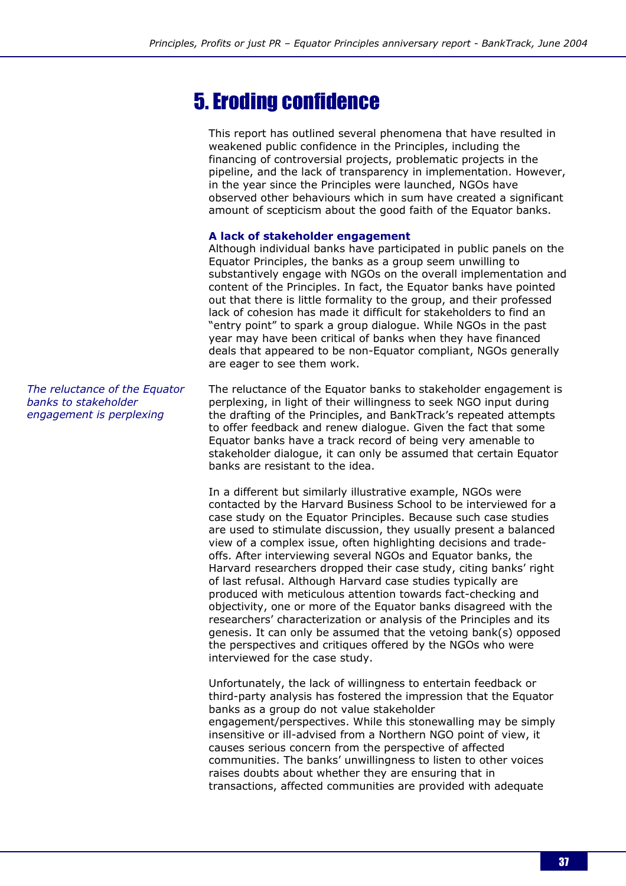# 5. Eroding confidence

This report has outlined several phenomena that have resulted in weakened public confidence in the Principles, including the financing of controversial projects, problematic projects in the pipeline, and the lack of transparency in implementation. However, in the year since the Principles were launched, NGOs have observed other behaviours which in sum have created a significant amount of scepticism about the good faith of the Equator banks.

### A lack of stakeholder engagement

Although individual banks have participated in public panels on the Equator Principles, the banks as a group seem unwilling to substantively engage with NGOs on the overall implementation and content of the Principles. In fact, the Equator banks have pointed out that there is little formality to the group, and their professed lack of cohesion has made it difficult for stakeholders to find an "entry point" to spark a group dialogue. While NGOs in the past year may have been critical of banks when they have financed deals that appeared to be non-Equator compliant, NGOs generally are eager to see them work.

*The reluctance of the Equator banks to stakeholder engagement is perplexing*

The reluctance of the Equator banks to stakeholder engagement is perplexing, in light of their willingness to seek NGO input during the drafting of the Principles, and BankTrack's repeated attempts to offer feedback and renew dialogue. Given the fact that some Equator banks have a track record of being very amenable to stakeholder dialogue, it can only be assumed that certain Equator banks are resistant to the idea.

In a different but similarly illustrative example, NGOs were contacted by the Harvard Business School to be interviewed for a case study on the Equator Principles. Because such case studies are used to stimulate discussion, they usually present a balanced view of a complex issue, often highlighting decisions and trade-offs. After interviewing several NGOs and Equator banks, the Harvard researchers dropped their case study, citing banks' right of last refusal. Although Harvard case studies typically are produced with meticulous attention towards fact-checking and objectivity, one or more of the Equator banks disagreed with the researchers' characterization or analysis of the Principles and its genesis. It can only be assumed that the vetoing bank(s) opposed the perspectives and critiques offered by the NGOs who were interviewed for the case study.

Unfortunately, the lack of willingness to entertain feedback or third-party analysis has fostered the impression that the Equator banks as a group do not value stakeholder engagement/perspectives. While this stonewalling may be simply insensitive or ill-advised from a Northern NGO point of view, it causes serious concern from the perspective of affected communities. The banks' unwillingness to listen to other voices raises doubts about whether they are ensuring that in transactions, affected communities are provided with adequate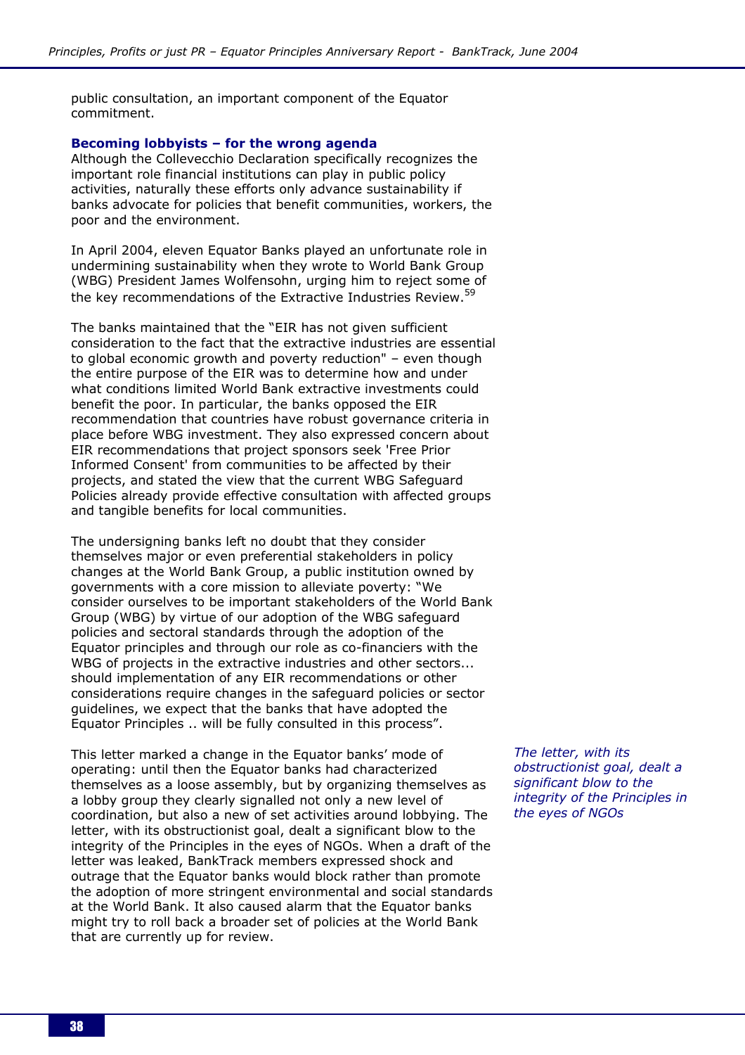public consultation, an important component of the Equator commitment.

### Becoming lobbyists – for the wrong agenda

Although the Collevecchio Declaration specifically recognizes the important role financial institutions can play in public policy activities, naturally these efforts only advance sustainability if banks advocate for policies that benefit communities, workers, the poor and the environment.

In April 2004, eleven Equator Banks played an unfortunate role in undermining sustainability when they wrote to World Bank Group (WBG) President James Wolfensohn, urging him to reject some of the key recommendations of the Extractive Industries Review.[59]

The banks maintained that the "EIR has not given sufficient consideration to the fact that the extractive industries are essential to global economic growth and poverty reduction" – even though the entire purpose of the EIR was to determine how and under what conditions limited World Bank extractive investments could benefit the poor. In particular, the banks opposed the EIR recommendation that countries have robust governance criteria in place before WBG investment. They also expressed concern about EIR recommendations that project sponsors seek 'Free Prior Informed Consent' from communities to be affected by their projects, and stated the view that the current WBG Safeguard Policies already provide effective consultation with affected groups and tangible benefits for local communities.

The undersigning banks left no doubt that they consider themselves major or even preferential stakeholders in policy changes at the World Bank Group, a public institution owned by governments with a core mission to alleviate poverty: "We consider ourselves to be important stakeholders of the World Bank Group (WBG) by virtue of our adoption of the WBG safeguard policies and sectoral standards through the adoption of the Equator principles and through our role as co-financiers with the WBG of projects in the extractive industries and other sectors... should implementation of any EIR recommendations or other considerations require changes in the safeguard policies or sector guidelines, we expect that the banks that have adopted the Equator Principles .. will be fully consulted in this process".

This letter marked a change in the Equator banks' mode of operating: until then the Equator banks had characterized themselves as a loose assembly, but by organizing themselves as a lobby group they clearly signalled not only a new level of coordination, but also a new of set activities around lobbying. The letter, with its obstructionist goal, dealt a significant blow to the integrity of the Principles in the eyes of NGOs. When a draft of the letter was leaked, BankTrack members expressed shock and outrage that the Equator banks would block rather than promote the adoption of more stringent environmental and social standards at the World Bank. It also caused alarm that the Equator banks might try to roll back a broader set of policies at the World Bank that are currently up for review.

*The letter, with its obstructionist goal, dealt a significant blow to the integrity of the Principles in the eyes of NGOs*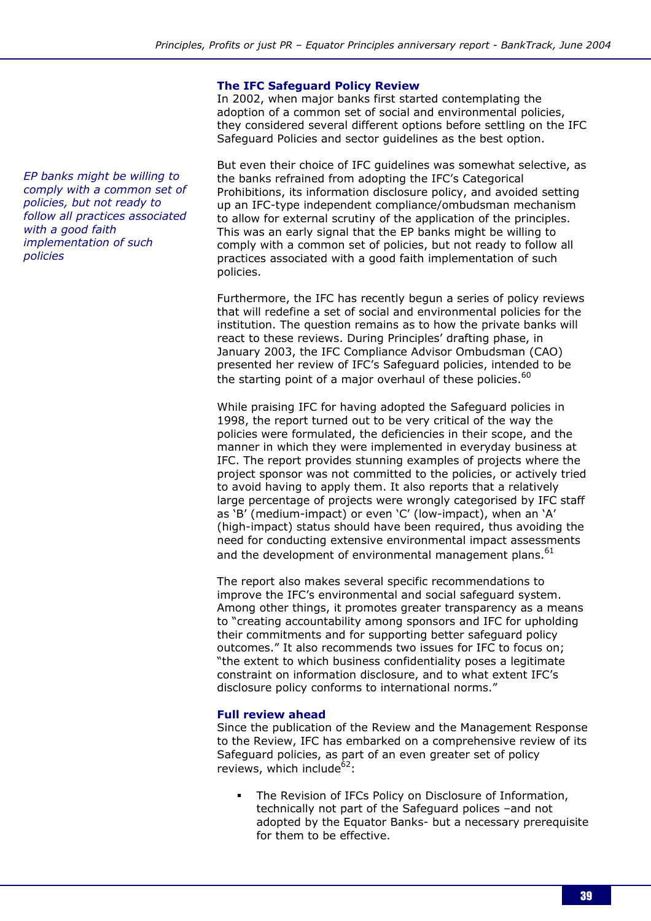### The IFC Safeguard Policy Review

In 2002, when major banks first started contemplating the adoption of a common set of social and environmental policies, they considered several different options before settling on the IFC Safeguard Policies and sector guidelines as the best option.

*EP banks might be willing to comply with a common set of policies, but not ready to follow all practices associated with a good faith implementation of such policies*

But even their choice of IFC guidelines was somewhat selective, as the banks refrained from adopting the IFC's Categorical Prohibitions, its information disclosure policy, and avoided setting up an IFC-type independent compliance/ombudsman mechanism to allow for external scrutiny of the application of the principles. This was an early signal that the EP banks might be willing to comply with a common set of policies, but not ready to follow all practices associated with a good faith implementation of such policies.

Furthermore, the IFC has recently begun a series of policy reviews that will redefine a set of social and environmental policies for the institution. The question remains as to how the private banks will react to these reviews. During Principles' drafting phase, in January 2003, the IFC Compliance Advisor Ombudsman (CAO) presented her review of IFC's Safeguard policies, intended to be the starting point of a major overhaul of these policies.[60]

While praising IFC for having adopted the Safeguard policies in 1998, the report turned out to be very critical of the way the policies were formulated, the deficiencies in their scope, and the manner in which they were implemented in everyday business at IFC. The report provides stunning examples of projects where the project sponsor was not committed to the policies, or actively tried to avoid having to apply them. It also reports that a relatively large percentage of projects were wrongly categorised by IFC staff as 'B' (medium-impact) or even 'C' (low-impact), when an 'A' (high-impact) status should have been required, thus avoiding the need for conducting extensive environmental impact assessments and the development of environmental management plans.[61]

The report also makes several specific recommendations to improve the IFC's environmental and social safeguard system. Among other things, it promotes greater transparency as a means to "creating accountability among sponsors and IFC for upholding their commitments and for supporting better safeguard policy outcomes." It also recommends two issues for IFC to focus on; "the extent to which business confidentiality poses a legitimate constraint on information disclosure, and to what extent IFC's disclosure policy conforms to international norms."

### Full review ahead

Since the publication of the Review and the Management Response to the Review, IFC has embarked on a comprehensive review of its Safeguard policies, as part of an even greater set of policy reviews, which include[62]:

- The Revision of IFCs Policy on Disclosure of Information, technically not part of the Safeguard polices –and not adopted by the Equator Banks- but a necessary prerequisite for them to be effective.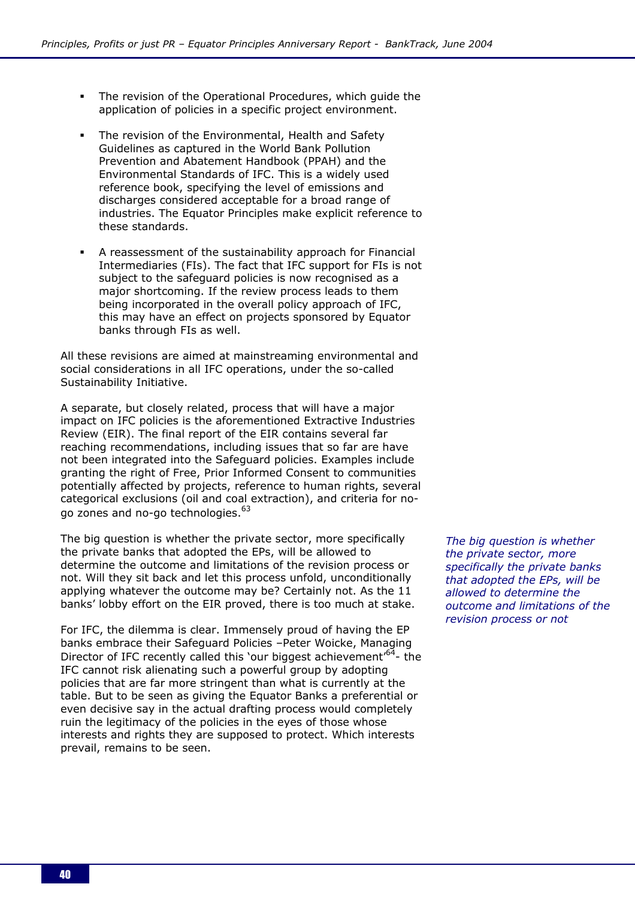- The revision of the Operational Procedures, which guide the application of policies in a specific project environment.

- The revision of the Environmental, Health and Safety Guidelines as captured in the World Bank Pollution Prevention and Abatement Handbook (PPAH) and the Environmental Standards of IFC. This is a widely used reference book, specifying the level of emissions and discharges considered acceptable for a broad range of industries. The Equator Principles make explicit reference to these standards.

- A reassessment of the sustainability approach for Financial Intermediaries (FIs). The fact that IFC support for FIs is not subject to the safeguard policies is now recognised as a major shortcoming. If the review process leads to them being incorporated in the overall policy approach of IFC, this may have an effect on projects sponsored by Equator banks through FIs as well.

All these revisions are aimed at mainstreaming environmental and social considerations in all IFC operations, under the so-called Sustainability Initiative.

A separate, but closely related, process that will have a major impact on IFC policies is the aforementioned Extractive Industries Review (EIR). The final report of the EIR contains several far reaching recommendations, including issues that so far are have not been integrated into the Safeguard policies. Examples include granting the right of Free, Prior Informed Consent to communities potentially affected by projects, reference to human rights, several categorical exclusions (oil and coal extraction), and criteria for no-go zones and no-go technologies.[63]

The big question is whether the private sector, more specifically the private banks that adopted the EPs, will be allowed to determine the outcome and limitations of the revision process or not. Will they sit back and let this process unfold, unconditionally applying whatever the outcome may be? Certainly not. As the 11 banks' lobby effort on the EIR proved, there is too much at stake.

*The big question is whether the private sector, more specifically the private banks that adopted the EPs, will be allowed to determine the outcome and limitations of the revision process or not*

For IFC, the dilemma is clear. Immensely proud of having the EP banks embrace their Safeguard Policies –Peter Woicke, Managing Director of IFC recently called this 'our biggest achievement'[64]- the IFC cannot risk alienating such a powerful group by adopting policies that are far more stringent than what is currently at the table. But to be seen as giving the Equator Banks a preferential or even decisive say in the actual drafting process would completely ruin the legitimacy of the policies in the eyes of those whose interests and rights they are supposed to protect. Which interests prevail, remains to be seen.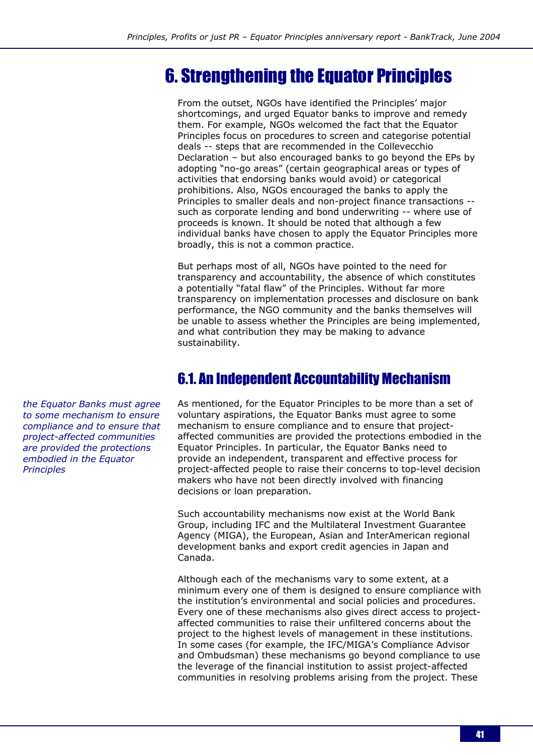# 6. Strengthening the Equator Principles

From the outset, NGOs have identified the Principles' major shortcomings, and urged Equator banks to improve and remedy them. For example, NGOs welcomed the fact that the Equator Principles focus on procedures to screen and categorise potential deals -- steps that are recommended in the Collevecchio Declaration – but also encouraged banks to go beyond the EPs by adopting "no-go areas" (certain geographical areas or types of activities that endorsing banks would avoid) or categorical prohibitions. Also, NGOs encouraged the banks to apply the Principles to smaller deals and non-project finance transactions -- such as corporate lending and bond underwriting -- where use of proceeds is known. It should be noted that although a few individual banks have chosen to apply the Equator Principles more broadly, this is not a common practice.

But perhaps most of all, NGOs have pointed to the need for transparency and accountability, the absence of which constitutes a potentially "fatal flaw" of the Principles. Without far more transparency on implementation processes and disclosure on bank performance, the NGO community and the banks themselves will be unable to assess whether the Principles are being implemented, and what contribution they may be making to advance sustainability.

## 6.1. An Independent Accountability Mechanism

*the Equator Banks must agree to some mechanism to ensure compliance and to ensure that project-affected communities are provided the protections embodied in the Equator Principles*

As mentioned, for the Equator Principles to be more than a set of voluntary aspirations, the Equator Banks must agree to some mechanism to ensure compliance and to ensure that project-affected communities are provided the protections embodied in the Equator Principles. In particular, the Equator Banks need to provide an independent, transparent and effective process for project-affected people to raise their concerns to top-level decision makers who have not been directly involved with financing decisions or loan preparation.

Such accountability mechanisms now exist at the World Bank Group, including IFC and the Multilateral Investment Guarantee Agency (MIGA), the European, Asian and InterAmerican regional development banks and export credit agencies in Japan and Canada.

Although each of the mechanisms vary to some extent, at a minimum every one of them is designed to ensure compliance with the institution's environmental and social policies and procedures. Every one of these mechanisms also gives direct access to project-affected communities to raise their unfiltered concerns about the project to the highest levels of management in these institutions. In some cases (for example, the IFC/MIGA's Compliance Advisor and Ombudsman) these mechanisms go beyond compliance to use the leverage of the financial institution to assist project-affected communities in resolving problems arising from the project. These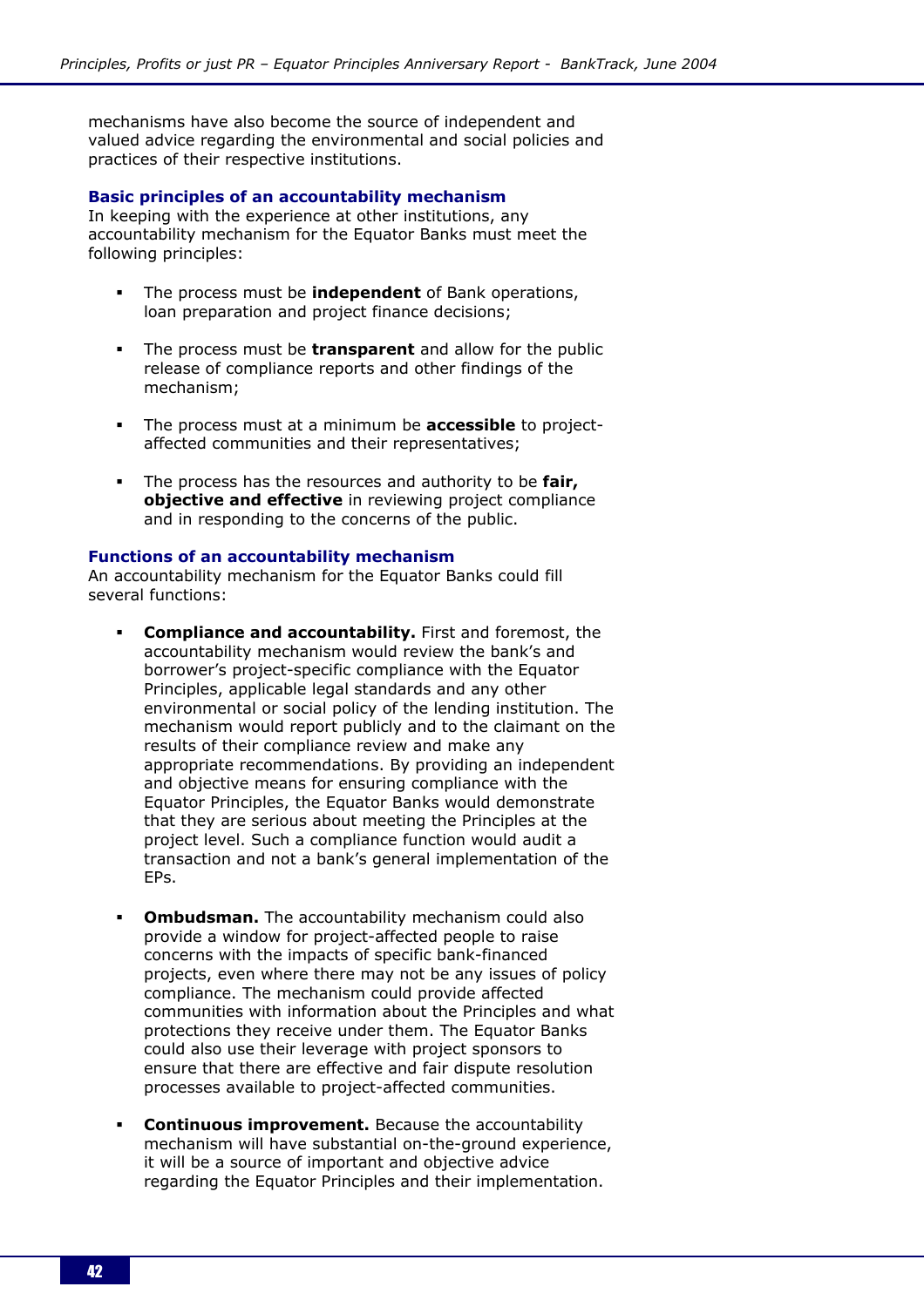mechanisms have also become the source of independent and valued advice regarding the environmental and social policies and practices of their respective institutions.

### Basic principles of an accountability mechanism

In keeping with the experience at other institutions, any accountability mechanism for the Equator Banks must meet the following principles:

- The process must be **independent** of Bank operations, loan preparation and project finance decisions;
- The process must be **transparent** and allow for the public release of compliance reports and other findings of the mechanism;
- The process must at a minimum be **accessible** to project-affected communities and their representatives;
- The process has the resources and authority to be **fair, objective and effective** in reviewing project compliance and in responding to the concerns of the public.

### Functions of an accountability mechanism

An accountability mechanism for the Equator Banks could fill several functions:

- **Compliance and accountability.** First and foremost, the accountability mechanism would review the bank's and borrower's project-specific compliance with the Equator Principles, applicable legal standards and any other environmental or social policy of the lending institution. The mechanism would report publicly and to the claimant on the results of their compliance review and make any appropriate recommendations. By providing an independent and objective means for ensuring compliance with the Equator Principles, the Equator Banks would demonstrate that they are serious about meeting the Principles at the project level. Such a compliance function would audit a transaction and not a bank's general implementation of the EPs.
- **Ombudsman.** The accountability mechanism could also provide a window for project-affected people to raise concerns with the impacts of specific bank-financed projects, even where there may not be any issues of policy compliance. The mechanism could provide affected communities with information about the Principles and what protections they receive under them. The Equator Banks could also use their leverage with project sponsors to ensure that there are effective and fair dispute resolution processes available to project-affected communities.
- **Continuous improvement.** Because the accountability mechanism will have substantial on-the-ground experience, it will be a source of important and objective advice regarding the Equator Principles and their implementation.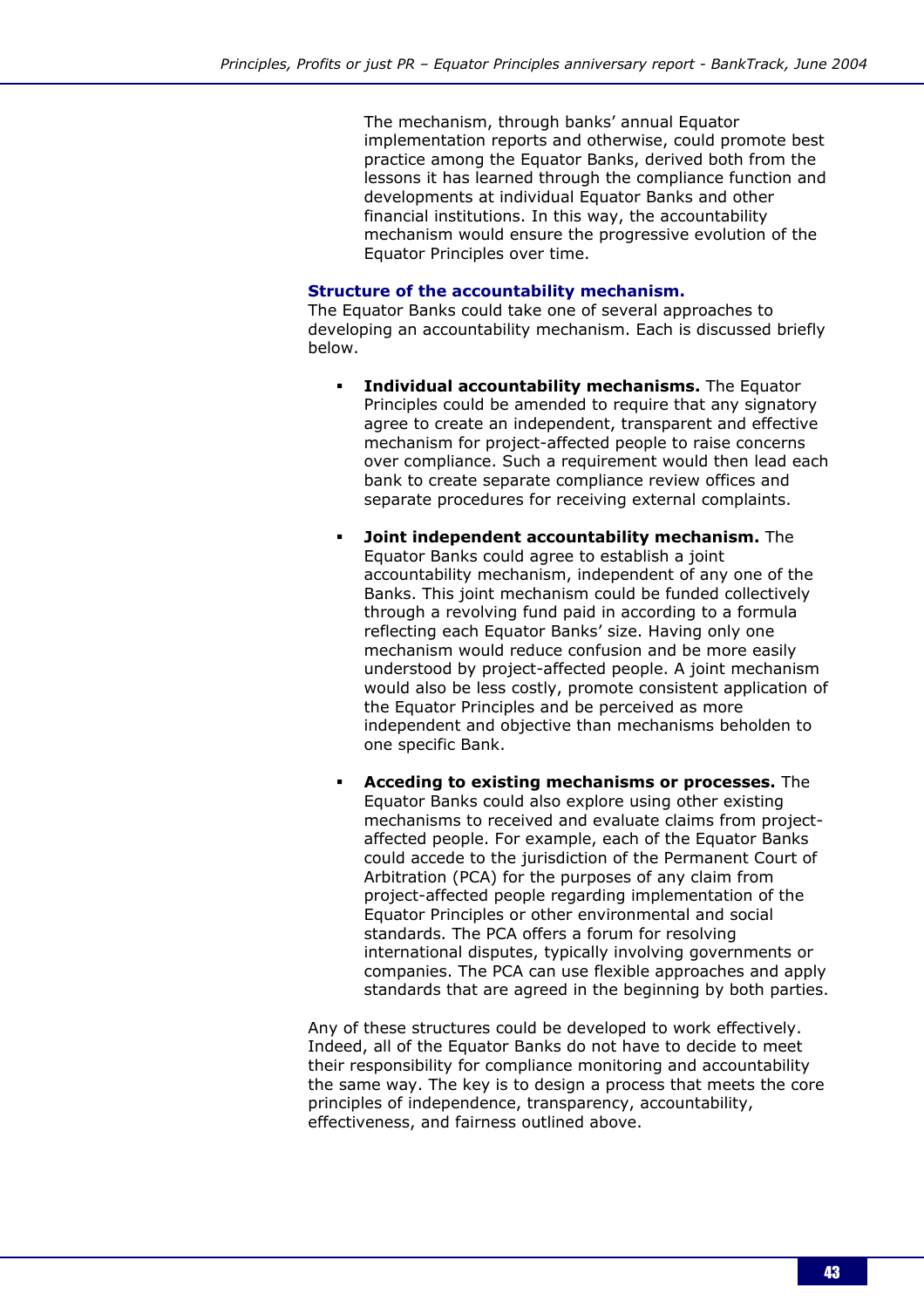The mechanism, through banks' annual Equator implementation reports and otherwise, could promote best practice among the Equator Banks, derived both from the lessons it has learned through the compliance function and developments at individual Equator Banks and other financial institutions. In this way, the accountability mechanism would ensure the progressive evolution of the Equator Principles over time.

### Structure of the accountability mechanism.

The Equator Banks could take one of several approaches to developing an accountability mechanism. Each is discussed briefly below.

- **Individual accountability mechanisms.** The Equator Principles could be amended to require that any signatory agree to create an independent, transparent and effective mechanism for project-affected people to raise concerns over compliance. Such a requirement would then lead each bank to create separate compliance review offices and separate procedures for receiving external complaints.

- **Joint independent accountability mechanism.** The Equator Banks could agree to establish a joint accountability mechanism, independent of any one of the Banks. This joint mechanism could be funded collectively through a revolving fund paid in according to a formula reflecting each Equator Banks' size. Having only one mechanism would reduce confusion and be more easily understood by project-affected people. A joint mechanism would also be less costly, promote consistent application of the Equator Principles and be perceived as more independent and objective than mechanisms beholden to one specific Bank.

- **Acceding to existing mechanisms or processes.** The Equator Banks could also explore using other existing mechanisms to received and evaluate claims from project-affected people. For example, each of the Equator Banks could accede to the jurisdiction of the Permanent Court of Arbitration (PCA) for the purposes of any claim from project-affected people regarding implementation of the Equator Principles or other environmental and social standards. The PCA offers a forum for resolving international disputes, typically involving governments or companies. The PCA can use flexible approaches and apply standards that are agreed in the beginning by both parties.

Any of these structures could be developed to work effectively. Indeed, all of the Equator Banks do not have to decide to meet their responsibility for compliance monitoring and accountability the same way. The key is to design a process that meets the core principles of independence, transparency, accountability, effectiveness, and fairness outlined above.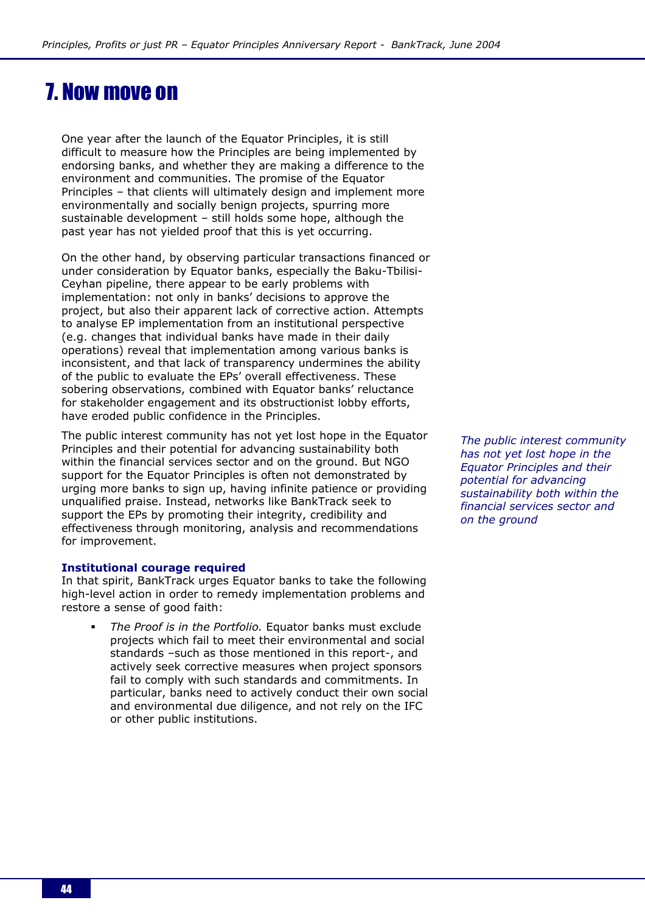# 7. Now move on

One year after the launch of the Equator Principles, it is still difficult to measure how the Principles are being implemented by endorsing banks, and whether they are making a difference to the environment and communities. The promise of the Equator Principles – that clients will ultimately design and implement more environmentally and socially benign projects, spurring more sustainable development – still holds some hope, although the past year has not yielded proof that this is yet occurring.

On the other hand, by observing particular transactions financed or under consideration by Equator banks, especially the Baku-Tbilisi-Ceyhan pipeline, there appear to be early problems with implementation: not only in banks' decisions to approve the project, but also their apparent lack of corrective action. Attempts to analyse EP implementation from an institutional perspective (e.g. changes that individual banks have made in their daily operations) reveal that implementation among various banks is inconsistent, and that lack of transparency undermines the ability of the public to evaluate the EPs' overall effectiveness. These sobering observations, combined with Equator banks' reluctance for stakeholder engagement and its obstructionist lobby efforts, have eroded public confidence in the Principles.

The public interest community has not yet lost hope in the Equator Principles and their potential for advancing sustainability both within the financial services sector and on the ground. But NGO support for the Equator Principles is often not demonstrated by urging more banks to sign up, having infinite patience or providing unqualified praise. Instead, networks like BankTrack seek to support the EPs by promoting their integrity, credibility and effectiveness through monitoring, analysis and recommendations for improvement.

*The public interest community has not yet lost hope in the Equator Principles and their potential for advancing sustainability both within the financial services sector and on the ground*

**Institutional courage required**

In that spirit, BankTrack urges Equator banks to take the following high-level action in order to remedy implementation problems and restore a sense of good faith:

- *The Proof is in the Portfolio.* Equator banks must exclude projects which fail to meet their environmental and social standards –such as those mentioned in this report-, and actively seek corrective measures when project sponsors fail to comply with such standards and commitments. In particular, banks need to actively conduct their own social and environmental due diligence, and not rely on the IFC or other public institutions.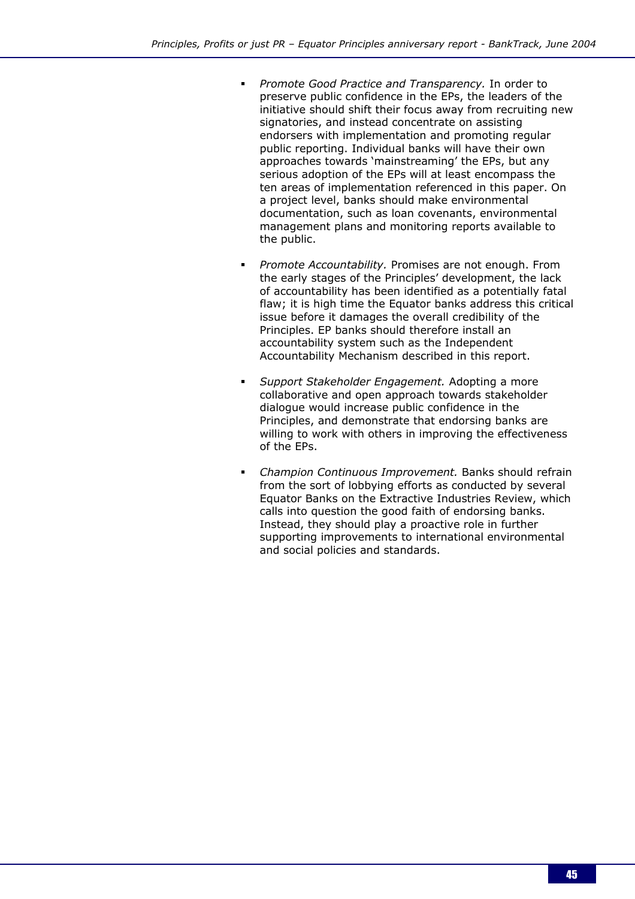- *Promote Good Practice and Transparency.* In order to preserve public confidence in the EPs, the leaders of the initiative should shift their focus away from recruiting new signatories, and instead concentrate on assisting endorsers with implementation and promoting regular public reporting. Individual banks will have their own approaches towards 'mainstreaming' the EPs, but any serious adoption of the EPs will at least encompass the ten areas of implementation referenced in this paper. On a project level, banks should make environmental documentation, such as loan covenants, environmental management plans and monitoring reports available to the public.

- *Promote Accountability.* Promises are not enough. From the early stages of the Principles' development, the lack of accountability has been identified as a potentially fatal flaw; it is high time the Equator banks address this critical issue before it damages the overall credibility of the Principles. EP banks should therefore install an accountability system such as the Independent Accountability Mechanism described in this report.

- *Support Stakeholder Engagement.* Adopting a more collaborative and open approach towards stakeholder dialogue would increase public confidence in the Principles, and demonstrate that endorsing banks are willing to work with others in improving the effectiveness of the EPs.

- *Champion Continuous Improvement.* Banks should refrain from the sort of lobbying efforts as conducted by several Equator Banks on the Extractive Industries Review, which calls into question the good faith of endorsing banks. Instead, they should play a proactive role in further supporting improvements to international environmental and social policies and standards.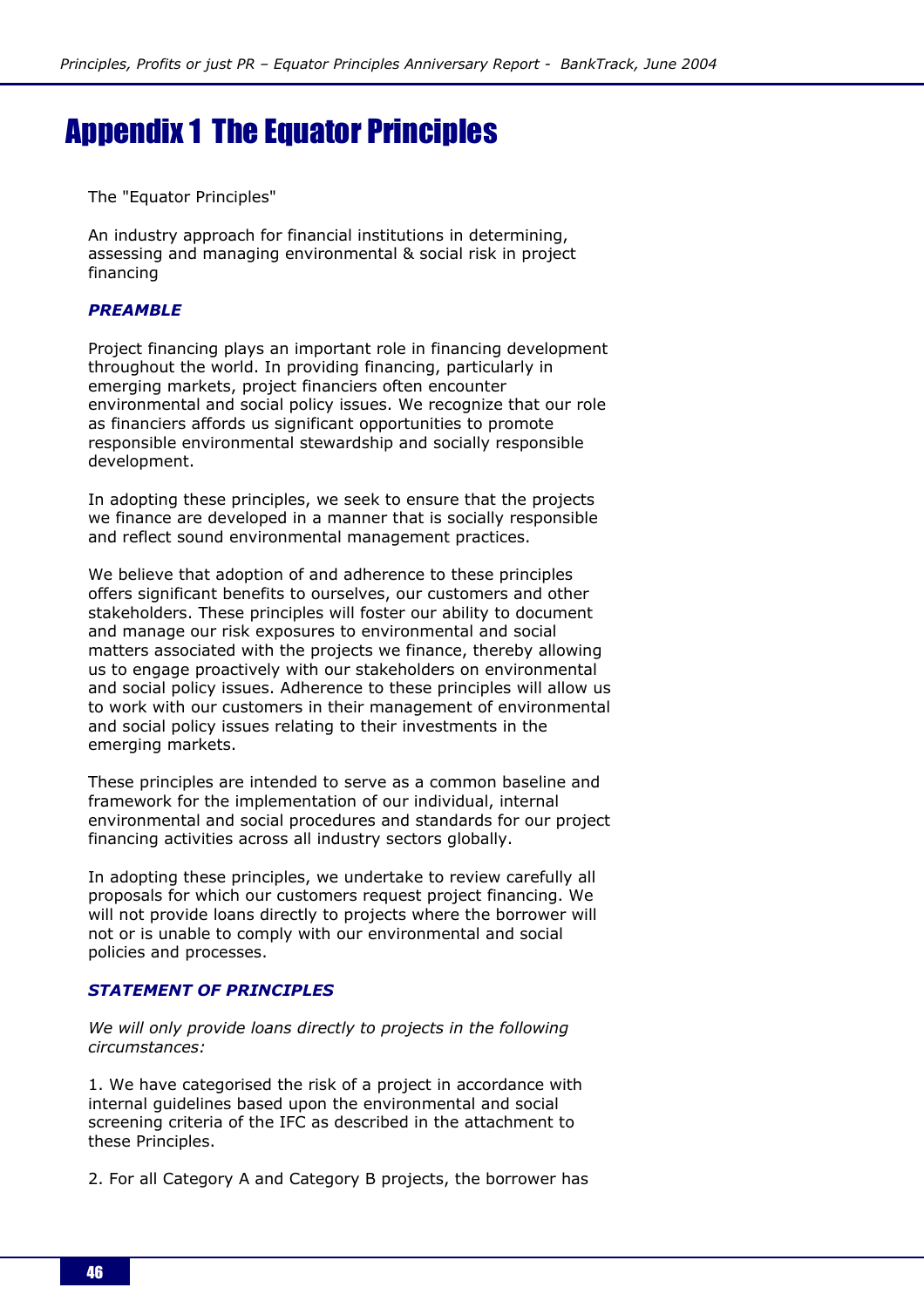# Appendix 1 The Equator Principles

The "Equator Principles"

An industry approach for financial institutions in determining, assessing and managing environmental & social risk in project financing

***PREAMBLE***

Project financing plays an important role in financing development throughout the world. In providing financing, particularly in emerging markets, project financiers often encounter environmental and social policy issues. We recognize that our role as financiers affords us significant opportunities to promote responsible environmental stewardship and socially responsible development.

In adopting these principles, we seek to ensure that the projects we finance are developed in a manner that is socially responsible and reflect sound environmental management practices.

We believe that adoption of and adherence to these principles offers significant benefits to ourselves, our customers and other stakeholders. These principles will foster our ability to document and manage our risk exposures to environmental and social matters associated with the projects we finance, thereby allowing us to engage proactively with our stakeholders on environmental and social policy issues. Adherence to these principles will allow us to work with our customers in their management of environmental and social policy issues relating to their investments in the emerging markets.

These principles are intended to serve as a common baseline and framework for the implementation of our individual, internal environmental and social procedures and standards for our project financing activities across all industry sectors globally.

In adopting these principles, we undertake to review carefully all proposals for which our customers request project financing. We will not provide loans directly to projects where the borrower will not or is unable to comply with our environmental and social policies and processes.

***STATEMENT OF PRINCIPLES***

*We will only provide loans directly to projects in the following circumstances:*

1. We have categorised the risk of a project in accordance with internal guidelines based upon the environmental and social screening criteria of the IFC as described in the attachment to these Principles.

2. For all Category A and Category B projects, the borrower has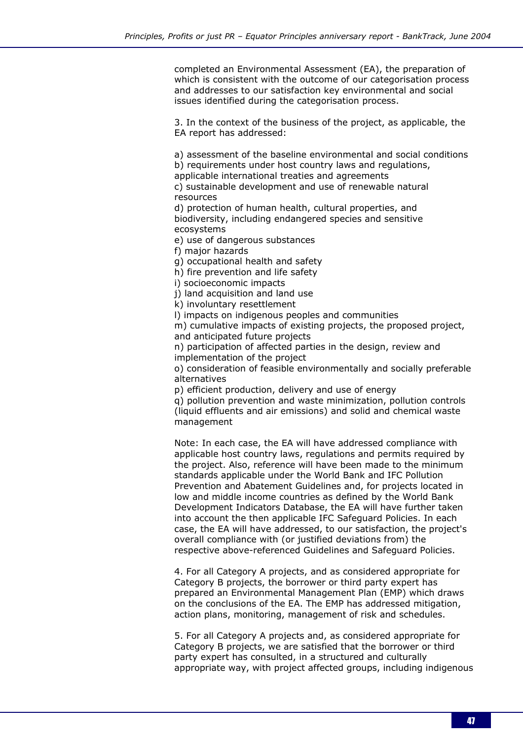completed an Environmental Assessment (EA), the preparation of which is consistent with the outcome of our categorisation process and addresses to our satisfaction key environmental and social issues identified during the categorisation process.

3. In the context of the business of the project, as applicable, the EA report has addressed:

a) assessment of the baseline environmental and social conditions
b) requirements under host country laws and regulations, applicable international treaties and agreements
c) sustainable development and use of renewable natural resources
d) protection of human health, cultural properties, and biodiversity, including endangered species and sensitive ecosystems
e) use of dangerous substances
f) major hazards
g) occupational health and safety
h) fire prevention and life safety
i) socioeconomic impacts
j) land acquisition and land use
k) involuntary resettlement
l) impacts on indigenous peoples and communities
m) cumulative impacts of existing projects, the proposed project, and anticipated future projects
n) participation of affected parties in the design, review and implementation of the project
o) consideration of feasible environmentally and socially preferable alternatives
p) efficient production, delivery and use of energy
q) pollution prevention and waste minimization, pollution controls (liquid effluents and air emissions) and solid and chemical waste management

Note: In each case, the EA will have addressed compliance with applicable host country laws, regulations and permits required by the project. Also, reference will have been made to the minimum standards applicable under the World Bank and IFC Pollution Prevention and Abatement Guidelines and, for projects located in low and middle income countries as defined by the World Bank Development Indicators Database, the EA will have further taken into account the then applicable IFC Safeguard Policies. In each case, the EA will have addressed, to our satisfaction, the project's overall compliance with (or justified deviations from) the respective above-referenced Guidelines and Safeguard Policies.

4. For all Category A projects, and as considered appropriate for Category B projects, the borrower or third party expert has prepared an Environmental Management Plan (EMP) which draws on the conclusions of the EA. The EMP has addressed mitigation, action plans, monitoring, management of risk and schedules.

5. For all Category A projects and, as considered appropriate for Category B projects, we are satisfied that the borrower or third party expert has consulted, in a structured and culturally appropriate way, with project affected groups, including indigenous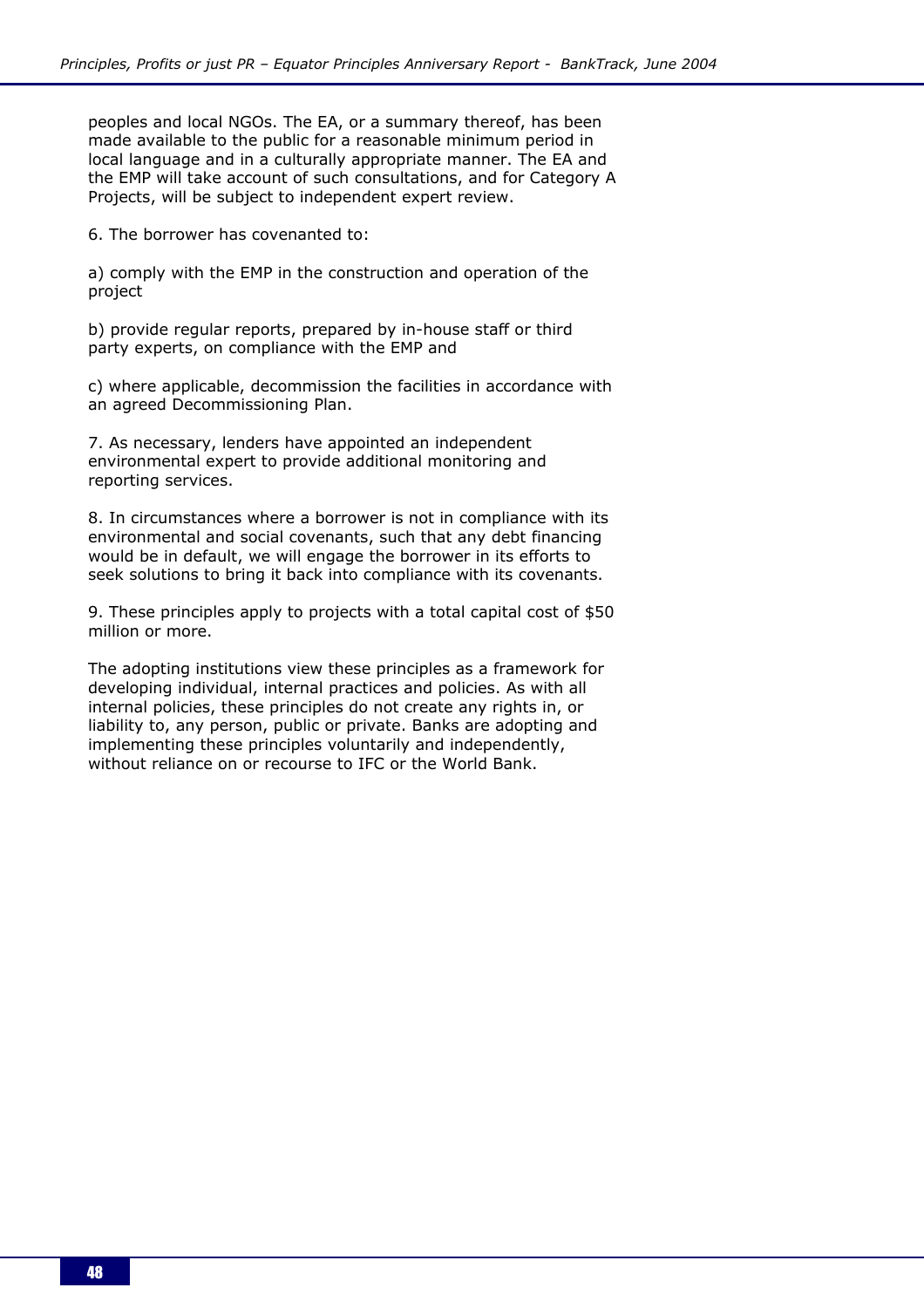peoples and local NGOs. The EA, or a summary thereof, has been made available to the public for a reasonable minimum period in local language and in a culturally appropriate manner. The EA and the EMP will take account of such consultations, and for Category A Projects, will be subject to independent expert review.

6. The borrower has covenanted to:

a) comply with the EMP in the construction and operation of the project

b) provide regular reports, prepared by in-house staff or third party experts, on compliance with the EMP and

c) where applicable, decommission the facilities in accordance with an agreed Decommissioning Plan.

7. As necessary, lenders have appointed an independent environmental expert to provide additional monitoring and reporting services.

8. In circumstances where a borrower is not in compliance with its environmental and social covenants, such that any debt financing would be in default, we will engage the borrower in its efforts to seek solutions to bring it back into compliance with its covenants.

9. These principles apply to projects with a total capital cost of $50 million or more.

The adopting institutions view these principles as a framework for developing individual, internal practices and policies. As with all internal policies, these principles do not create any rights in, or liability to, any person, public or private. Banks are adopting and implementing these principles voluntarily and independently, without reliance on or recourse to IFC or the World Bank.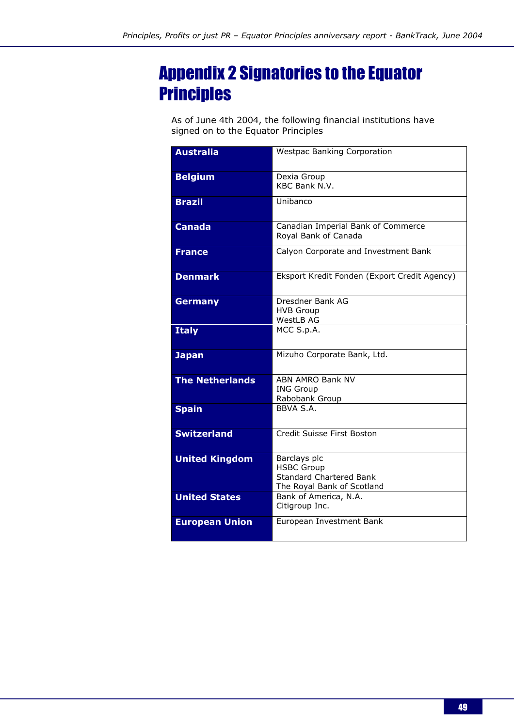# Appendix 2 Signatories to the Equator Principles

As of June 4th 2004, the following financial institutions have signed on to the Equator Principles

| Country | Institutions |
|---|---|
| **Australia** | Westpac Banking Corporation |
| **Belgium** | Dexia Group<br>KBC Bank N.V. |
| **Brazil** | Unibanco |
| **Canada** | Canadian Imperial Bank of Commerce<br>Royal Bank of Canada |
| **France** | Calyon Corporate and Investment Bank |
| **Denmark** | Eksport Kredit Fonden (Export Credit Agency) |
| **Germany** | Dresdner Bank AG<br>HVB Group<br>WestLB AG |
| **Italy** | MCC S.p.A. |
| **Japan** | Mizuho Corporate Bank, Ltd. |
| **The Netherlands** | ABN AMRO Bank NV<br>ING Group<br>Rabobank Group |
| **Spain** | BBVA S.A. |
| **Switzerland** | Credit Suisse First Boston |
| **United Kingdom** | Barclays plc<br>HSBC Group<br>Standard Chartered Bank<br>The Royal Bank of Scotland |
| **United States** | Bank of America, N.A.<br>Citigroup Inc. |
| **European Union** | European Investment Bank |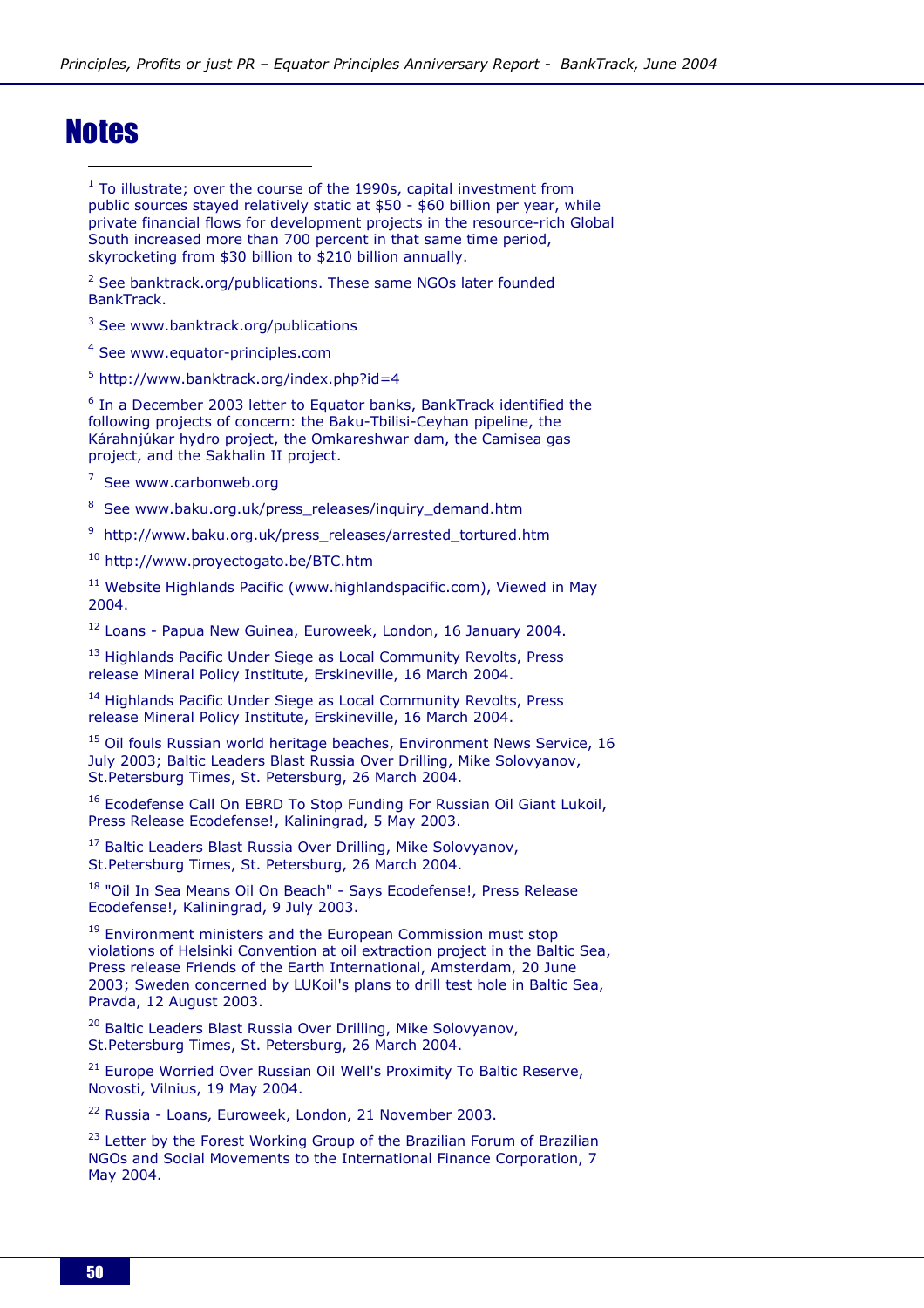# Notes

[1] To illustrate; over the course of the 1990s, capital investment from public sources stayed relatively static at $50 - $60 billion per year, while private financial flows for development projects in the resource-rich Global South increased more than 700 percent in that same time period, skyrocketing from $30 billion to $210 billion annually.

[2] See banktrack.org/publications. These same NGOs later founded BankTrack.

[3] See www.banktrack.org/publications

[4] See www.equator-principles.com

[5] http://www.banktrack.org/index.php?id=4

[6] In a December 2003 letter to Equator banks, BankTrack identified the following projects of concern: the Baku-Tbilisi-Ceyhan pipeline, the Kárahnjúkar hydro project, the Omkareshwar dam, the Camisea gas project, and the Sakhalin II project.

[7] See www.carbonweb.org

[8] See www.baku.org.uk/press_releases/inquiry_demand.htm

[9] http://www.baku.org.uk/press_releases/arrested_tortured.htm

[10] http://www.proyectogato.be/BTC.htm

[11] Website Highlands Pacific (www.highlandspacific.com), Viewed in May 2004.

[12] Loans - Papua New Guinea, Euroweek, London, 16 January 2004.

[13] Highlands Pacific Under Siege as Local Community Revolts, Press release Mineral Policy Institute, Erskineville, 16 March 2004.

[14] Highlands Pacific Under Siege as Local Community Revolts, Press release Mineral Policy Institute, Erskineville, 16 March 2004.

[15] Oil fouls Russian world heritage beaches, Environment News Service, 16 July 2003; Baltic Leaders Blast Russia Over Drilling, Mike Solovyanov, St.Petersburg Times, St. Petersburg, 26 March 2004.

[16] Ecodefense Call On EBRD To Stop Funding For Russian Oil Giant Lukoil, Press Release Ecodefense!, Kaliningrad, 5 May 2003.

[17] Baltic Leaders Blast Russia Over Drilling, Mike Solovyanov, St.Petersburg Times, St. Petersburg, 26 March 2004.

[18] "Oil In Sea Means Oil On Beach" - Says Ecodefense!, Press Release Ecodefense!, Kaliningrad, 9 July 2003.

[19] Environment ministers and the European Commission must stop violations of Helsinki Convention at oil extraction project in the Baltic Sea, Press release Friends of the Earth International, Amsterdam, 20 June 2003; Sweden concerned by LUKoil's plans to drill test hole in Baltic Sea, Pravda, 12 August 2003.

[20] Baltic Leaders Blast Russia Over Drilling, Mike Solovyanov, St.Petersburg Times, St. Petersburg, 26 March 2004.

[21] Europe Worried Over Russian Oil Well's Proximity To Baltic Reserve, Novosti, Vilnius, 19 May 2004.

[22] Russia - Loans, Euroweek, London, 21 November 2003.

[23] Letter by the Forest Working Group of the Brazilian Forum of Brazilian NGOs and Social Movements to the International Finance Corporation, 7 May 2004.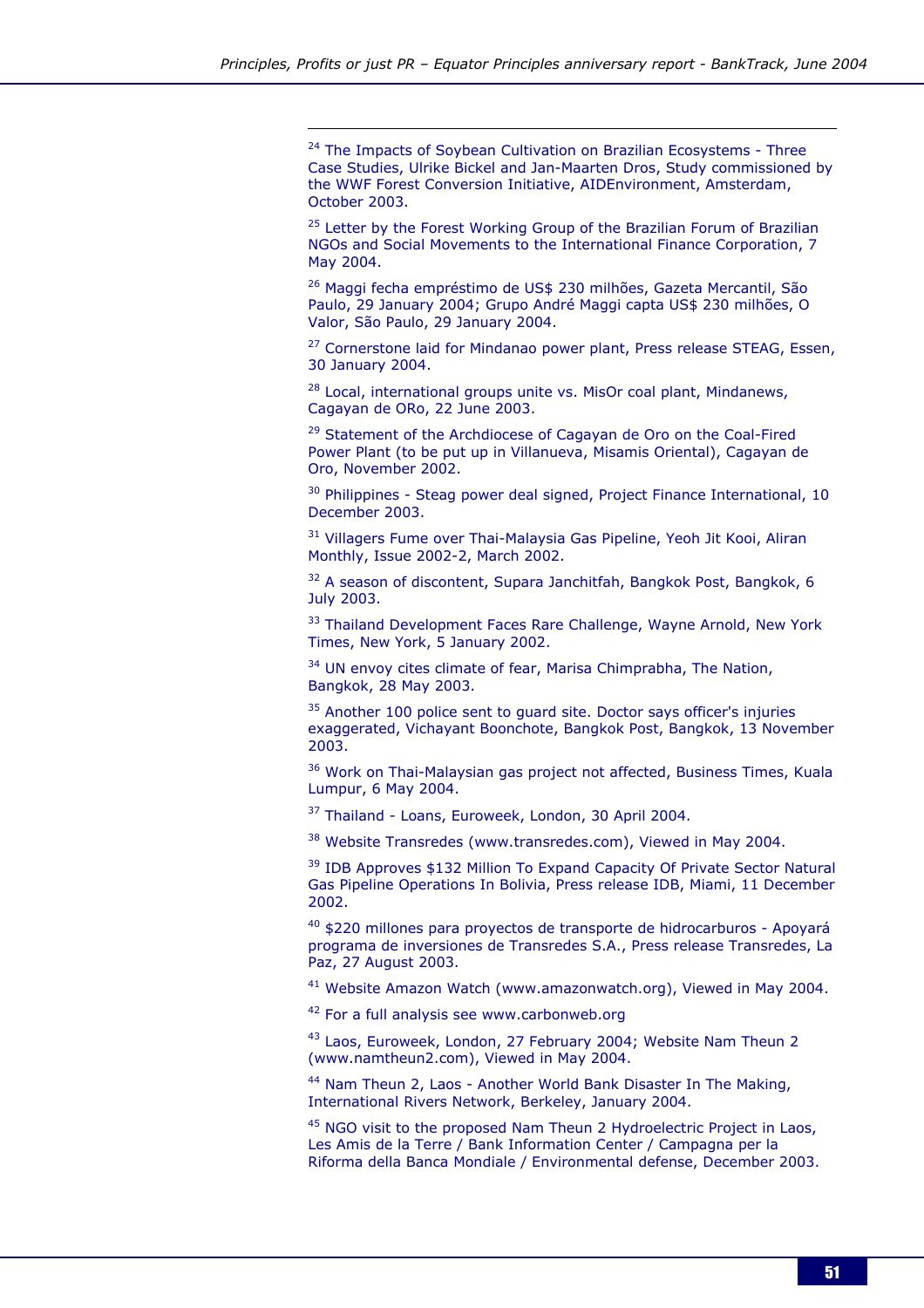[24] The Impacts of Soybean Cultivation on Brazilian Ecosystems - Three Case Studies, Ulrike Bickel and Jan-Maarten Dros, Study commissioned by the WWF Forest Conversion Initiative, AIDEnvironment, Amsterdam, October 2003.

[25] Letter by the Forest Working Group of the Brazilian Forum of Brazilian NGOs and Social Movements to the International Finance Corporation, 7 May 2004.

[26] Maggi fecha empréstimo de US$ 230 milhões, Gazeta Mercantil, São Paulo, 29 January 2004; Grupo André Maggi capta US$ 230 milhões, O Valor, São Paulo, 29 January 2004.

[27] Cornerstone laid for Mindanao power plant, Press release STEAG, Essen, 30 January 2004.

[28] Local, international groups unite vs. MisOr coal plant, Mindanews, Cagayan de ORo, 22 June 2003.

[29] Statement of the Archdiocese of Cagayan de Oro on the Coal-Fired Power Plant (to be put up in Villanueva, Misamis Oriental), Cagayan de Oro, November 2002.

[30] Philippines - Steag power deal signed, Project Finance International, 10 December 2003.

[31] Villagers Fume over Thai-Malaysia Gas Pipeline, Yeoh Jit Kooi, Aliran Monthly, Issue 2002-2, March 2002.

[32] A season of discontent, Supara Janchitfah, Bangkok Post, Bangkok, 6 July 2003.

[33] Thailand Development Faces Rare Challenge, Wayne Arnold, New York Times, New York, 5 January 2002.

[34] UN envoy cites climate of fear, Marisa Chimprabha, The Nation, Bangkok, 28 May 2003.

[35] Another 100 police sent to guard site. Doctor says officer's injuries exaggerated, Vichayant Boonchote, Bangkok Post, Bangkok, 13 November 2003.

[36] Work on Thai-Malaysian gas project not affected, Business Times, Kuala Lumpur, 6 May 2004.

[37] Thailand - Loans, Euroweek, London, 30 April 2004.

[38] Website Transredes (www.transredes.com), Viewed in May 2004.

[39] IDB Approves $132 Million To Expand Capacity Of Private Sector Natural Gas Pipeline Operations In Bolivia, Press release IDB, Miami, 11 December 2002.

[40] $220 millones para proyectos de transporte de hidrocarburos - Apoyará programa de inversiones de Transredes S.A., Press release Transredes, La Paz, 27 August 2003.

[41] Website Amazon Watch (www.amazonwatch.org), Viewed in May 2004.

[42] For a full analysis see www.carbonweb.org

[43] Laos, Euroweek, London, 27 February 2004; Website Nam Theun 2 (www.namtheun2.com), Viewed in May 2004.

[44] Nam Theun 2, Laos - Another World Bank Disaster In The Making, International Rivers Network, Berkeley, January 2004.

[45] NGO visit to the proposed Nam Theun 2 Hydroelectric Project in Laos, Les Amis de la Terre / Bank Information Center / Campagna per la Riforma della Banca Mondiale / Environmental defense, December 2003.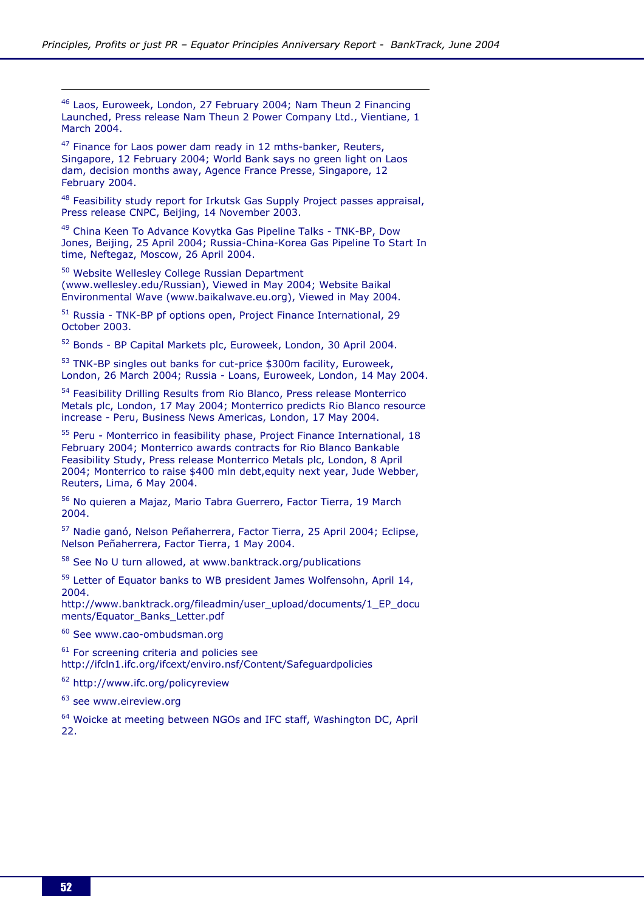[46] Laos, Euroweek, London, 27 February 2004; Nam Theun 2 Financing Launched, Press release Nam Theun 2 Power Company Ltd., Vientiane, 1 March 2004.

[47] Finance for Laos power dam ready in 12 mths-banker, Reuters, Singapore, 12 February 2004; World Bank says no green light on Laos dam, decision months away, Agence France Presse, Singapore, 12 February 2004.

[48] Feasibility study report for Irkutsk Gas Supply Project passes appraisal, Press release CNPC, Beijing, 14 November 2003.

[49] China Keen To Advance Kovytka Gas Pipeline Talks - TNK-BP, Dow Jones, Beijing, 25 April 2004; Russia-China-Korea Gas Pipeline To Start In time, Neftegaz, Moscow, 26 April 2004.

[50] Website Wellesley College Russian Department (www.wellesley.edu/Russian), Viewed in May 2004; Website Baikal Environmental Wave (www.baikalwave.eu.org), Viewed in May 2004.

[51] Russia - TNK-BP pf options open, Project Finance International, 29 October 2003.

[52] Bonds - BP Capital Markets plc, Euroweek, London, 30 April 2004.

[53] TNK-BP singles out banks for cut-price $300m facility, Euroweek, London, 26 March 2004; Russia - Loans, Euroweek, London, 14 May 2004.

[54] Feasibility Drilling Results from Rio Blanco, Press release Monterrico Metals plc, London, 17 May 2004; Monterrico predicts Rio Blanco resource increase - Peru, Business News Americas, London, 17 May 2004.

[55] Peru - Monterrico in feasibility phase, Project Finance International, 18 February 2004; Monterrico awards contracts for Rio Blanco Bankable Feasibility Study, Press release Monterrico Metals plc, London, 8 April 2004; Monterrico to raise $400 mln debt,equity next year, Jude Webber, Reuters, Lima, 6 May 2004.

[56] No quieren a Majaz, Mario Tabra Guerrero, Factor Tierra, 19 March 2004.

[57] Nadie ganó, Nelson Peñaherrera, Factor Tierra, 25 April 2004; Eclipse, Nelson Peñaherrera, Factor Tierra, 1 May 2004.

[58] See No U turn allowed, at www.banktrack.org/publications

[59] Letter of Equator banks to WB president James Wolfensohn, April 14, 2004. http://www.banktrack.org/fileadmin/user_upload/documents/1_EP_documents/Equator_Banks_Letter.pdf

[60] See www.cao-ombudsman.org

[61] For screening criteria and policies see http://ifcln1.ifc.org/ifcext/enviro.nsf/Content/Safeguardpolicies

[62] http://www.ifc.org/policyreview

[63] see www.eireview.org

[64] Woicke at meeting between NGOs and IFC staff, Washington DC, April 22.